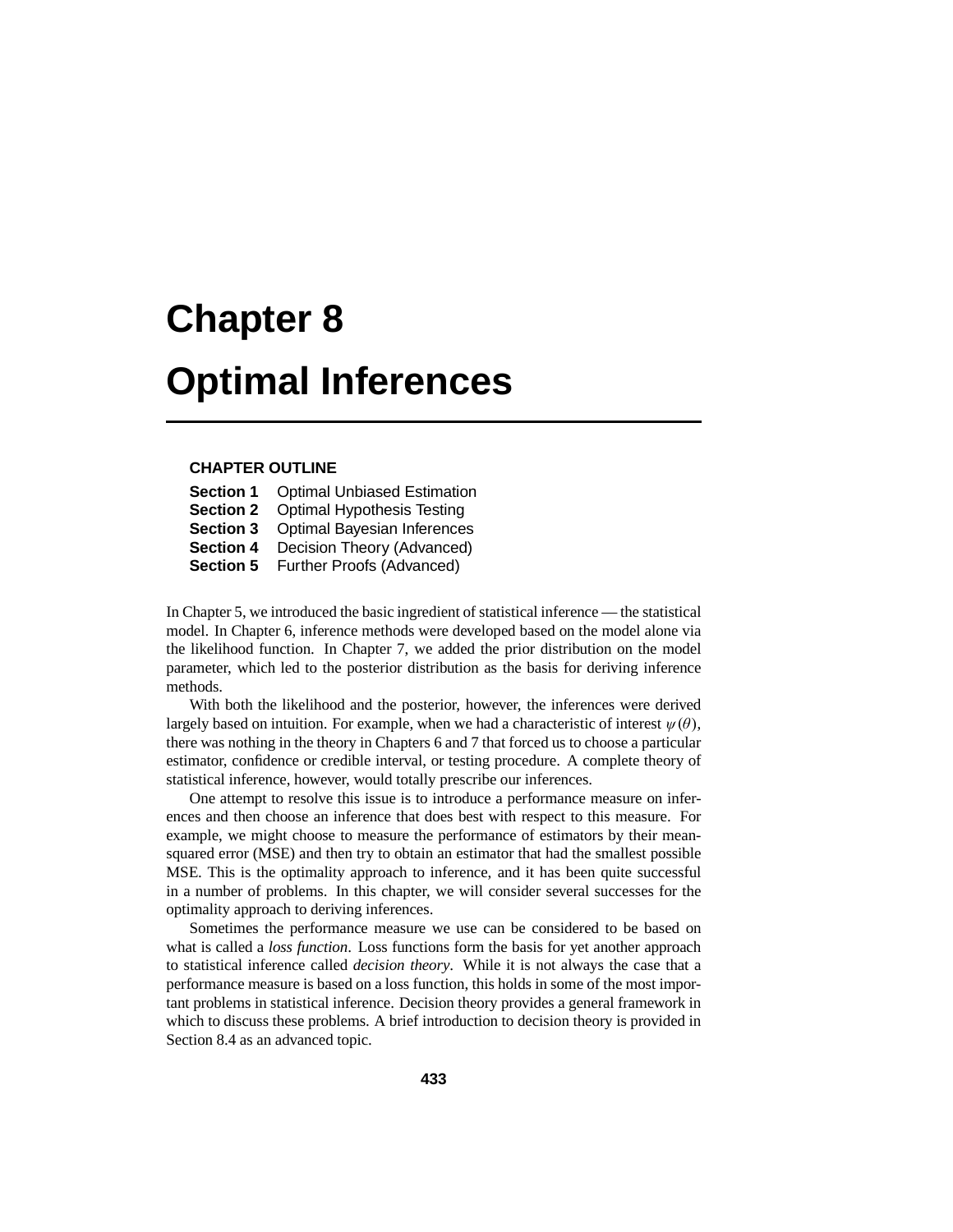# Chapter 8

# Optimal Inferences

### CHAPTER OUTLINE

**Section 1** Optimal Unbiased Estimation
**Section 2** Optimal Hypothesis Testing
**Section 3** Optimal Bayesian Inferences
**Section 4** Decision Theory (Advanced)
**Section 5** Further Proofs (Advanced)

In Chapter 5, we introduced the basic ingredient of statistical inference — the statistical model. In Chapter 6, inference methods were developed based on the model alone via the likelihood function. In Chapter 7, we added the prior distribution on the model parameter, which led to the posterior distribution as the basis for deriving inference methods.

With both the likelihood and the posterior, however, the inferences were derived largely based on intuition. For example, when we had a characteristic of interest $\psi(\theta)$, there was nothing in the theory in Chapters 6 and 7 that forced us to choose a particular estimator, confidence or credible interval, or testing procedure. A complete theory of statistical inference, however, would totally prescribe our inferences.

One attempt to resolve this issue is to introduce a performance measure on inferences and then choose an inference that does best with respect to this measure. For example, we might choose to measure the performance of estimators by their mean-squared error (MSE) and then try to obtain an estimator that had the smallest possible MSE. This is the optimality approach to inference, and it has been quite successful in a number of problems. In this chapter, we will consider several successes for the optimality approach to deriving inferences.

Sometimes the performance measure we use can be considered to be based on what is called a *loss function*. Loss functions form the basis for yet another approach to statistical inference called *decision theory*. While it is not always the case that a performance measure is based on a loss function, this holds in some of the most important problems in statistical inference. Decision theory provides a general framework in which to discuss these problems. A brief introduction to decision theory is provided in Section 8.4 as an advanced topic.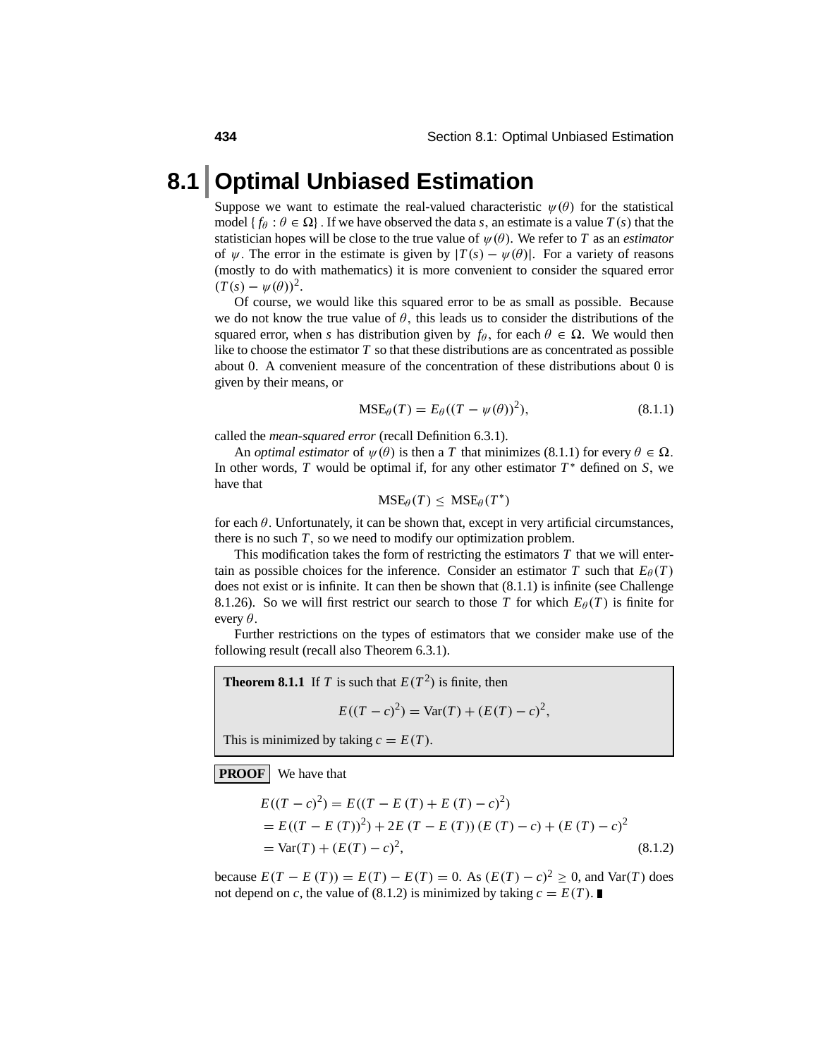# 8.1 Optimal Unbiased Estimation

Suppose we want to estimate the real-valued characteristic $\psi(\theta)$ for the statistical model $\{f_\theta : \theta \in \Omega\}$. If we have observed the data $s$, an estimate is a value $T(s)$ that the statistician hopes will be close to the true value of $\psi(\theta)$. We refer to $T$ as an *estimator* of $\psi$. The error in the estimate is given by $|T(s) - \psi(\theta)|$. For a variety of reasons (mostly to do with mathematics) it is more convenient to consider the squared error $(T(s) - \psi(\theta))^2$.

Of course, we would like this squared error to be as small as possible. Because we do not know the true value of $\theta$, this leads us to consider the distributions of the squared error, when $s$ has distribution given by $f_\theta$, for each $\theta \in \Omega$. We would then like to choose the estimator $T$ so that these distributions are as concentrated as possible about 0. A convenient measure of the concentration of these distributions about 0 is given by their means, or

$$\text{MSE}_\theta(T) = E_\theta((T - \psi(\theta))^2), \tag{8.1.1}$$

called the *mean-squared error* (recall Definition 6.3.1).

An *optimal estimator* of $\psi(\theta)$ is then a $T$ that minimizes (8.1.1) for every $\theta \in \Omega$. In other words, $T$ would be optimal if, for any other estimator $T^*$ defined on $S$, we have that

$$\text{MSE}_\theta(T) \leq \text{MSE}_\theta(T^*)$$

for each $\theta$. Unfortunately, it can be shown that, except in very artificial circumstances, there is no such $T$, so we need to modify our optimization problem.

This modification takes the form of restricting the estimators $T$ that we will entertain as possible choices for the inference. Consider an estimator $T$ such that $E_\theta(T)$ does not exist or is infinite. It can then be shown that (8.1.1) is infinite (see Challenge 8.1.26). So we will first restrict our search to those $T$ for which $E_\theta(T)$ is finite for every $\theta$.

Further restrictions on the types of estimators that we consider make use of the following result (recall also Theorem 6.3.1).

**Theorem 8.1.1** If $T$ is such that $E(T^2)$ is finite, then

$$E((T - c)^2) = \text{Var}(T) + (E(T) - c)^2,$$

This is minimized by taking $c = E(T)$.

**PROOF** We have that

$$\begin{aligned}
E((T - c)^2) &= E((T - E(T) + E(T) - c)^2) \\
&= E((T - E(T))^2) + 2E(T - E(T))(E(T) - c) + (E(T) - c)^2 \\
&= \text{Var}(T) + (E(T) - c)^2,
\end{aligned} \tag{8.1.2}$$

because $E(T - E(T)) = E(T) - E(T) = 0$. As $(E(T) - c)^2 \geq 0$, and $\text{Var}(T)$ does not depend on $c$, the value of (8.1.2) is minimized by taking $c = E(T)$. ∎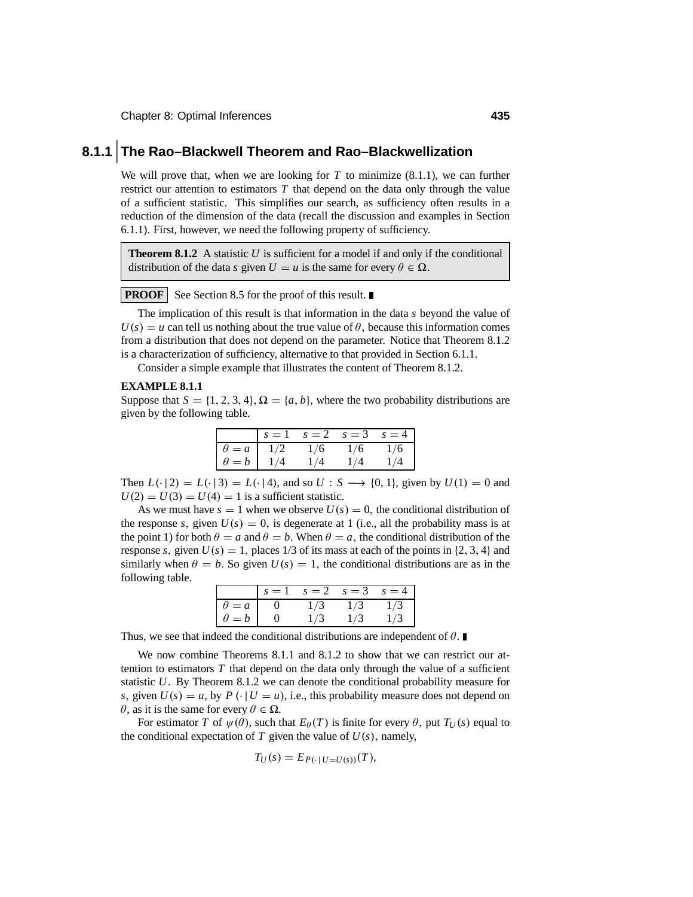## 8.1.1 The Rao–Blackwell Theorem and Rao–Blackwellization

We will prove that, when we are looking for $T$ to minimize (8.1.1), we can further restrict our attention to estimators $T$ that depend on the data only through the value of a sufficient statistic. This simplifies our search, as sufficiency often results in a reduction of the dimension of the data (recall the discussion and examples in Section 6.1.1). First, however, we need the following property of sufficiency.

**Theorem 8.1.2** A statistic $U$ is sufficient for a model if and only if the conditional distribution of the data $s$ given $U = u$ is the same for every $\theta \in \Omega$.

**PROOF** See Section 8.5 for the proof of this result. ∎

The implication of this result is that information in the data $s$ beyond the value of $U(s) = u$ can tell us nothing about the true value of $\theta$, because this information comes from a distribution that does not depend on the parameter. Notice that Theorem 8.1.2 is a characterization of sufficiency, alternative to that provided in Section 6.1.1.

Consider a simple example that illustrates the content of Theorem 8.1.2.

**EXAMPLE 8.1.1**

Suppose that $S = \{1, 2, 3, 4\}$, $\Omega = \{a, b\}$, where the two probability distributions are given by the following table.

| | $s = 1$ | $s = 2$ | $s = 3$ | $s = 4$ |
|---|---|---|---|---|
| $\theta = a$ | $1/2$ | $1/6$ | $1/6$ | $1/6$ |
| $\theta = b$ | $1/4$ | $1/4$ | $1/4$ | $1/4$ |

Then $L(\cdot \mid 2) = L(\cdot \mid 3) = L(\cdot \mid 4)$, and so $U : S \longrightarrow \{0, 1\}$, given by $U(1) = 0$ and $U(2) = U(3) = U(4) = 1$ is a sufficient statistic.

As we must have $s = 1$ when we observe $U(s) = 0$, the conditional distribution of the response $s$, given $U(s) = 0$, is degenerate at 1 (i.e., all the probability mass is at the point 1) for both $\theta = a$ and $\theta = b$. When $\theta = a$, the conditional distribution of the response $s$, given $U(s) = 1$, places 1/3 of its mass at each of the points in $\{2, 3, 4\}$ and similarly when $\theta = b$. So given $U(s) = 1$, the conditional distributions are as in the following table.

| | $s = 1$ | $s = 2$ | $s = 3$ | $s = 4$ |
|---|---|---|---|---|
| $\theta = a$ | 0 | $1/3$ | $1/3$ | $1/3$ |
| $\theta = b$ | 0 | $1/3$ | $1/3$ | $1/3$ |

Thus, we see that indeed the conditional distributions are independent of $\theta$. ∎

We now combine Theorems 8.1.1 and 8.1.2 to show that we can restrict our attention to estimators $T$ that depend on the data only through the value of a sufficient statistic $U$. By Theorem 8.1.2 we can denote the conditional probability measure for $s$, given $U(s) = u$, by $P(\cdot \mid U = u)$, i.e., this probability measure does not depend on $\theta$, as it is the same for every $\theta \in \Omega$.

For estimator $T$ of $\psi(\theta)$, such that $E_\theta(T)$ is finite for every $\theta$, put $T_U(s)$ equal to the conditional expectation of $T$ given the value of $U(s)$, namely,

$$T_U(s) = E_{P(\cdot \mid U = U(s))}(T),$$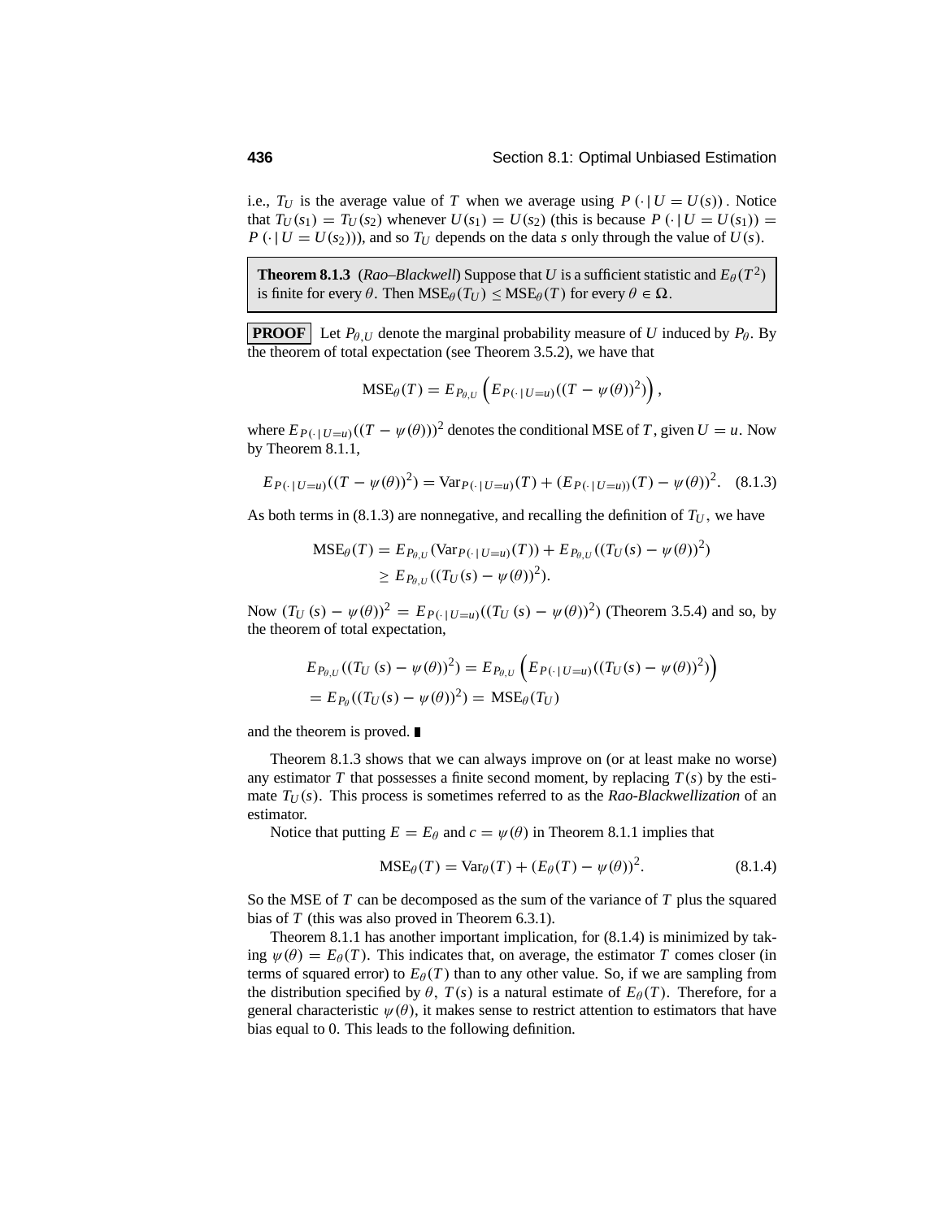i.e., $T_U$ is the average value of $T$ when we average using $P(\cdot \mid U = U(s))$. Notice that $T_U(s_1) = T_U(s_2)$ whenever $U(s_1) = U(s_2)$ (this is because $P(\cdot \mid U = U(s_1)) = P(\cdot \mid U = U(s_2))$), and so $T_U$ depends on the data $s$ only through the value of $U(s)$.

**Theorem 8.1.3** (*Rao–Blackwell*) Suppose that $U$ is a sufficient statistic and $E_\theta(T^2)$ is finite for every $\theta$. Then $\text{MSE}_\theta(T_U) \le \text{MSE}_\theta(T)$ for every $\theta \in \Omega$.

**PROOF** Let $P_{\theta,U}$ denote the marginal probability measure of $U$ induced by $P_\theta$. By the theorem of total expectation (see Theorem 3.5.2), we have that

$$\text{MSE}_\theta(T) = E_{P_{\theta,U}}\left(E_{P(\cdot \mid U=u)}((T - \psi(\theta))^2)\right),$$

where $E_{P(\cdot \mid U=u)}((T - \psi(\theta)))^2$ denotes the conditional MSE of $T$, given $U = u$. Now by Theorem 8.1.1,

$$E_{P(\cdot \mid U=u)}((T - \psi(\theta))^2) = \text{Var}_{P(\cdot \mid U=u)}(T) + (E_{P(\cdot \mid U=u))}(T) - \psi(\theta))^2. \quad (8.1.3)$$

As both terms in (8.1.3) are nonnegative, and recalling the definition of $T_U$, we have

$$\begin{aligned}\text{MSE}_\theta(T) &= E_{P_{\theta,U}}(\text{Var}_{P(\cdot \mid U=u)}(T)) + E_{P_{\theta,U}}((T_U(s) - \psi(\theta))^2) \\ &\ge E_{P_{\theta,U}}((T_U(s) - \psi(\theta))^2).\end{aligned}$$

Now $(T_U(s) - \psi(\theta))^2 = E_{P(\cdot \mid U=u)}((T_U(s) - \psi(\theta))^2)$ (Theorem 3.5.4) and so, by the theorem of total expectation,

$$\begin{aligned}&E_{P_{\theta,U}}((T_U(s) - \psi(\theta))^2) = E_{P_{\theta,U}}\left(E_{P(\cdot \mid U=u)}((T_U(s) - \psi(\theta))^2)\right) \\ &= E_{P_\theta}((T_U(s) - \psi(\theta))^2) = \text{MSE}_\theta(T_U)\end{aligned}$$

and the theorem is proved. ∎

Theorem 8.1.3 shows that we can always improve on (or at least make no worse) any estimator $T$ that possesses a finite second moment, by replacing $T(s)$ by the estimate $T_U(s)$. This process is sometimes referred to as the *Rao-Blackwellization* of an estimator.

Notice that putting $E = E_\theta$ and $c = \psi(\theta)$ in Theorem 8.1.1 implies that

$$\text{MSE}_\theta(T) = \text{Var}_\theta(T) + (E_\theta(T) - \psi(\theta))^2. \quad (8.1.4)$$

So the MSE of $T$ can be decomposed as the sum of the variance of $T$ plus the squared bias of $T$ (this was also proved in Theorem 6.3.1).

Theorem 8.1.1 has another important implication, for (8.1.4) is minimized by taking $\psi(\theta) = E_\theta(T)$. This indicates that, on average, the estimator $T$ comes closer (in terms of squared error) to $E_\theta(T)$ than to any other value. So, if we are sampling from the distribution specified by $\theta$, $T(s)$ is a natural estimate of $E_\theta(T)$. Therefore, for a general characteristic $\psi(\theta)$, it makes sense to restrict attention to estimators that have bias equal to 0. This leads to the following definition.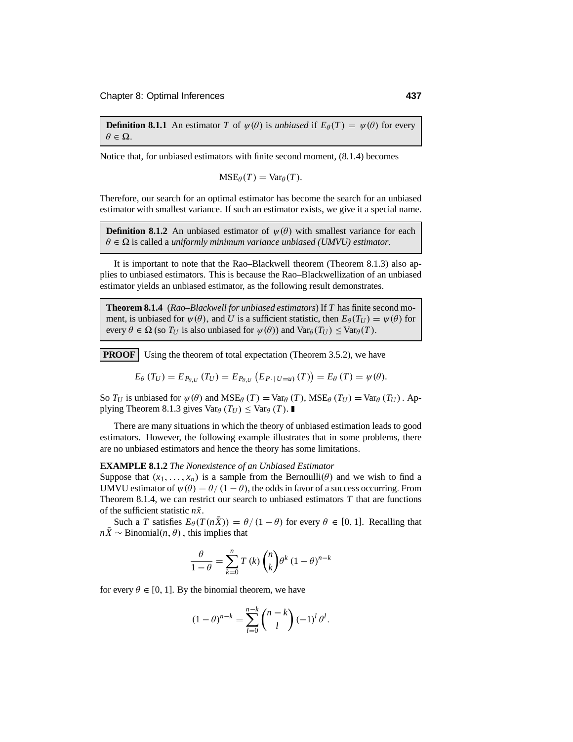**Definition 8.1.1** An estimator $T$ of $\psi(\theta)$ is *unbiased* if $E_\theta(T) = \psi(\theta)$ for every $\theta \in \Omega$.

Notice that, for unbiased estimators with finite second moment, (8.1.4) becomes

$$\text{MSE}_\theta(T) = \text{Var}_\theta(T).$$

Therefore, our search for an optimal estimator has become the search for an unbiased estimator with smallest variance. If such an estimator exists, we give it a special name.

**Definition 8.1.2** An unbiased estimator of $\psi(\theta)$ with smallest variance for each $\theta \in \Omega$ is called a *uniformly minimum variance unbiased (UMVU) estimator.*

It is important to note that the Rao–Blackwell theorem (Theorem 8.1.3) also applies to unbiased estimators. This is because the Rao–Blackwellization of an unbiased estimator yields an unbiased estimator, as the following result demonstrates.

**Theorem 8.1.4** (*Rao–Blackwell for unbiased estimators*) If $T$ has finite second moment, is unbiased for $\psi(\theta)$, and $U$ is a sufficient statistic, then $E_\theta(T_U) = \psi(\theta)$ for every $\theta \in \Omega$ (so $T_U$ is also unbiased for $\psi(\theta)$) and $\text{Var}_\theta(T_U) \le \text{Var}_\theta(T)$.

**PROOF** Using the theorem of total expectation (Theorem 3.5.2), we have

$$E_\theta(T_U) = E_{P_{\theta,U}}(T_U) = E_{P_{\theta,U}}\left(E_{P\cdot\,|\,U=u)}(T)\right) = E_\theta(T) = \psi(\theta).$$

So $T_U$ is unbiased for $\psi(\theta)$ and $\text{MSE}_\theta(T) = \text{Var}_\theta(T)$, $\text{MSE}_\theta(T_U) = \text{Var}_\theta(T_U)$. Applying Theorem 8.1.3 gives $\text{Var}_\theta(T_U) \le \text{Var}_\theta(T)$. ∎

There are many situations in which the theory of unbiased estimation leads to good estimators. However, the following example illustrates that in some problems, there are no unbiased estimators and hence the theory has some limitations.

**EXAMPLE 8.1.2** *The Nonexistence of an Unbiased Estimator*
Suppose that $(x_1, \ldots, x_n)$ is a sample from the Bernoulli$(\theta)$ and we wish to find a UMVU estimator of $\psi(\theta) = \theta/(1-\theta)$, the odds in favor of a success occurring. From Theorem 8.1.4, we can restrict our search to unbiased estimators $T$ that are functions of the sufficient statistic $n\bar{x}$.

Such a $T$ satisfies $E_\theta(T(n\bar{X})) = \theta/(1-\theta)$ for every $\theta \in [0, 1]$. Recalling that $n\bar{X} \sim \text{Binomial}(n, \theta)$, this implies that

$$\frac{\theta}{1-\theta} = \sum_{k=0}^{n} T(k) \binom{n}{k} \theta^k (1-\theta)^{n-k}$$

for every $\theta \in [0, 1]$. By the binomial theorem, we have

$$(1-\theta)^{n-k} = \sum_{l=0}^{n-k} \binom{n-k}{l} (-1)^l \theta^l.$$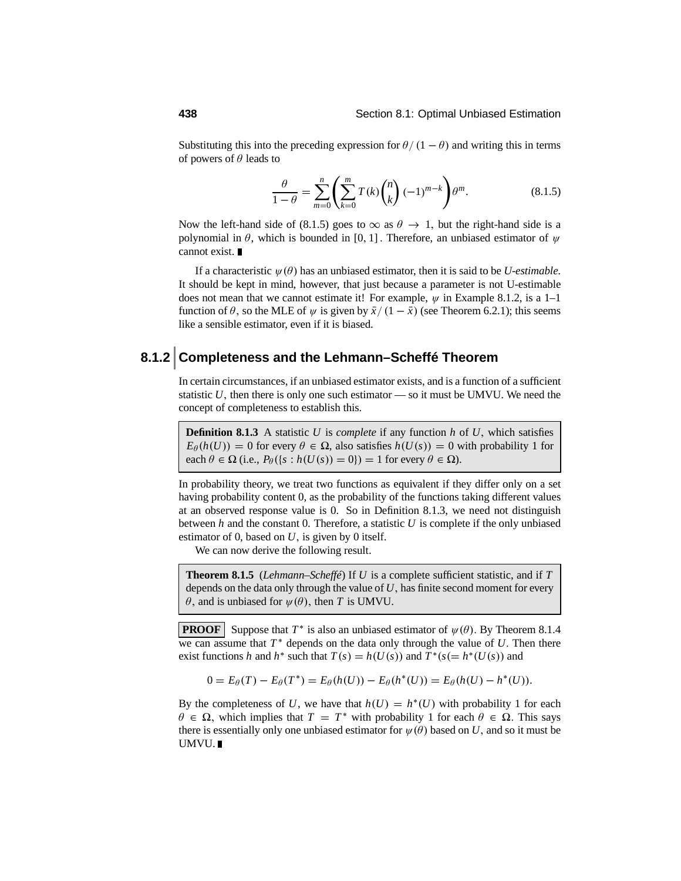Substituting this into the preceding expression for $\theta / (1 - \theta)$ and writing this in terms of powers of $\theta$ leads to

$$\frac{\theta}{1-\theta} = \sum_{m=0}^{n} \left( \sum_{k=0}^{m} T(k) \binom{n}{k} (-1)^{m-k} \right) \theta^m. \tag{8.1.5}$$

Now the left-hand side of (8.1.5) goes to $\infty$ as $\theta \to 1$, but the right-hand side is a polynomial in $\theta$, which is bounded in $[0, 1]$. Therefore, an unbiased estimator of $\psi$ cannot exist. ∎

If a characteristic $\psi(\theta)$ has an unbiased estimator, then it is said to be *U-estimable.* It should be kept in mind, however, that just because a parameter is not U-estimable does not mean that we cannot estimate it! For example, $\psi$ in Example 8.1.2, is a 1–1 function of $\theta$, so the MLE of $\psi$ is given by $\bar{x} / (1 - \bar{x})$ (see Theorem 6.2.1); this seems like a sensible estimator, even if it is biased.

### 8.1.2 Completeness and the Lehmann–Scheffé Theorem

In certain circumstances, if an unbiased estimator exists, and is a function of a sufficient statistic $U$, then there is only one such estimator — so it must be UMVU. We need the concept of completeness to establish this.

**Definition 8.1.3** A statistic $U$ is *complete* if any function $h$ of $U$, which satisfies $E_\theta(h(U)) = 0$ for every $\theta \in \Omega$, also satisfies $h(U(s)) = 0$ with probability 1 for each $\theta \in \Omega$ (i.e., $P_\theta(\{s : h(U(s)) = 0\}) = 1$ for every $\theta \in \Omega$).

In probability theory, we treat two functions as equivalent if they differ only on a set having probability content 0, as the probability of the functions taking different values at an observed response value is 0. So in Definition 8.1.3, we need not distinguish between $h$ and the constant 0. Therefore, a statistic $U$ is complete if the only unbiased estimator of 0, based on $U$, is given by 0 itself.

We can now derive the following result.

**Theorem 8.1.5** (*Lehmann–Scheffé*) If $U$ is a complete sufficient statistic, and if $T$ depends on the data only through the value of $U$, has finite second moment for every $\theta$, and is unbiased for $\psi(\theta)$, then $T$ is UMVU.

**PROOF** Suppose that $T^*$ is also an unbiased estimator of $\psi(\theta)$. By Theorem 8.1.4 we can assume that $T^*$ depends on the data only through the value of $U$. Then there exist functions $h$ and $h^*$ such that $T(s) = h(U(s))$ and $T^*(s(= h^*(U(s))$ and

$$0 = E_\theta(T) - E_\theta(T^*) = E_\theta(h(U)) - E_\theta(h^*(U)) = E_\theta(h(U) - h^*(U)).$$

By the completeness of $U$, we have that $h(U) = h^*(U)$ with probability 1 for each $\theta \in \Omega$, which implies that $T = T^*$ with probability 1 for each $\theta \in \Omega$. This says there is essentially only one unbiased estimator for $\psi(\theta)$ based on $U$, and so it must be UMVU. ∎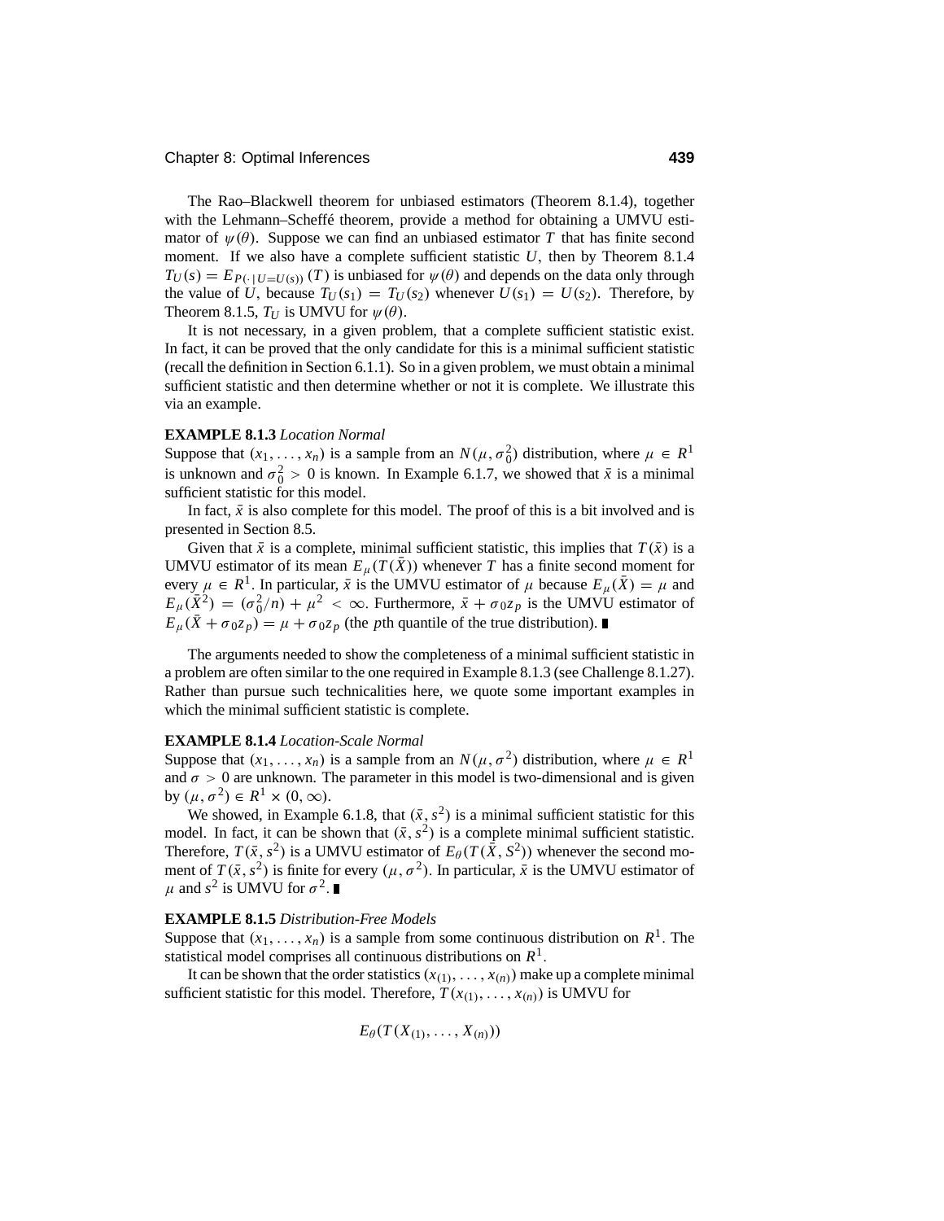The Rao–Blackwell theorem for unbiased estimators (Theorem 8.1.4), together with the Lehmann–Scheffé theorem, provide a method for obtaining a UMVU estimator of $\psi(\theta)$. Suppose we can find an unbiased estimator $T$ that has finite second moment. If we also have a complete sufficient statistic $U$, then by Theorem 8.1.4 $T_U(s) = E_{P(\cdot\,|\,U=U(s))}(T)$ is unbiased for $\psi(\theta)$ and depends on the data only through the value of $U$, because $T_U(s_1) = T_U(s_2)$ whenever $U(s_1) = U(s_2)$. Therefore, by Theorem 8.1.5, $T_U$ is UMVU for $\psi(\theta)$.

It is not necessary, in a given problem, that a complete sufficient statistic exist. In fact, it can be proved that the only candidate for this is a minimal sufficient statistic (recall the definition in Section 6.1.1). So in a given problem, we must obtain a minimal sufficient statistic and then determine whether or not it is complete. We illustrate this via an example.

**EXAMPLE 8.1.3** *Location Normal*
Suppose that $(x_1, \ldots, x_n)$ is a sample from an $N(\mu, \sigma_0^2)$ distribution, where $\mu \in R^1$ is unknown and $\sigma_0^2 > 0$ is known. In Example 6.1.7, we showed that $\bar{x}$ is a minimal sufficient statistic for this model.

In fact, $\bar{x}$ is also complete for this model. The proof of this is a bit involved and is presented in Section 8.5.

Given that $\bar{x}$ is a complete, minimal sufficient statistic, this implies that $T(\bar{x})$ is a UMVU estimator of its mean $E_\mu(T(\bar{X}))$ whenever $T$ has a finite second moment for every $\mu \in R^1$. In particular, $\bar{x}$ is the UMVU estimator of $\mu$ because $E_\mu(\bar{X}) = \mu$ and $E_\mu(\bar{X}^2) = (\sigma_0^2/n) + \mu^2 < \infty$. Furthermore, $\bar{x} + \sigma_0 z_p$ is the UMVU estimator of $E_\mu(\bar{X} + \sigma_0 z_p) = \mu + \sigma_0 z_p$ (the $p$th quantile of the true distribution). ∎

The arguments needed to show the completeness of a minimal sufficient statistic in a problem are often similar to the one required in Example 8.1.3 (see Challenge 8.1.27). Rather than pursue such technicalities here, we quote some important examples in which the minimal sufficient statistic is complete.

**EXAMPLE 8.1.4** *Location-Scale Normal*
Suppose that $(x_1, \ldots, x_n)$ is a sample from an $N(\mu, \sigma^2)$ distribution, where $\mu \in R^1$ and $\sigma > 0$ are unknown. The parameter in this model is two-dimensional and is given by $(\mu, \sigma^2) \in R^1 \times (0, \infty)$.

We showed, in Example 6.1.8, that $(\bar{x}, s^2)$ is a minimal sufficient statistic for this model. In fact, it can be shown that $(\bar{x}, s^2)$ is a complete minimal sufficient statistic. Therefore, $T(\bar{x}, s^2)$ is a UMVU estimator of $E_\theta(T(\bar{X}, S^2))$ whenever the second moment of $T(\bar{x}, s^2)$ is finite for every $(\mu, \sigma^2)$. In particular, $\bar{x}$ is the UMVU estimator of $\mu$ and $s^2$ is UMVU for $\sigma^2$. ∎

**EXAMPLE 8.1.5** *Distribution-Free Models*
Suppose that $(x_1, \ldots, x_n)$ is a sample from some continuous distribution on $R^1$. The statistical model comprises all continuous distributions on $R^1$.

It can be shown that the order statistics $(x_{(1)}, \ldots, x_{(n)})$ make up a complete minimal sufficient statistic for this model. Therefore, $T(x_{(1)}, \ldots, x_{(n)})$ is UMVU for

$$E_\theta(T(X_{(1)}, \ldots, X_{(n)}))$$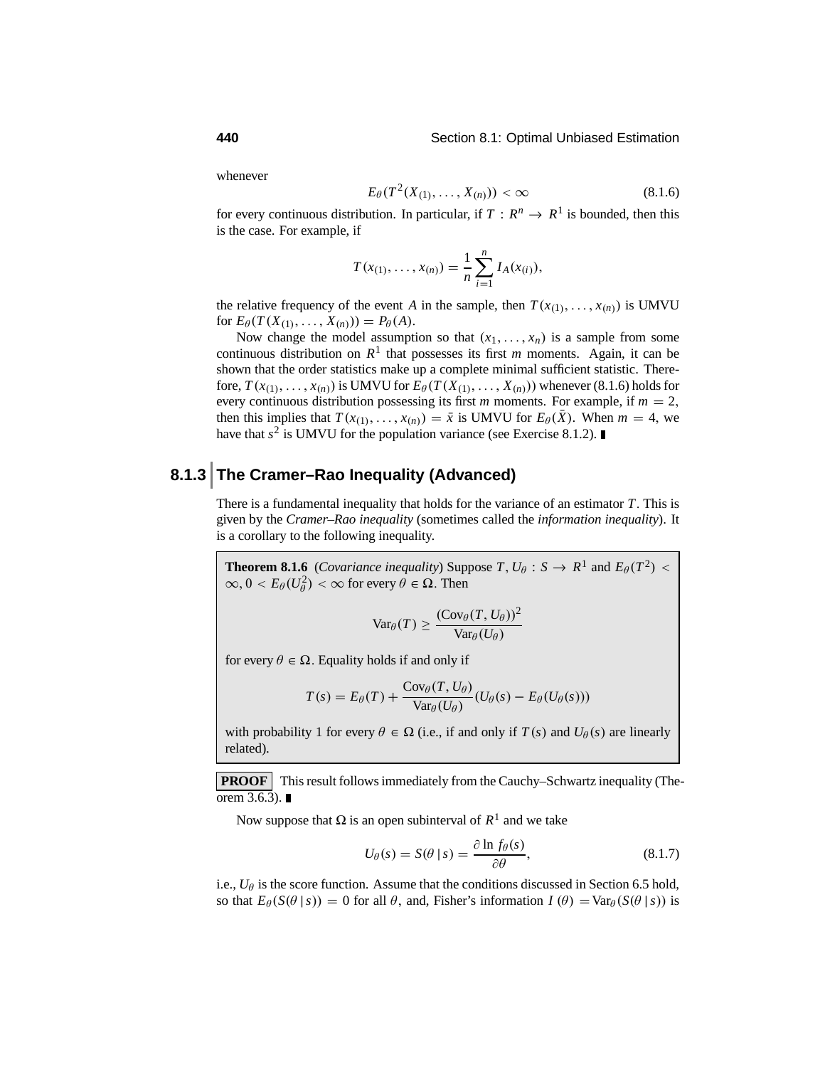whenever

$$E_\theta(T^2(X_{(1)}, \ldots, X_{(n)})) < \infty \tag{8.1.6}$$

for every continuous distribution. In particular, if $T : R^n \to R^1$ is bounded, then this is the case. For example, if

$$T(x_{(1)}, \ldots, x_{(n)}) = \frac{1}{n} \sum_{i=1}^{n} I_A(x_{(i)}),$$

the relative frequency of the event $A$ in the sample, then $T(x_{(1)}, \ldots, x_{(n)})$ is UMVU for $E_\theta(T(X_{(1)}, \ldots, X_{(n)})) = P_\theta(A)$.

Now change the model assumption so that $(x_1, \ldots, x_n)$ is a sample from some continuous distribution on $R^1$ that possesses its first $m$ moments. Again, it can be shown that the order statistics make up a complete minimal sufficient statistic. Therefore, $T(x_{(1)}, \ldots, x_{(n)})$ is UMVU for $E_\theta(T(X_{(1)}, \ldots, X_{(n)}))$ whenever (8.1.6) holds for every continuous distribution possessing its first $m$ moments. For example, if $m = 2$, then this implies that $T(x_{(1)}, \ldots, x_{(n)}) = \bar{x}$ is UMVU for $E_\theta(\bar{X})$. When $m = 4$, we have that $s^2$ is UMVU for the population variance (see Exercise 8.1.2). ∎

## 8.1.3 The Cramer–Rao Inequality (Advanced)

There is a fundamental inequality that holds for the variance of an estimator $T$. This is given by the *Cramer–Rao inequality* (sometimes called the *information inequality*). It is a corollary to the following inequality.

**Theorem 8.1.6** (*Covariance inequality*) Suppose $T, U_\theta : S \to R^1$ and $E_\theta(T^2) < \infty$, $0 < E_\theta(U_\theta^2) < \infty$ for every $\theta \in \Omega$. Then

$$\text{Var}_\theta(T) \geq \frac{(\text{Cov}_\theta(T, U_\theta))^2}{\text{Var}_\theta(U_\theta)}$$

for every $\theta \in \Omega$. Equality holds if and only if

$$T(s) = E_\theta(T) + \frac{\text{Cov}_\theta(T, U_\theta)}{\text{Var}_\theta(U_\theta)}(U_\theta(s) - E_\theta(U_\theta(s)))$$

with probability 1 for every $\theta \in \Omega$ (i.e., if and only if $T(s)$ and $U_\theta(s)$ are linearly related).

**PROOF** This result follows immediately from the Cauchy–Schwartz inequality (Theorem 3.6.3). ∎

Now suppose that $\Omega$ is an open subinterval of $R^1$ and we take

$$U_\theta(s) = S(\theta \mid s) = \frac{\partial \ln f_\theta(s)}{\partial \theta}, \tag{8.1.7}$$

i.e., $U_\theta$ is the score function. Assume that the conditions discussed in Section 6.5 hold, so that $E_\theta(S(\theta \mid s)) = 0$ for all $\theta$, and, Fisher's information $I(\theta) = \text{Var}_\theta(S(\theta \mid s))$ is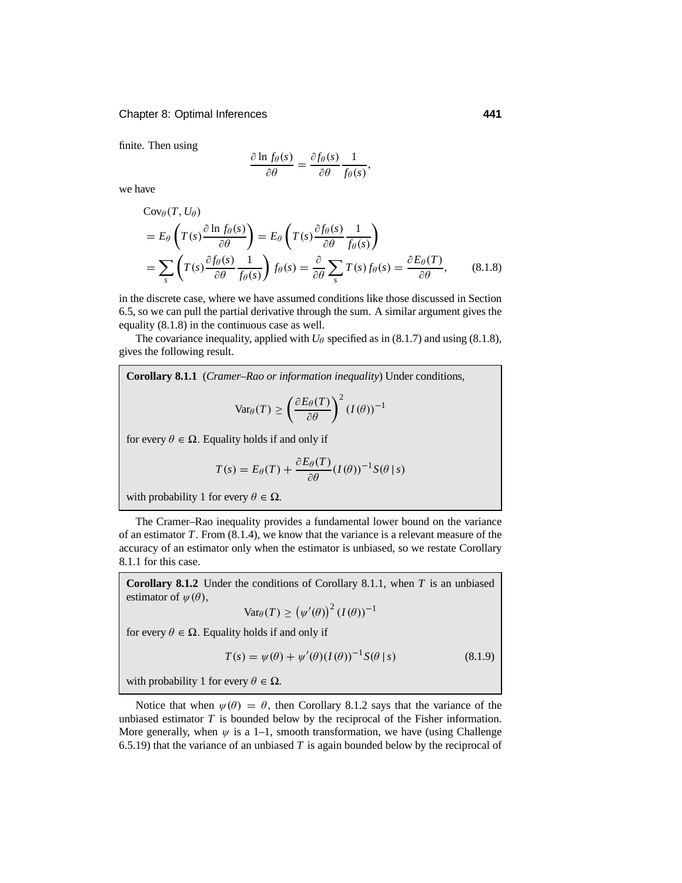finite. Then using

$$\frac{\partial \ln f_\theta(s)}{\partial \theta} = \frac{\partial f_\theta(s)}{\partial \theta} \frac{1}{f_\theta(s)},$$

we have

$$\begin{aligned}
&\text{Cov}_\theta(T, U_\theta) \\
&= E_\theta\left(T(s)\frac{\partial \ln f_\theta(s)}{\partial \theta}\right) = E_\theta\left(T(s)\frac{\partial f_\theta(s)}{\partial \theta}\frac{1}{f_\theta(s)}\right) \\
&= \sum_s \left(T(s)\frac{\partial f_\theta(s)}{\partial \theta}\frac{1}{f_\theta(s)}\right) f_\theta(s) = \frac{\partial}{\partial \theta}\sum_s T(s)\, f_\theta(s) = \frac{\partial E_\theta(T)}{\partial \theta}, \qquad (8.1.8)
\end{aligned}$$

in the discrete case, where we have assumed conditions like those discussed in Section 6.5, so we can pull the partial derivative through the sum. A similar argument gives the equality (8.1.8) in the continuous case as well.

The covariance inequality, applied with $U_\theta$ specified as in (8.1.7) and using (8.1.8), gives the following result.

**Corollary 8.1.1** (*Cramer–Rao or information inequality*) Under conditions,

$$\text{Var}_\theta(T) \geq \left(\frac{\partial E_\theta(T)}{\partial \theta}\right)^2 (I(\theta))^{-1}$$

for every $\theta \in \Omega$. Equality holds if and only if

$$T(s) = E_\theta(T) + \frac{\partial E_\theta(T)}{\partial \theta}(I(\theta))^{-1} S(\theta \mid s)$$

with probability 1 for every $\theta \in \Omega$.

The Cramer–Rao inequality provides a fundamental lower bound on the variance of an estimator $T$. From (8.1.4), we know that the variance is a relevant measure of the accuracy of an estimator only when the estimator is unbiased, so we restate Corollary 8.1.1 for this case.

**Corollary 8.1.2** Under the conditions of Corollary 8.1.1, when $T$ is an unbiased estimator of $\psi(\theta)$,

$$\text{Var}_\theta(T) \geq \left(\psi'(\theta)\right)^2 (I(\theta))^{-1}$$

for every $\theta \in \Omega$. Equality holds if and only if

$$T(s) = \psi(\theta) + \psi'(\theta)(I(\theta))^{-1} S(\theta \mid s) \qquad (8.1.9)$$

with probability 1 for every $\theta \in \Omega$.

Notice that when $\psi(\theta) = \theta$, then Corollary 8.1.2 says that the variance of the unbiased estimator $T$ is bounded below by the reciprocal of the Fisher information. More generally, when $\psi$ is a 1–1, smooth transformation, we have (using Challenge 6.5.19) that the variance of an unbiased $T$ is again bounded below by the reciprocal of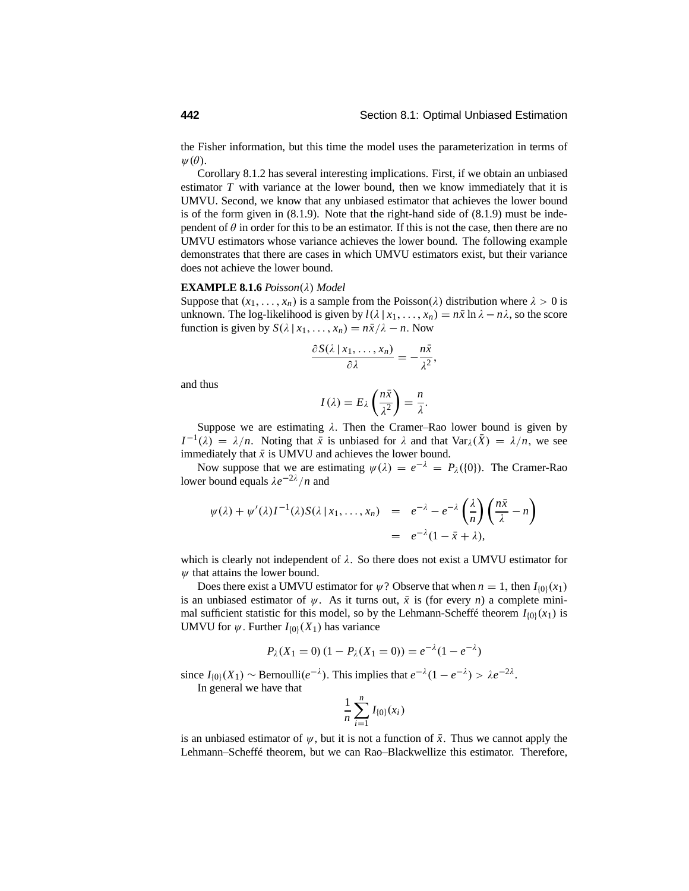the Fisher information, but this time the model uses the parameterization in terms of $\psi(\theta)$.

Corollary 8.1.2 has several interesting implications. First, if we obtain an unbiased estimator $T$ with variance at the lower bound, then we know immediately that it is UMVU. Second, we know that any unbiased estimator that achieves the lower bound is of the form given in (8.1.9). Note that the right-hand side of (8.1.9) must be independent of $\theta$ in order for this to be an estimator. If this is not the case, then there are no UMVU estimators whose variance achieves the lower bound. The following example demonstrates that there are cases in which UMVU estimators exist, but their variance does not achieve the lower bound.

**EXAMPLE 8.1.6** *Poisson*($\lambda$) *Model*

Suppose that $(x_1, \ldots, x_n)$ is a sample from the Poisson($\lambda$) distribution where $\lambda > 0$ is unknown. The log-likelihood is given by $l(\lambda \mid x_1, \ldots, x_n) = n\bar{x} \ln \lambda - n\lambda$, so the score function is given by $S(\lambda \mid x_1, \ldots, x_n) = n\bar{x}/\lambda - n$. Now

$$\frac{\partial S(\lambda \mid x_1, \ldots, x_n)}{\partial \lambda} = -\frac{n\bar{x}}{\lambda^2},$$

and thus

$$I(\lambda) = E_\lambda\left(\frac{n\bar{x}}{\lambda^2}\right) = \frac{n}{\lambda}.$$

Suppose we are estimating $\lambda$. Then the Cramer–Rao lower bound is given by $I^{-1}(\lambda) = \lambda/n$. Noting that $\bar{x}$ is unbiased for $\lambda$ and that $\text{Var}_\lambda(\bar{X}) = \lambda/n$, we see immediately that $\bar{x}$ is UMVU and achieves the lower bound.

Now suppose that we are estimating $\psi(\lambda) = e^{-\lambda} = P_\lambda(\{0\})$. The Cramer-Rao lower bound equals $\lambda e^{-2\lambda}/n$ and

$$\begin{aligned}\psi(\lambda) + \psi'(\lambda)I^{-1}(\lambda)S(\lambda \mid x_1, \ldots, x_n) &= e^{-\lambda} - e^{-\lambda}\left(\frac{\lambda}{n}\right)\left(\frac{n\bar{x}}{\lambda} - n\right) \\ &= e^{-\lambda}(1 - \bar{x} + \lambda),\end{aligned}$$

which is clearly not independent of $\lambda$. So there does not exist a UMVU estimator for $\psi$ that attains the lower bound.

Does there exist a UMVU estimator for $\psi$? Observe that when $n = 1$, then $I_{\{0\}}(x_1)$ is an unbiased estimator of $\psi$. As it turns out, $\bar{x}$ is (for every $n$) a complete minimal sufficient statistic for this model, so by the Lehmann-Scheffé theorem $I_{\{0\}}(x_1)$ is UMVU for $\psi$. Further $I_{\{0\}}(X_1)$ has variance

$$P_\lambda(X_1 = 0)\,(1 - P_\lambda(X_1 = 0)) = e^{-\lambda}(1 - e^{-\lambda})$$

since $I_{\{0\}}(X_1) \sim \text{Bernoulli}(e^{-\lambda})$. This implies that $e^{-\lambda}(1 - e^{-\lambda}) > \lambda e^{-2\lambda}$.

In general we have that

$$\frac{1}{n}\sum_{i=1}^{n} I_{\{0\}}(x_i)$$

is an unbiased estimator of $\psi$, but it is not a function of $\bar{x}$. Thus we cannot apply the Lehmann–Scheffé theorem, but we can Rao–Blackwellize this estimator. Therefore,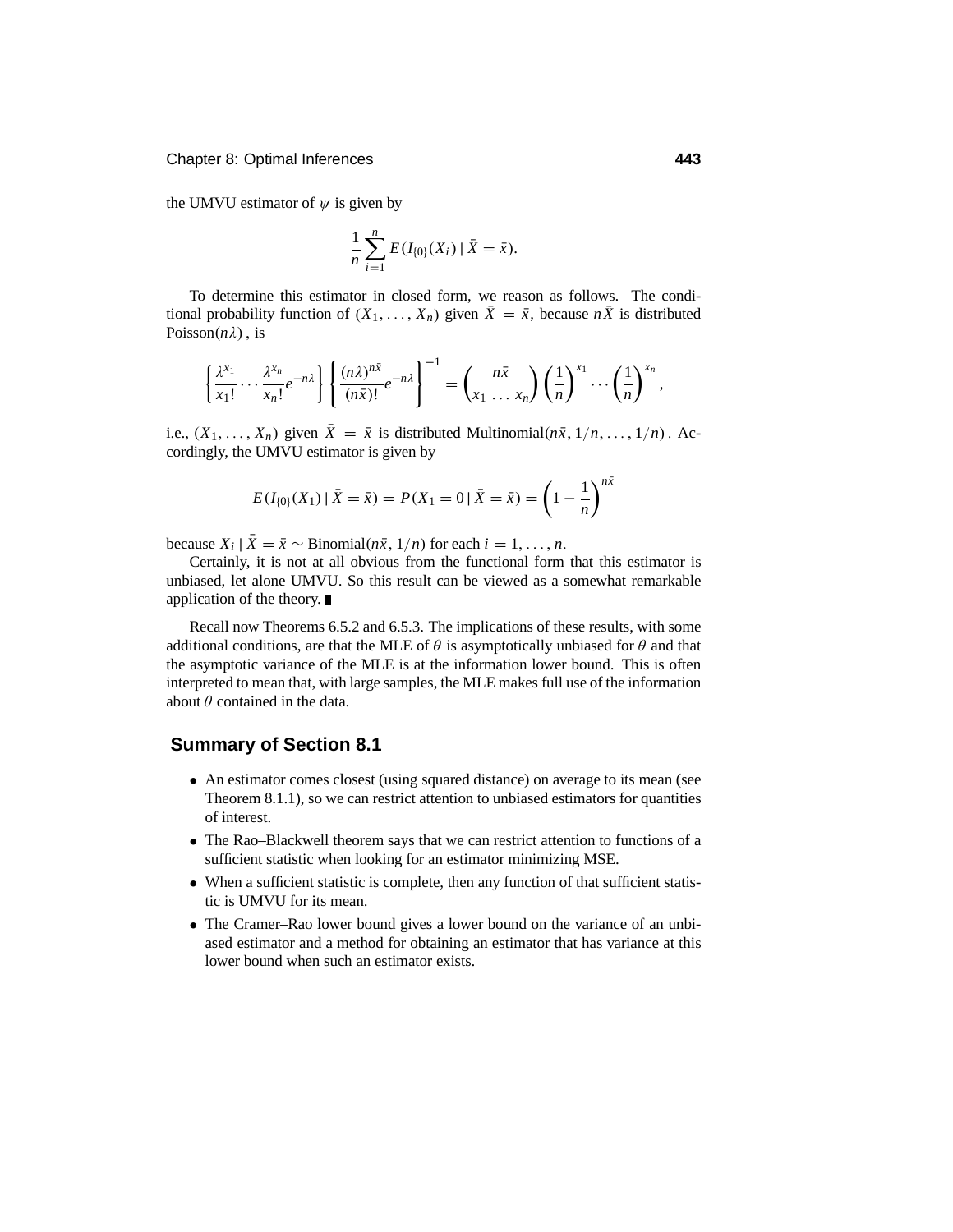the UMVU estimator of $\psi$ is given by

$$\frac{1}{n}\sum_{i=1}^{n} E(I_{\{0\}}(X_i) \,|\, \bar{X} = \bar{x}).$$

To determine this estimator in closed form, we reason as follows. The conditional probability function of $(X_1, \ldots, X_n)$ given $\bar{X} = \bar{x}$, because $n\bar{X}$ is distributed Poisson$(n\lambda)$, is

$$\left\{\frac{\lambda^{x_1}}{x_1!}\cdots\frac{\lambda^{x_n}}{x_n!}e^{-n\lambda}\right\}\left\{\frac{(n\lambda)^{n\bar{x}}}{(n\bar{x})!}e^{-n\lambda}\right\}^{-1} = \binom{n\bar{x}}{x_1 \, \ldots \, x_n}\left(\frac{1}{n}\right)^{x_1}\cdots\left(\frac{1}{n}\right)^{x_n},$$

i.e., $(X_1, \ldots, X_n)$ given $\bar{X} = \bar{x}$ is distributed Multinomial$(n\bar{x}, 1/n, \ldots, 1/n)$. Accordingly, the UMVU estimator is given by

$$E(I_{\{0\}}(X_1) \,|\, \bar{X} = \bar{x}) = P(X_1 = 0 \,|\, \bar{X} = \bar{x}) = \left(1 - \frac{1}{n}\right)^{n\bar{x}}$$

because $X_i \,|\, \bar{X} = \bar{x} \sim$ Binomial$(n\bar{x}, 1/n)$ for each $i = 1, \ldots, n$.

Certainly, it is not at all obvious from the functional form that this estimator is unbiased, let alone UMVU. So this result can be viewed as a somewhat remarkable application of the theory. ∎

Recall now Theorems 6.5.2 and 6.5.3. The implications of these results, with some additional conditions, are that the MLE of $\theta$ is asymptotically unbiased for $\theta$ and that the asymptotic variance of the MLE is at the information lower bound. This is often interpreted to mean that, with large samples, the MLE makes full use of the information about $\theta$ contained in the data.

## Summary of Section 8.1

- An estimator comes closest (using squared distance) on average to its mean (see Theorem 8.1.1), so we can restrict attention to unbiased estimators for quantities of interest.
- The Rao–Blackwell theorem says that we can restrict attention to functions of a sufficient statistic when looking for an estimator minimizing MSE.
- When a sufficient statistic is complete, then any function of that sufficient statistic is UMVU for its mean.
- The Cramer–Rao lower bound gives a lower bound on the variance of an unbiased estimator and a method for obtaining an estimator that has variance at this lower bound when such an estimator exists.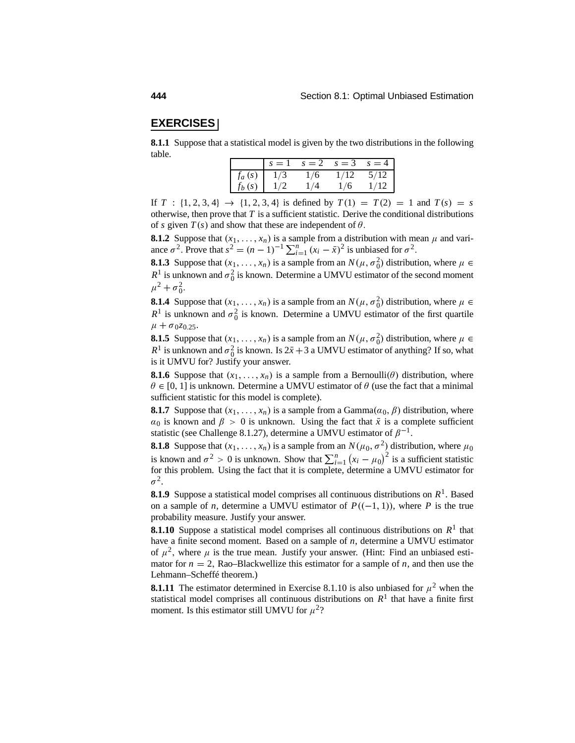## EXERCISES

**8.1.1** Suppose that a statistical model is given by the two distributions in the following table.

| | $s = 1$ | $s = 2$ | $s = 3$ | $s = 4$ |
|---|---|---|---|---|
| $f_a(s)$ | $1/3$ | $1/6$ | $1/12$ | $5/12$ |
| $f_b(s)$ | $1/2$ | $1/4$ | $1/6$ | $1/12$ |

If $T : \{1, 2, 3, 4\} \to \{1, 2, 3, 4\}$ is defined by $T(1) = T(2) = 1$ and $T(s) = s$ otherwise, then prove that $T$ is a sufficient statistic. Derive the conditional distributions of $s$ given $T(s)$ and show that these are independent of $\theta$.

**8.1.2** Suppose that $(x_1, \ldots, x_n)$ is a sample from a distribution with mean $\mu$ and variance $\sigma^2$. Prove that $s^2 = (n-1)^{-1} \sum_{i=1}^{n} (x_i - \bar{x})^2$ is unbiased for $\sigma^2$.

**8.1.3** Suppose that $(x_1, \ldots, x_n)$ is a sample from an $N(\mu, \sigma_0^2)$ distribution, where $\mu \in R^1$ is unknown and $\sigma_0^2$ is known. Determine a UMVU estimator of the second moment $\mu^2 + \sigma_0^2$.

**8.1.4** Suppose that $(x_1, \ldots, x_n)$ is a sample from an $N(\mu, \sigma_0^2)$ distribution, where $\mu \in R^1$ is unknown and $\sigma_0^2$ is known. Determine a UMVU estimator of the first quartile $\mu + \sigma_0 z_{0.25}$.

**8.1.5** Suppose that $(x_1, \ldots, x_n)$ is a sample from an $N(\mu, \sigma_0^2)$ distribution, where $\mu \in R^1$ is unknown and $\sigma_0^2$ is known. Is $2\bar{x} + 3$ a UMVU estimator of anything? If so, what is it UMVU for? Justify your answer.

**8.1.6** Suppose that $(x_1, \ldots, x_n)$ is a sample from a Bernoulli($\theta$) distribution, where $\theta \in [0, 1]$ is unknown. Determine a UMVU estimator of $\theta$ (use the fact that a minimal sufficient statistic for this model is complete).

**8.1.7** Suppose that $(x_1, \ldots, x_n)$ is a sample from a Gamma($\alpha_0, \beta$) distribution, where $\alpha_0$ is known and $\beta > 0$ is unknown. Using the fact that $\bar{x}$ is a complete sufficient statistic (see Challenge 8.1.27), determine a UMVU estimator of $\beta^{-1}$.

**8.1.8** Suppose that $(x_1, \ldots, x_n)$ is a sample from an $N(\mu_0, \sigma^2)$ distribution, where $\mu_0$ is known and $\sigma^2 > 0$ is unknown. Show that $\sum_{i=1}^{n} (x_i - \mu_0)^2$ is a sufficient statistic for this problem. Using the fact that it is complete, determine a UMVU estimator for $\sigma^2$.

**8.1.9** Suppose a statistical model comprises all continuous distributions on $R^1$. Based on a sample of $n$, determine a UMVU estimator of $P((-1, 1))$, where $P$ is the true probability measure. Justify your answer.

**8.1.10** Suppose a statistical model comprises all continuous distributions on $R^1$ that have a finite second moment. Based on a sample of $n$, determine a UMVU estimator of $\mu^2$, where $\mu$ is the true mean. Justify your answer. (Hint: Find an unbiased estimator for $n = 2$, Rao–Blackwellize this estimator for a sample of $n$, and then use the Lehmann–Scheffé theorem.)

**8.1.11** The estimator determined in Exercise 8.1.10 is also unbiased for $\mu^2$ when the statistical model comprises all continuous distributions on $R^1$ that have a finite first moment. Is this estimator still UMVU for $\mu^2$?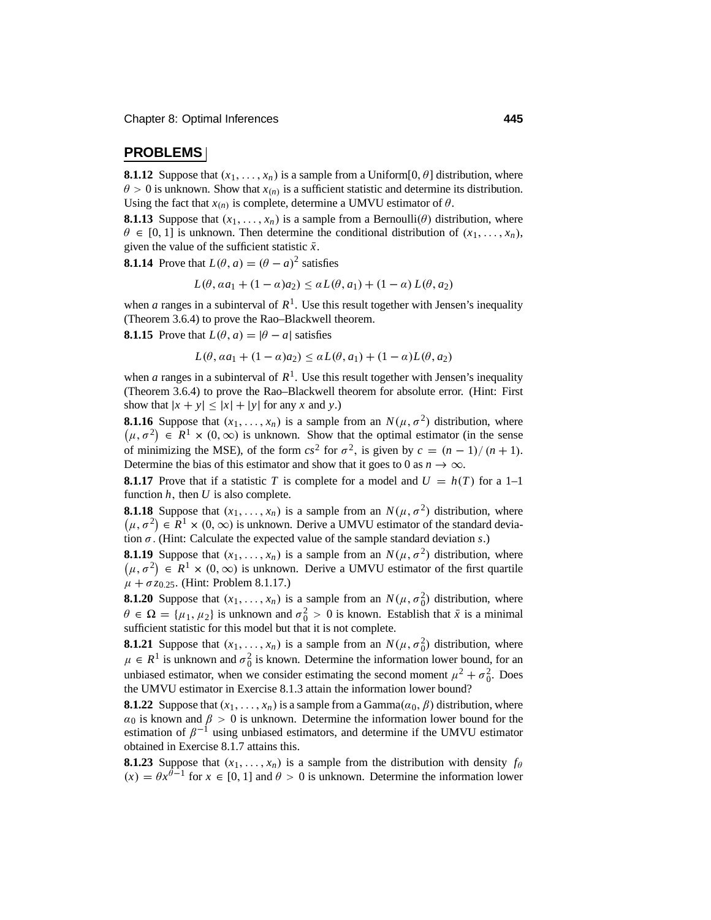## PROBLEMS

**8.1.12** Suppose that $(x_1, \ldots, x_n)$ is a sample from a Uniform$[0, \theta]$ distribution, where $\theta > 0$ is unknown. Show that $x_{(n)}$ is a sufficient statistic and determine its distribution. Using the fact that $x_{(n)}$ is complete, determine a UMVU estimator of $\theta$.

**8.1.13** Suppose that $(x_1, \ldots, x_n)$ is a sample from a Bernoulli$(\theta)$ distribution, where $\theta \in [0, 1]$ is unknown. Then determine the conditional distribution of $(x_1, \ldots, x_n)$, given the value of the sufficient statistic $\bar{x}$.

**8.1.14** Prove that $L(\theta, a) = (\theta - a)^2$ satisfies

$$L(\theta, \alpha a_1 + (1 - \alpha)a_2) \leq \alpha L(\theta, a_1) + (1 - \alpha) L(\theta, a_2)$$

when $a$ ranges in a subinterval of $R^1$. Use this result together with Jensen's inequality (Theorem 3.6.4) to prove the Rao–Blackwell theorem.

**8.1.15** Prove that $L(\theta, a) = |\theta - a|$ satisfies

$$L(\theta, \alpha a_1 + (1 - \alpha)a_2) \leq \alpha L(\theta, a_1) + (1 - \alpha)L(\theta, a_2)$$

when $a$ ranges in a subinterval of $R^1$. Use this result together with Jensen's inequality (Theorem 3.6.4) to prove the Rao–Blackwell theorem for absolute error. (Hint: First show that $|x + y| \leq |x| + |y|$ for any $x$ and $y$.)

**8.1.16** Suppose that $(x_1, \ldots, x_n)$ is a sample from an $N(\mu, \sigma^2)$ distribution, where $(\mu, \sigma^2) \in R^1 \times (0, \infty)$ is unknown. Show that the optimal estimator (in the sense of minimizing the MSE), of the form $cs^2$ for $\sigma^2$, is given by $c = (n - 1)/(n + 1)$. Determine the bias of this estimator and show that it goes to 0 as $n \to \infty$.

**8.1.17** Prove that if a statistic $T$ is complete for a model and $U = h(T)$ for a 1–1 function $h$, then $U$ is also complete.

**8.1.18** Suppose that $(x_1, \ldots, x_n)$ is a sample from an $N(\mu, \sigma^2)$ distribution, where $(\mu, \sigma^2) \in R^1 \times (0, \infty)$ is unknown. Derive a UMVU estimator of the standard deviation $\sigma$. (Hint: Calculate the expected value of the sample standard deviation $s$.)

**8.1.19** Suppose that $(x_1, \ldots, x_n)$ is a sample from an $N(\mu, \sigma^2)$ distribution, where $(\mu, \sigma^2) \in R^1 \times (0, \infty)$ is unknown. Derive a UMVU estimator of the first quartile $\mu + \sigma z_{0.25}$. (Hint: Problem 8.1.17.)

**8.1.20** Suppose that $(x_1, \ldots, x_n)$ is a sample from an $N(\mu, \sigma_0^2)$ distribution, where $\theta \in \Omega = \{\mu_1, \mu_2\}$ is unknown and $\sigma_0^2 > 0$ is known. Establish that $\bar{x}$ is a minimal sufficient statistic for this model but that it is not complete.

**8.1.21** Suppose that $(x_1, \ldots, x_n)$ is a sample from an $N(\mu, \sigma_0^2)$ distribution, where $\mu \in R^1$ is unknown and $\sigma_0^2$ is known. Determine the information lower bound, for an unbiased estimator, when we consider estimating the second moment $\mu^2 + \sigma_0^2$. Does the UMVU estimator in Exercise 8.1.3 attain the information lower bound?

**8.1.22** Suppose that $(x_1, \ldots, x_n)$ is a sample from a Gamma$(\alpha_0, \beta)$ distribution, where $\alpha_0$ is known and $\beta > 0$ is unknown. Determine the information lower bound for the estimation of $\beta^{-1}$ using unbiased estimators, and determine if the UMVU estimator obtained in Exercise 8.1.7 attains this.

**8.1.23** Suppose that $(x_1, \ldots, x_n)$ is a sample from the distribution with density $f_\theta(x) = \theta x^{\theta - 1}$ for $x \in [0, 1]$ and $\theta > 0$ is unknown. Determine the information lower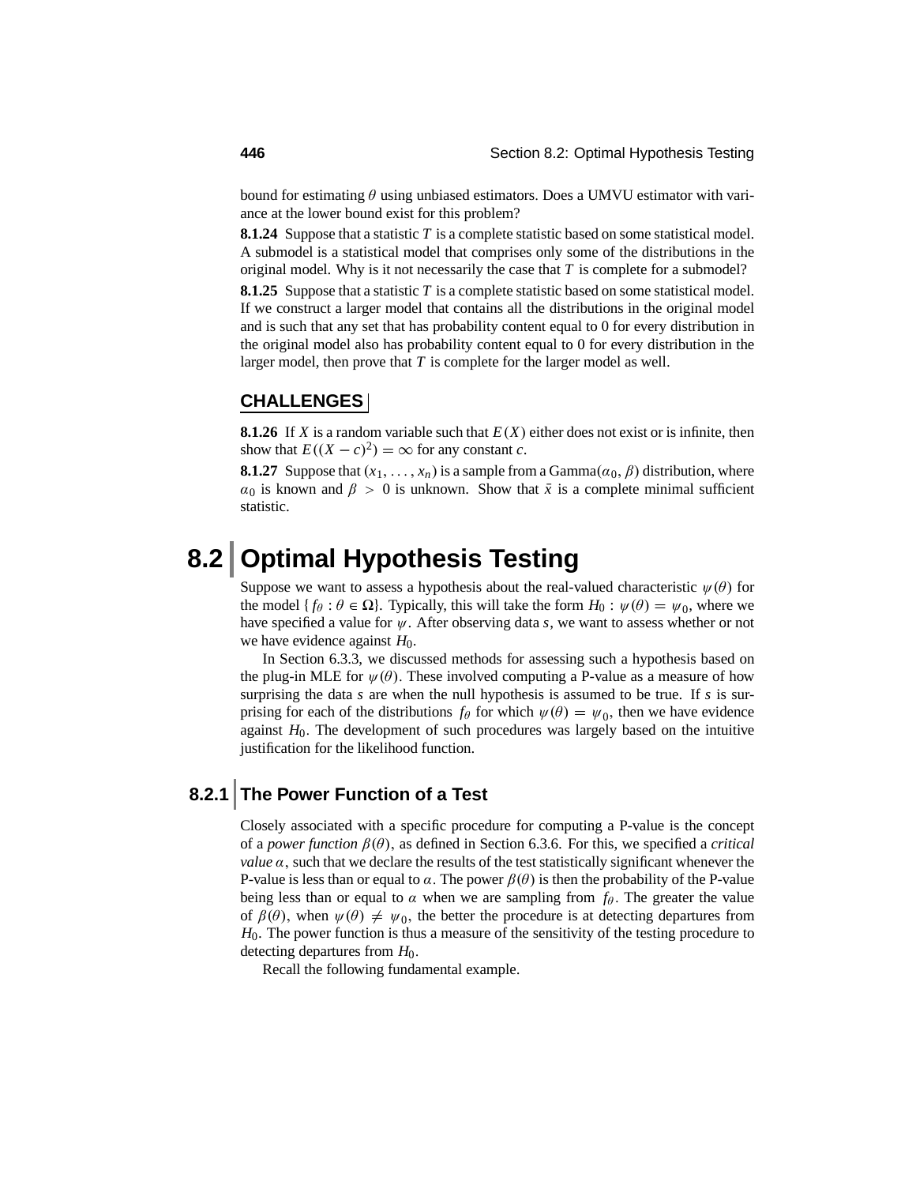bound for estimating $\theta$ using unbiased estimators. Does a UMVU estimator with variance at the lower bound exist for this problem?

**8.1.24** Suppose that a statistic $T$ is a complete statistic based on some statistical model. A submodel is a statistical model that comprises only some of the distributions in the original model. Why is it not necessarily the case that $T$ is complete for a submodel?

**8.1.25** Suppose that a statistic $T$ is a complete statistic based on some statistical model. If we construct a larger model that contains all the distributions in the original model and is such that any set that has probability content equal to 0 for every distribution in the original model also has probability content equal to 0 for every distribution in the larger model, then prove that $T$ is complete for the larger model as well.

## CHALLENGES

**8.1.26** If $X$ is a random variable such that $E(X)$ either does not exist or is infinite, then show that $E((X-c)^2) = \infty$ for any constant $c$.

**8.1.27** Suppose that $(x_1, \ldots, x_n)$ is a sample from a Gamma$(\alpha_0, \beta)$ distribution, where $\alpha_0$ is known and $\beta > 0$ is unknown. Show that $\bar{x}$ is a complete minimal sufficient statistic.

# 8.2 Optimal Hypothesis Testing

Suppose we want to assess a hypothesis about the real-valued characteristic $\psi(\theta)$ for the model $\{f_\theta : \theta \in \Omega\}$. Typically, this will take the form $H_0 : \psi(\theta) = \psi_0$, where we have specified a value for $\psi$. After observing data $s$, we want to assess whether or not we have evidence against $H_0$.

In Section 6.3.3, we discussed methods for assessing such a hypothesis based on the plug-in MLE for $\psi(\theta)$. These involved computing a P-value as a measure of how surprising the data $s$ are when the null hypothesis is assumed to be true. If $s$ is surprising for each of the distributions $f_\theta$ for which $\psi(\theta) = \psi_0$, then we have evidence against $H_0$. The development of such procedures was largely based on the intuitive justification for the likelihood function.

## 8.2.1 The Power Function of a Test

Closely associated with a specific procedure for computing a P-value is the concept of a *power function* $\beta(\theta)$, as defined in Section 6.3.6. For this, we specified a *critical value* $\alpha$, such that we declare the results of the test statistically significant whenever the P-value is less than or equal to $\alpha$. The power $\beta(\theta)$ is then the probability of the P-value being less than or equal to $\alpha$ when we are sampling from $f_\theta$. The greater the value of $\beta(\theta)$, when $\psi(\theta) \neq \psi_0$, the better the procedure is at detecting departures from $H_0$. The power function is thus a measure of the sensitivity of the testing procedure to detecting departures from $H_0$.

Recall the following fundamental example.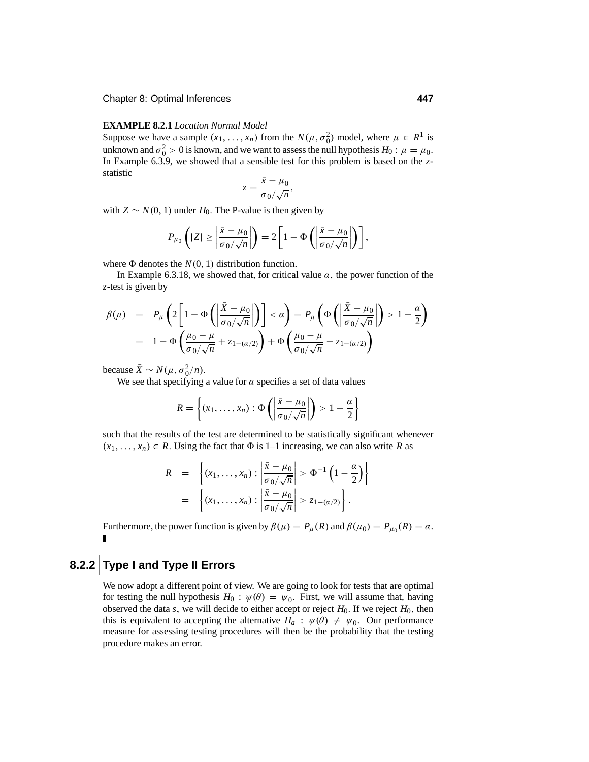**EXAMPLE 8.2.1** *Location Normal Model*
Suppose we have a sample $(x_1, \ldots, x_n)$ from the $N(\mu, \sigma_0^2)$ model, where $\mu \in R^1$ is unknown and $\sigma_0^2 > 0$ is known, and we want to assess the null hypothesis $H_0 : \mu = \mu_0$. In Example 6.3.9, we showed that a sensible test for this problem is based on the $z$-statistic

$$z = \frac{\bar{x} - \mu_0}{\sigma_0 / \sqrt{n}},$$

with $Z \sim N(0, 1)$ under $H_0$. The P-value is then given by

$$P_{\mu_0}\left(|Z| \geq \left|\frac{\bar{x} - \mu_0}{\sigma_0/\sqrt{n}}\right|\right) = 2\left[1 - \Phi\left(\left|\frac{\bar{x} - \mu_0}{\sigma_0/\sqrt{n}}\right|\right)\right],$$

where $\Phi$ denotes the $N(0, 1)$ distribution function.

In Example 6.3.18, we showed that, for critical value $\alpha$, the power function of the $z$-test is given by

$$\begin{aligned}
\beta(\mu) &= P_\mu\left(2\left[1 - \Phi\left(\left|\frac{\bar{X} - \mu_0}{\sigma_0/\sqrt{n}}\right|\right)\right] < \alpha\right) = P_\mu\left(\Phi\left(\left|\frac{\bar{X} - \mu_0}{\sigma_0/\sqrt{n}}\right|\right) > 1 - \frac{\alpha}{2}\right) \\
&= 1 - \Phi\left(\frac{\mu_0 - \mu}{\sigma_0/\sqrt{n}} + z_{1-(\alpha/2)}\right) + \Phi\left(\frac{\mu_0 - \mu}{\sigma_0/\sqrt{n}} - z_{1-(\alpha/2)}\right)
\end{aligned}$$

because $\bar{X} \sim N(\mu, \sigma_0^2/n)$.

We see that specifying a value for $\alpha$ specifies a set of data values

$$R = \left\{(x_1, \ldots, x_n) : \Phi\left(\left|\frac{\bar{x} - \mu_0}{\sigma_0/\sqrt{n}}\right|\right) > 1 - \frac{\alpha}{2}\right\}$$

such that the results of the test are determined to be statistically significant whenever $(x_1, \ldots, x_n) \in R$. Using the fact that $\Phi$ is 1–1 increasing, we can also write $R$ as

$$\begin{aligned}
R &= \left\{(x_1, \ldots, x_n) : \left|\frac{\bar{x} - \mu_0}{\sigma_0/\sqrt{n}}\right| > \Phi^{-1}\left(1 - \frac{\alpha}{2}\right)\right\} \\
&= \left\{(x_1, \ldots, x_n) : \left|\frac{\bar{x} - \mu_0}{\sigma_0/\sqrt{n}}\right| > z_{1-(\alpha/2)}\right\}.
\end{aligned}$$

Furthermore, the power function is given by $\beta(\mu) = P_\mu(R)$ and $\beta(\mu_0) = P_{\mu_0}(R) = \alpha$. ■

## 8.2.2 Type I and Type II Errors

We now adopt a different point of view. We are going to look for tests that are optimal for testing the null hypothesis $H_0 : \psi(\theta) = \psi_0$. First, we will assume that, having observed the data $s$, we will decide to either accept or reject $H_0$. If we reject $H_0$, then this is equivalent to accepting the alternative $H_a : \psi(\theta) \neq \psi_0$. Our performance measure for assessing testing procedures will then be the probability that the testing procedure makes an error.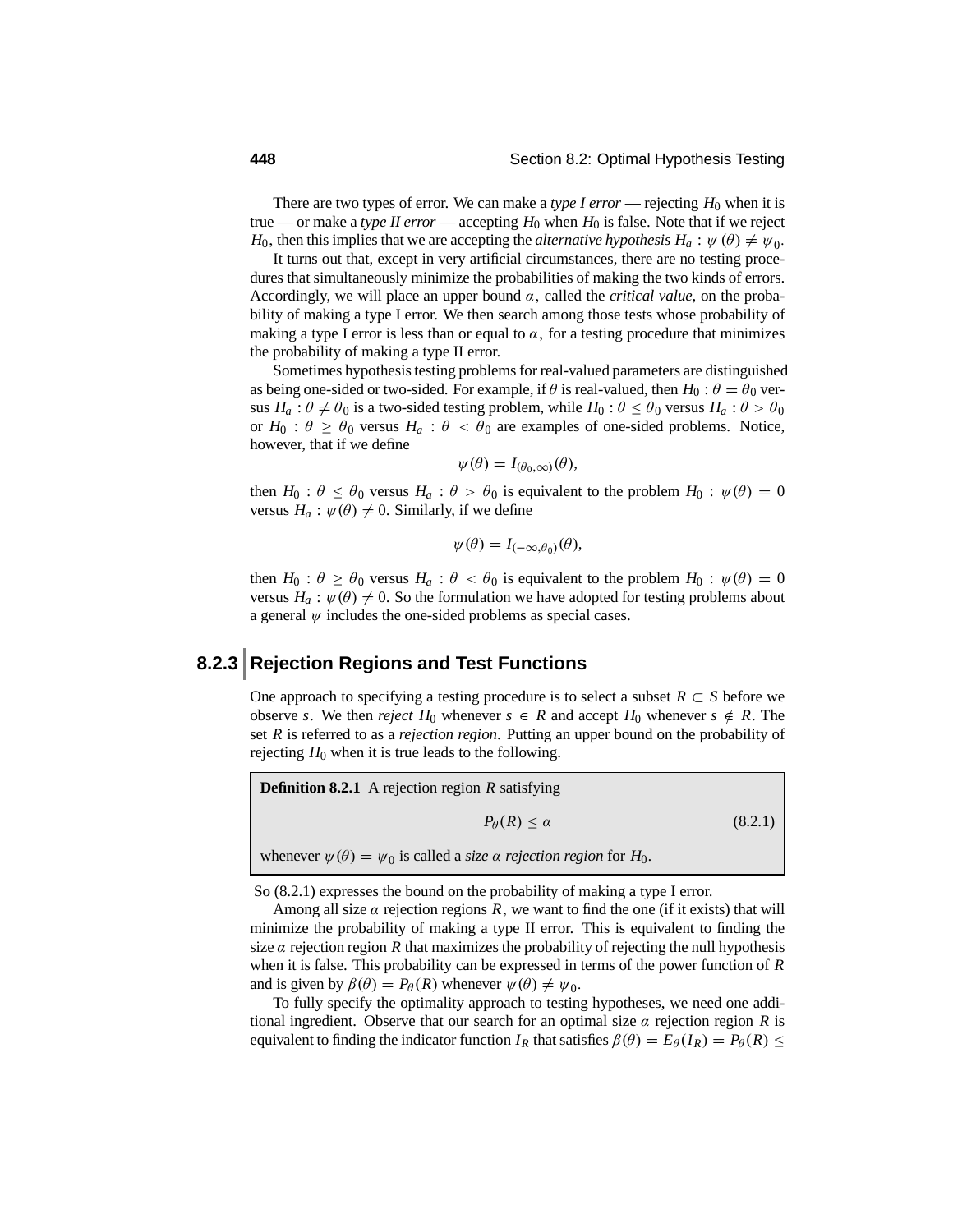There are two types of error. We can make a *type I error* — rejecting $H_0$ when it is true — or make a *type II error* — accepting $H_0$ when $H_0$ is false. Note that if we reject $H_0$, then this implies that we are accepting the *alternative hypothesis* $H_a : \psi(\theta) \neq \psi_0$.

It turns out that, except in very artificial circumstances, there are no testing procedures that simultaneously minimize the probabilities of making the two kinds of errors. Accordingly, we will place an upper bound $\alpha$, called the *critical value*, on the probability of making a type I error. We then search among those tests whose probability of making a type I error is less than or equal to $\alpha$, for a testing procedure that minimizes the probability of making a type II error.

Sometimes hypothesis testing problems for real-valued parameters are distinguished as being one-sided or two-sided. For example, if $\theta$ is real-valued, then $H_0 : \theta = \theta_0$ versus $H_a : \theta \neq \theta_0$ is a two-sided testing problem, while $H_0 : \theta \leq \theta_0$ versus $H_a : \theta > \theta_0$ or $H_0 : \theta \geq \theta_0$ versus $H_a : \theta < \theta_0$ are examples of one-sided problems. Notice, however, that if we define

$$\psi(\theta) = I_{(\theta_0,\infty)}(\theta),$$

then $H_0 : \theta \leq \theta_0$ versus $H_a : \theta > \theta_0$ is equivalent to the problem $H_0 : \psi(\theta) = 0$ versus $H_a : \psi(\theta) \neq 0$. Similarly, if we define

$$\psi(\theta) = I_{(-\infty,\theta_0)}(\theta),$$

then $H_0 : \theta \geq \theta_0$ versus $H_a : \theta < \theta_0$ is equivalent to the problem $H_0 : \psi(\theta) = 0$ versus $H_a : \psi(\theta) \neq 0$. So the formulation we have adopted for testing problems about a general $\psi$ includes the one-sided problems as special cases.

### 8.2.3 Rejection Regions and Test Functions

One approach to specifying a testing procedure is to select a subset $R \subset S$ before we observe $s$. We then *reject* $H_0$ whenever $s \in R$ and accept $H_0$ whenever $s \notin R$. The set $R$ is referred to as a *rejection region*. Putting an upper bound on the probability of rejecting $H_0$ when it is true leads to the following.

**Definition 8.2.1** A rejection region $R$ satisfying

$$P_\theta(R) \leq \alpha \tag{8.2.1}$$

whenever $\psi(\theta) = \psi_0$ is called a *size $\alpha$ rejection region* for $H_0$.

So (8.2.1) expresses the bound on the probability of making a type I error.

Among all size $\alpha$ rejection regions $R$, we want to find the one (if it exists) that will minimize the probability of making a type II error. This is equivalent to finding the size $\alpha$ rejection region $R$ that maximizes the probability of rejecting the null hypothesis when it is false. This probability can be expressed in terms of the power function of $R$ and is given by $\beta(\theta) = P_\theta(R)$ whenever $\psi(\theta) \neq \psi_0$.

To fully specify the optimality approach to testing hypotheses, we need one additional ingredient. Observe that our search for an optimal size $\alpha$ rejection region $R$ is equivalent to finding the indicator function $I_R$ that satisfies $\beta(\theta) = E_\theta(I_R) = P_\theta(R) \leq$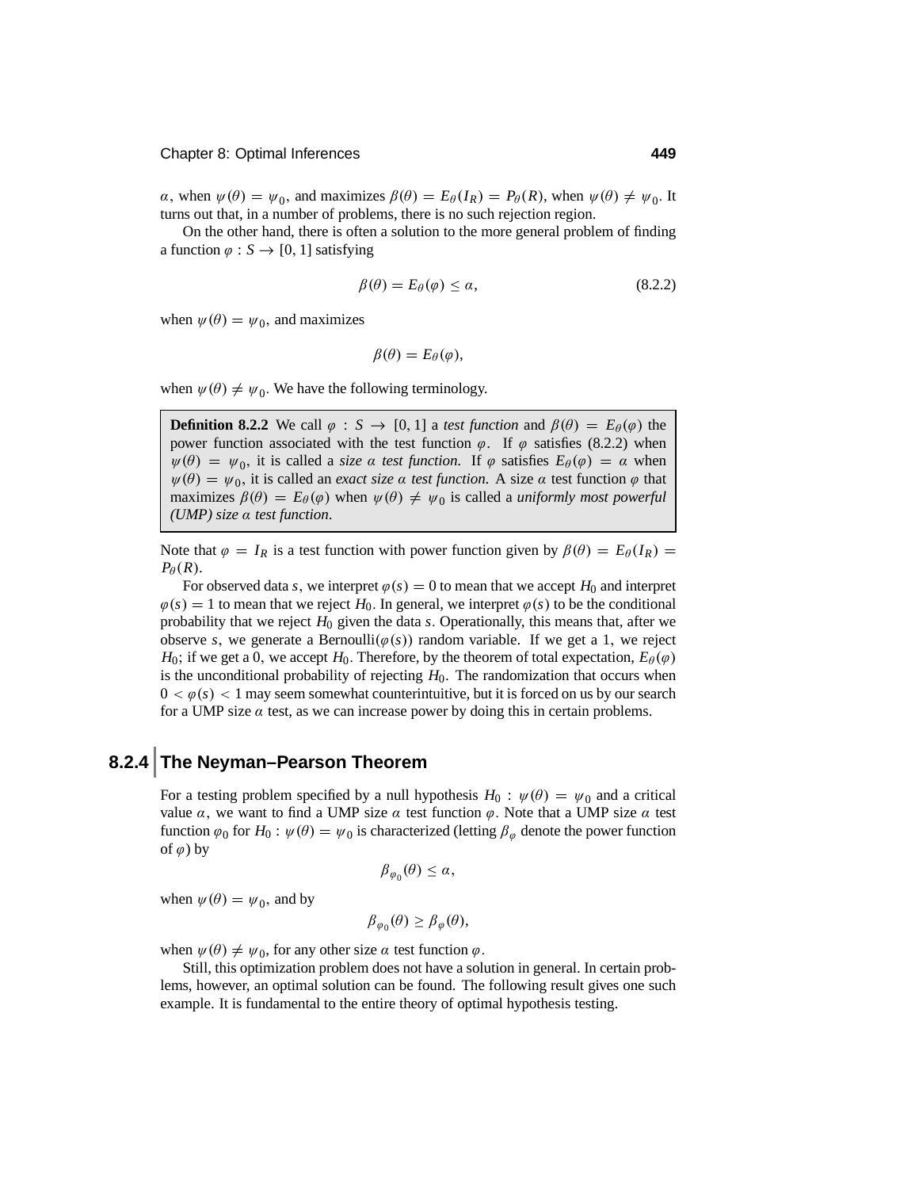$\alpha$, when $\psi(\theta) = \psi_0$, and maximizes $\beta(\theta) = E_\theta(I_R) = P_\theta(R)$, when $\psi(\theta) \neq \psi_0$. It turns out that, in a number of problems, there is no such rejection region.

On the other hand, there is often a solution to the more general problem of finding a function $\varphi : S \to [0, 1]$ satisfying

$$\beta(\theta) = E_\theta(\varphi) \le \alpha, \tag{8.2.2}$$

when $\psi(\theta) = \psi_0$, and maximizes

$$\beta(\theta) = E_\theta(\varphi),$$

when $\psi(\theta) \neq \psi_0$. We have the following terminology.

**Definition 8.2.2** We call $\varphi : S \to [0, 1]$ a *test function* and $\beta(\theta) = E_\theta(\varphi)$ the power function associated with the test function $\varphi$. If $\varphi$ satisfies (8.2.2) when $\psi(\theta) = \psi_0$, it is called a *size $\alpha$ test function.* If $\varphi$ satisfies $E_\theta(\varphi) = \alpha$ when $\psi(\theta) = \psi_0$, it is called an *exact size $\alpha$ test function.* A size $\alpha$ test function $\varphi$ that maximizes $\beta(\theta) = E_\theta(\varphi)$ when $\psi(\theta) \neq \psi_0$ is called a *uniformly most powerful (UMP) size $\alpha$ test function*.

Note that $\varphi = I_R$ is a test function with power function given by $\beta(\theta) = E_\theta(I_R) = P_\theta(R)$.

For observed data $s$, we interpret $\varphi(s) = 0$ to mean that we accept $H_0$ and interpret $\varphi(s) = 1$ to mean that we reject $H_0$. In general, we interpret $\varphi(s)$ to be the conditional probability that we reject $H_0$ given the data $s$. Operationally, this means that, after we observe $s$, we generate a Bernoulli$(\varphi(s))$ random variable. If we get a 1, we reject $H_0$; if we get a 0, we accept $H_0$. Therefore, by the theorem of total expectation, $E_\theta(\varphi)$ is the unconditional probability of rejecting $H_0$. The randomization that occurs when $0 < \varphi(s) < 1$ may seem somewhat counterintuitive, but it is forced on us by our search for a UMP size $\alpha$ test, as we can increase power by doing this in certain problems.

## 8.2.4 The Neyman–Pearson Theorem

For a testing problem specified by a null hypothesis $H_0 : \psi(\theta) = \psi_0$ and a critical value $\alpha$, we want to find a UMP size $\alpha$ test function $\varphi$. Note that a UMP size $\alpha$ test function $\varphi_0$ for $H_0 : \psi(\theta) = \psi_0$ is characterized (letting $\beta_\varphi$ denote the power function of $\varphi$) by

$$\beta_{\varphi_0}(\theta) \le \alpha,$$

when $\psi(\theta) = \psi_0$, and by

$$\beta_{\varphi_0}(\theta) \ge \beta_\varphi(\theta),$$

when $\psi(\theta) \neq \psi_0$, for any other size $\alpha$ test function $\varphi$.

Still, this optimization problem does not have a solution in general. In certain problems, however, an optimal solution can be found. The following result gives one such example. It is fundamental to the entire theory of optimal hypothesis testing.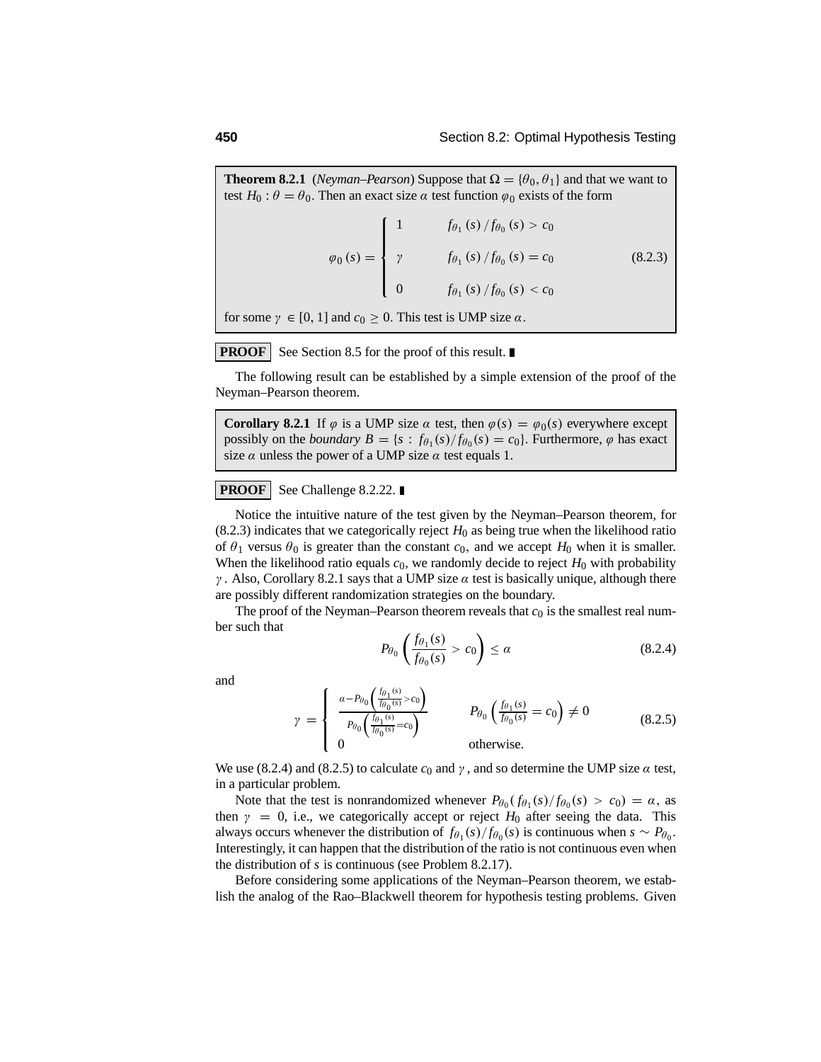**Theorem 8.2.1** (*Neyman–Pearson*) Suppose that $\Omega = \{\theta_0, \theta_1\}$ and that we want to test $H_0 : \theta = \theta_0$. Then an exact size $\alpha$ test function $\varphi_0$ exists of the form

$$\varphi_0(s) = \begin{cases} 1 & f_{\theta_1}(s) / f_{\theta_0}(s) > c_0 \\ \gamma & f_{\theta_1}(s) / f_{\theta_0}(s) = c_0 \\ 0 & f_{\theta_1}(s) / f_{\theta_0}(s) < c_0 \end{cases} \tag{8.2.3}$$

for some $\gamma \in [0, 1]$ and $c_0 \geq 0$. This test is UMP size $\alpha$.

**PROOF** See Section 8.5 for the proof of this result. ∎

The following result can be established by a simple extension of the proof of the Neyman–Pearson theorem.

**Corollary 8.2.1** If $\varphi$ is a UMP size $\alpha$ test, then $\varphi(s) = \varphi_0(s)$ everywhere except possibly on the *boundary* $B = \{s : f_{\theta_1}(s)/f_{\theta_0}(s) = c_0\}$. Furthermore, $\varphi$ has exact size $\alpha$ unless the power of a UMP size $\alpha$ test equals 1.

**PROOF** See Challenge 8.2.22. ∎

Notice the intuitive nature of the test given by the Neyman–Pearson theorem, for (8.2.3) indicates that we categorically reject $H_0$ as being true when the likelihood ratio of $\theta_1$ versus $\theta_0$ is greater than the constant $c_0$, and we accept $H_0$ when it is smaller. When the likelihood ratio equals $c_0$, we randomly decide to reject $H_0$ with probability $\gamma$. Also, Corollary 8.2.1 says that a UMP size $\alpha$ test is basically unique, although there are possibly different randomization strategies on the boundary.

The proof of the Neyman–Pearson theorem reveals that $c_0$ is the smallest real number such that

$$P_{\theta_0}\left(\frac{f_{\theta_1}(s)}{f_{\theta_0}(s)} > c_0\right) \leq \alpha \tag{8.2.4}$$

and

$$\gamma = \begin{cases} \dfrac{\alpha - P_{\theta_0}\left(\frac{f_{\theta_1}(s)}{f_{\theta_0}(s)} > c_0\right)}{P_{\theta_0}\left(\frac{f_{\theta_1}(s)}{f_{\theta_0}(s)} = c_0\right)} & P_{\theta_0}\left(\frac{f_{\theta_1}(s)}{f_{\theta_0}(s)} = c_0\right) \neq 0 \\ 0 & \text{otherwise.} \end{cases} \tag{8.2.5}$$

We use (8.2.4) and (8.2.5) to calculate $c_0$ and $\gamma$, and so determine the UMP size $\alpha$ test, in a particular problem.

Note that the test is nonrandomized whenever $P_{\theta_0}(f_{\theta_1}(s)/f_{\theta_0}(s) > c_0) = \alpha$, as then $\gamma = 0$, i.e., we categorically accept or reject $H_0$ after seeing the data. This always occurs whenever the distribution of $f_{\theta_1}(s)/f_{\theta_0}(s)$ is continuous when $s \sim P_{\theta_0}$. Interestingly, it can happen that the distribution of the ratio is not continuous even when the distribution of $s$ is continuous (see Problem 8.2.17).

Before considering some applications of the Neyman–Pearson theorem, we establish the analog of the Rao–Blackwell theorem for hypothesis testing problems. Given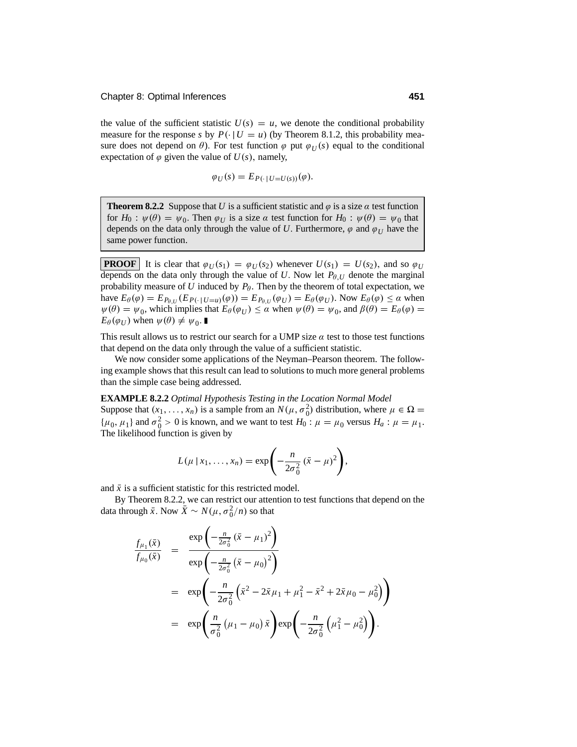the value of the sufficient statistic $U(s) = u$, we denote the conditional probability measure for the response $s$ by $P(\cdot \mid U = u)$ (by Theorem 8.1.2, this probability measure does not depend on $\theta$). For test function $\varphi$ put $\varphi_U(s)$ equal to the conditional expectation of $\varphi$ given the value of $U(s)$, namely,

$$\varphi_U(s) = E_{P(\cdot \mid U = U(s))}(\varphi).$$

**Theorem 8.2.2** Suppose that $U$ is a sufficient statistic and $\varphi$ is a size $\alpha$ test function for $H_0 : \psi(\theta) = \psi_0$. Then $\varphi_U$ is a size $\alpha$ test function for $H_0 : \psi(\theta) = \psi_0$ that depends on the data only through the value of $U$. Furthermore, $\varphi$ and $\varphi_U$ have the same power function.

**PROOF** It is clear that $\varphi_U(s_1) = \varphi_U(s_2)$ whenever $U(s_1) = U(s_2)$, and so $\varphi_U$ depends on the data only through the value of $U$. Now let $P_{\theta,U}$ denote the marginal probability measure of $U$ induced by $P_\theta$. Then by the theorem of total expectation, we have $E_\theta(\varphi) = E_{P_{\theta,U}}(E_{P(\cdot \mid U=u)}(\varphi)) = E_{P_{\theta,U}}(\varphi_U) = E_\theta(\varphi_U)$. Now $E_\theta(\varphi) \le \alpha$ when $\psi(\theta) = \psi_0$, which implies that $E_\theta(\varphi_U) \le \alpha$ when $\psi(\theta) = \psi_0$, and $\beta(\theta) = E_\theta(\varphi) = E_\theta(\varphi_U)$ when $\psi(\theta) \ne \psi_0$. ∎

This result allows us to restrict our search for a UMP size $\alpha$ test to those test functions that depend on the data only through the value of a sufficient statistic.

We now consider some applications of the Neyman–Pearson theorem. The following example shows that this result can lead to solutions to much more general problems than the simple case being addressed.

**EXAMPLE 8.2.2** *Optimal Hypothesis Testing in the Location Normal Model*
Suppose that $(x_1, \ldots, x_n)$ is a sample from an $N(\mu, \sigma_0^2)$ distribution, where $\mu \in \Omega = \{\mu_0, \mu_1\}$ and $\sigma_0^2 > 0$ is known, and we want to test $H_0 : \mu = \mu_0$ versus $H_a : \mu = \mu_1$. The likelihood function is given by

$$L(\mu \mid x_1, \ldots, x_n) = \exp\left(-\frac{n}{2\sigma_0^2}(\bar{x} - \mu)^2\right),$$

and $\bar{x}$ is a sufficient statistic for this restricted model.

By Theorem 8.2.2, we can restrict our attention to test functions that depend on the data through $\bar{x}$. Now $\bar{X} \sim N(\mu, \sigma_0^2/n)$ so that

$$\begin{aligned}
\frac{f_{\mu_1}(\bar{x})}{f_{\mu_0}(\bar{x})} &= \frac{\exp\left(-\frac{n}{2\sigma_0^2}\left(\bar{x} - \mu_1\right)^2\right)}{\exp\left(-\frac{n}{2\sigma_0^2}\left(\bar{x} - \mu_0\right)^2\right)} \\
&= \exp\left(-\frac{n}{2\sigma_0^2}\left(\bar{x}^2 - 2\bar{x}\mu_1 + \mu_1^2 - \bar{x}^2 + 2\bar{x}\mu_0 - \mu_0^2\right)\right) \\
&= \exp\left(\frac{n}{\sigma_0^2}\left(\mu_1 - \mu_0\right)\bar{x}\right)\exp\left(-\frac{n}{2\sigma_0^2}\left(\mu_1^2 - \mu_0^2\right)\right).
\end{aligned}$$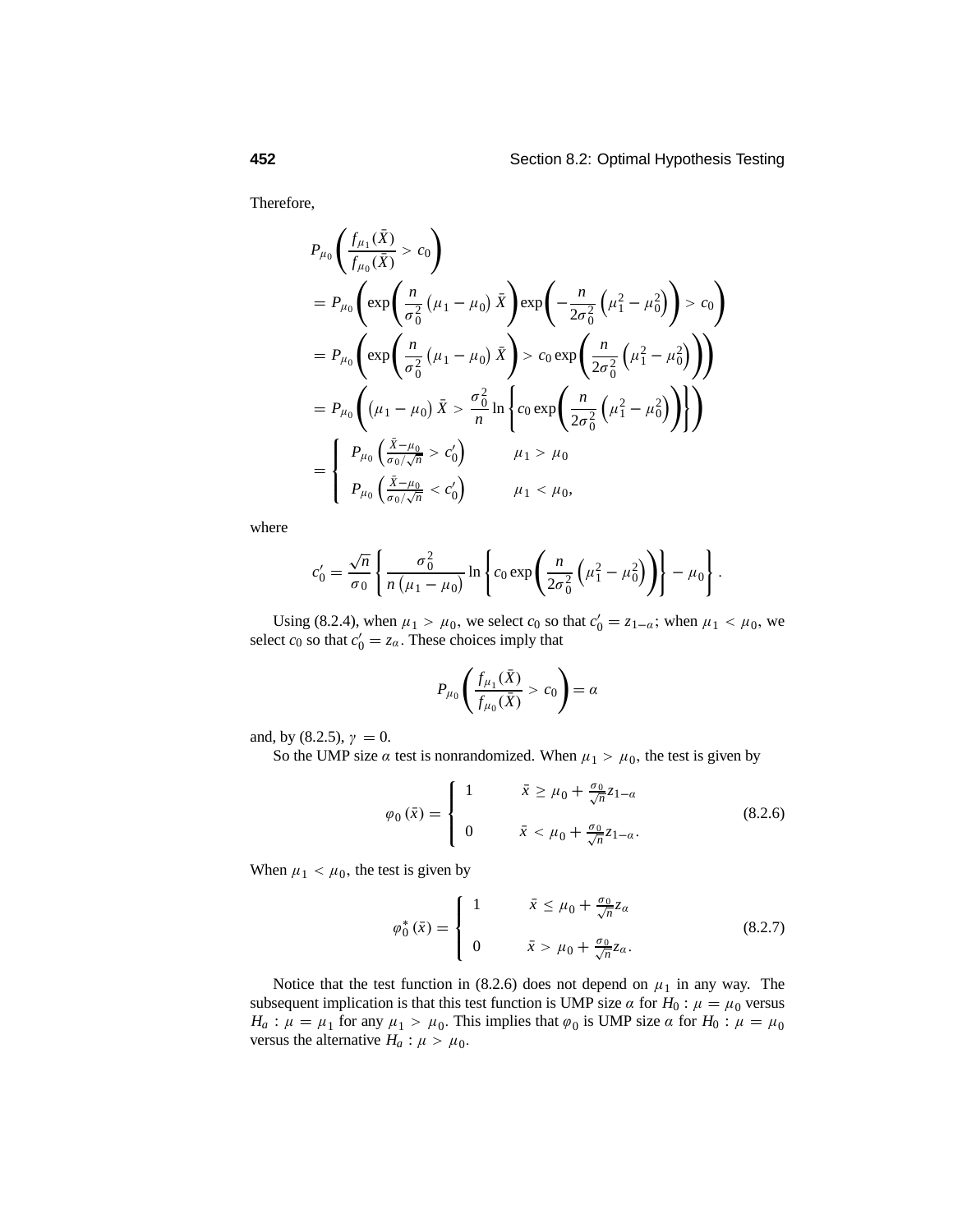Therefore,

$$
\begin{aligned}
&P_{\mu_0}\left(\frac{f_{\mu_1}(\bar{X})}{f_{\mu_0}(\bar{X})} > c_0\right) \\
&= P_{\mu_0}\left(\exp\left(\frac{n}{\sigma_0^2}\left(\mu_1 - \mu_0\right)\bar{X}\right)\exp\left(-\frac{n}{2\sigma_0^2}\left(\mu_1^2 - \mu_0^2\right)\right) > c_0\right) \\
&= P_{\mu_0}\left(\exp\left(\frac{n}{\sigma_0^2}\left(\mu_1 - \mu_0\right)\bar{X}\right) > c_0 \exp\left(\frac{n}{2\sigma_0^2}\left(\mu_1^2 - \mu_0^2\right)\right)\right) \\
&= P_{\mu_0}\left(\left(\mu_1 - \mu_0\right)\bar{X} > \frac{\sigma_0^2}{n}\ln\left\{c_0 \exp\left(\frac{n}{2\sigma_0^2}\left(\mu_1^2 - \mu_0^2\right)\right)\right\}\right) \\
&= \begin{cases} P_{\mu_0}\left(\frac{\bar{X}-\mu_0}{\sigma_0/\sqrt{n}} > c_0'\right) & \mu_1 > \mu_0 \\ P_{\mu_0}\left(\frac{\bar{X}-\mu_0}{\sigma_0/\sqrt{n}} < c_0'\right) & \mu_1 < \mu_0, \end{cases}
\end{aligned}
$$

where

$$
c_0' = \frac{\sqrt{n}}{\sigma_0}\left\{\frac{\sigma_0^2}{n\left(\mu_1 - \mu_0\right)}\ln\left\{c_0 \exp\left(\frac{n}{2\sigma_0^2}\left(\mu_1^2 - \mu_0^2\right)\right)\right\} - \mu_0\right\}.
$$

Using (8.2.4), when $\mu_1 > \mu_0$, we select $c_0$ so that $c_0' = z_{1-\alpha}$; when $\mu_1 < \mu_0$, we select $c_0$ so that $c_0' = z_\alpha$. These choices imply that

$$
P_{\mu_0}\left(\frac{f_{\mu_1}(\bar{X})}{f_{\mu_0}(\bar{X})} > c_0\right) = \alpha
$$

and, by (8.2.5), $\gamma = 0$.

So the UMP size $\alpha$ test is nonrandomized. When $\mu_1 > \mu_0$, the test is given by

$$
\varphi_0(\bar{x}) = \begin{cases} 1 & \bar{x} \geq \mu_0 + \frac{\sigma_0}{\sqrt{n}} z_{1-\alpha} \\ 0 & \bar{x} < \mu_0 + \frac{\sigma_0}{\sqrt{n}} z_{1-\alpha}. \end{cases} \tag{8.2.6}
$$

When $\mu_1 < \mu_0$, the test is given by

$$
\varphi_0^*(\bar{x}) = \begin{cases} 1 & \bar{x} \leq \mu_0 + \frac{\sigma_0}{\sqrt{n}} z_{\alpha} \\ 0 & \bar{x} > \mu_0 + \frac{\sigma_0}{\sqrt{n}} z_{\alpha}. \end{cases} \tag{8.2.7}
$$

Notice that the test function in (8.2.6) does not depend on $\mu_1$ in any way. The subsequent implication is that this test function is UMP size $\alpha$ for $H_0 : \mu = \mu_0$ versus $H_a : \mu = \mu_1$ for any $\mu_1 > \mu_0$. This implies that $\varphi_0$ is UMP size $\alpha$ for $H_0 : \mu = \mu_0$ versus the alternative $H_a : \mu > \mu_0$.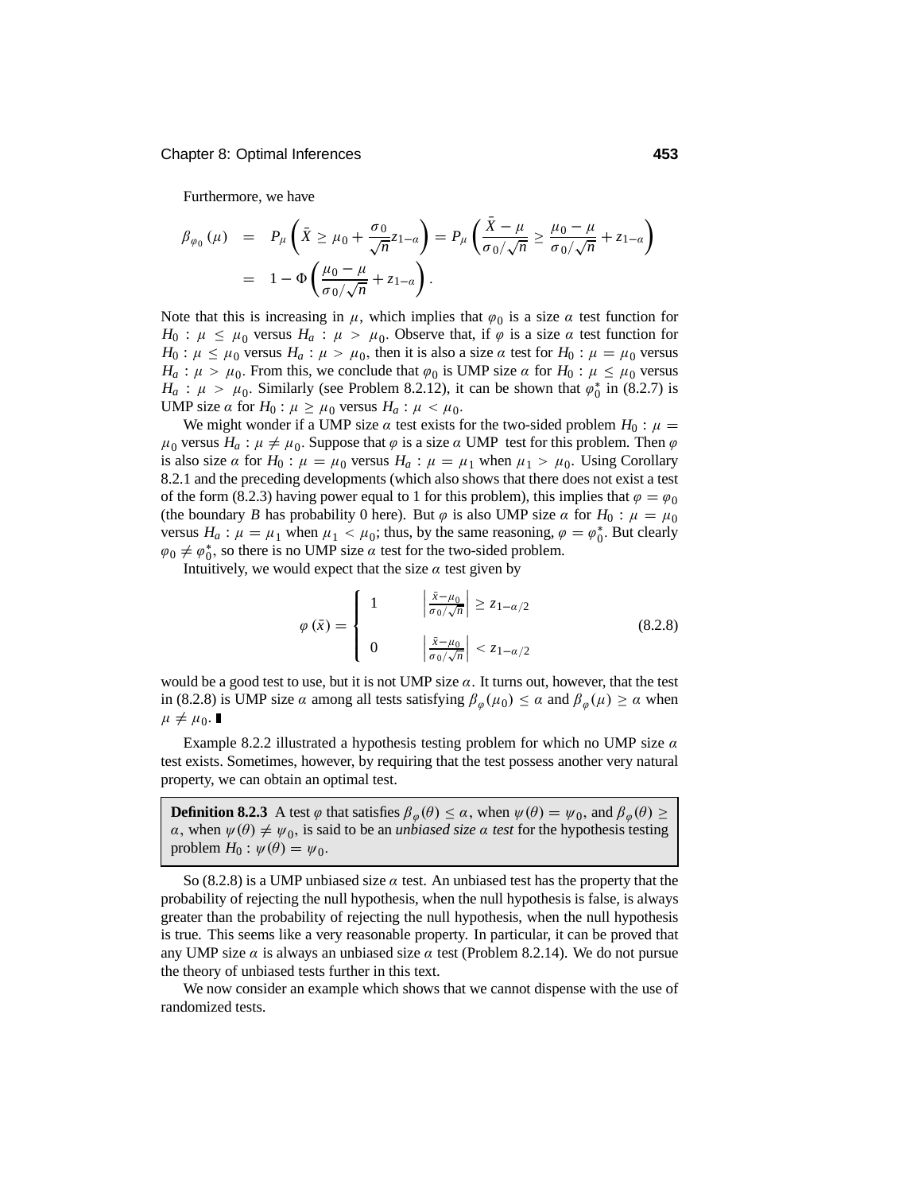Furthermore, we have

$$\begin{aligned}
\beta_{\varphi_0}(\mu) &= P_\mu\left(\bar{X} \geq \mu_0 + \frac{\sigma_0}{\sqrt{n}} z_{1-\alpha}\right) = P_\mu\left(\frac{\bar{X}-\mu}{\sigma_0/\sqrt{n}} \geq \frac{\mu_0 - \mu}{\sigma_0/\sqrt{n}} + z_{1-\alpha}\right) \\
&= 1 - \Phi\left(\frac{\mu_0 - \mu}{\sigma_0/\sqrt{n}} + z_{1-\alpha}\right).
\end{aligned}$$

Note that this is increasing in $\mu$, which implies that $\varphi_0$ is a size $\alpha$ test function for $H_0 : \mu \leq \mu_0$ versus $H_a : \mu > \mu_0$. Observe that, if $\varphi$ is a size $\alpha$ test function for $H_0 : \mu \leq \mu_0$ versus $H_a : \mu > \mu_0$, then it is also a size $\alpha$ test for $H_0 : \mu = \mu_0$ versus $H_a : \mu > \mu_0$. From this, we conclude that $\varphi_0$ is UMP size $\alpha$ for $H_0 : \mu \leq \mu_0$ versus $H_a : \mu > \mu_0$. Similarly (see Problem 8.2.12), it can be shown that $\varphi_0^*$ in (8.2.7) is UMP size $\alpha$ for $H_0 : \mu \geq \mu_0$ versus $H_a : \mu < \mu_0$.

We might wonder if a UMP size $\alpha$ test exists for the two-sided problem $H_0 : \mu = \mu_0$ versus $H_a : \mu \neq \mu_0$. Suppose that $\varphi$ is a size $\alpha$ UMP test for this problem. Then $\varphi$ is also size $\alpha$ for $H_0 : \mu = \mu_0$ versus $H_a : \mu = \mu_1$ when $\mu_1 > \mu_0$. Using Corollary 8.2.1 and the preceding developments (which also shows that there does not exist a test of the form (8.2.3) having power equal to 1 for this problem), this implies that $\varphi = \varphi_0$ (the boundary $B$ has probability 0 here). But $\varphi$ is also UMP size $\alpha$ for $H_0 : \mu = \mu_0$ versus $H_a : \mu = \mu_1$ when $\mu_1 < \mu_0$; thus, by the same reasoning, $\varphi = \varphi_0^*$. But clearly $\varphi_0 \neq \varphi_0^*$, so there is no UMP size $\alpha$ test for the two-sided problem.

Intuitively, we would expect that the size $\alpha$ test given by

$$\varphi(\bar{x}) = \begin{cases} 1 & \left|\frac{\bar{x}-\mu_0}{\sigma_0/\sqrt{n}}\right| \geq z_{1-\alpha/2} \\[2ex] 0 & \left|\frac{\bar{x}-\mu_0}{\sigma_0/\sqrt{n}}\right| < z_{1-\alpha/2} \end{cases} \tag{8.2.8}$$

would be a good test to use, but it is not UMP size $\alpha$. It turns out, however, that the test in (8.2.8) is UMP size $\alpha$ among all tests satisfying $\beta_\varphi(\mu_0) \leq \alpha$ and $\beta_\varphi(\mu) \geq \alpha$ when $\mu \neq \mu_0$. ∎

Example 8.2.2 illustrated a hypothesis testing problem for which no UMP size $\alpha$ test exists. Sometimes, however, by requiring that the test possess another very natural property, we can obtain an optimal test.

**Definition 8.2.3** A test $\varphi$ that satisfies $\beta_\varphi(\theta) \leq \alpha$, when $\psi(\theta) = \psi_0$, and $\beta_\varphi(\theta) \geq \alpha$, when $\psi(\theta) \neq \psi_0$, is said to be an *unbiased size $\alpha$ test* for the hypothesis testing problem $H_0 : \psi(\theta) = \psi_0$.

So (8.2.8) is a UMP unbiased size $\alpha$ test. An unbiased test has the property that the probability of rejecting the null hypothesis, when the null hypothesis is false, is always greater than the probability of rejecting the null hypothesis, when the null hypothesis is true. This seems like a very reasonable property. In particular, it can be proved that any UMP size $\alpha$ is always an unbiased size $\alpha$ test (Problem 8.2.14). We do not pursue the theory of unbiased tests further in this text.

We now consider an example which shows that we cannot dispense with the use of randomized tests.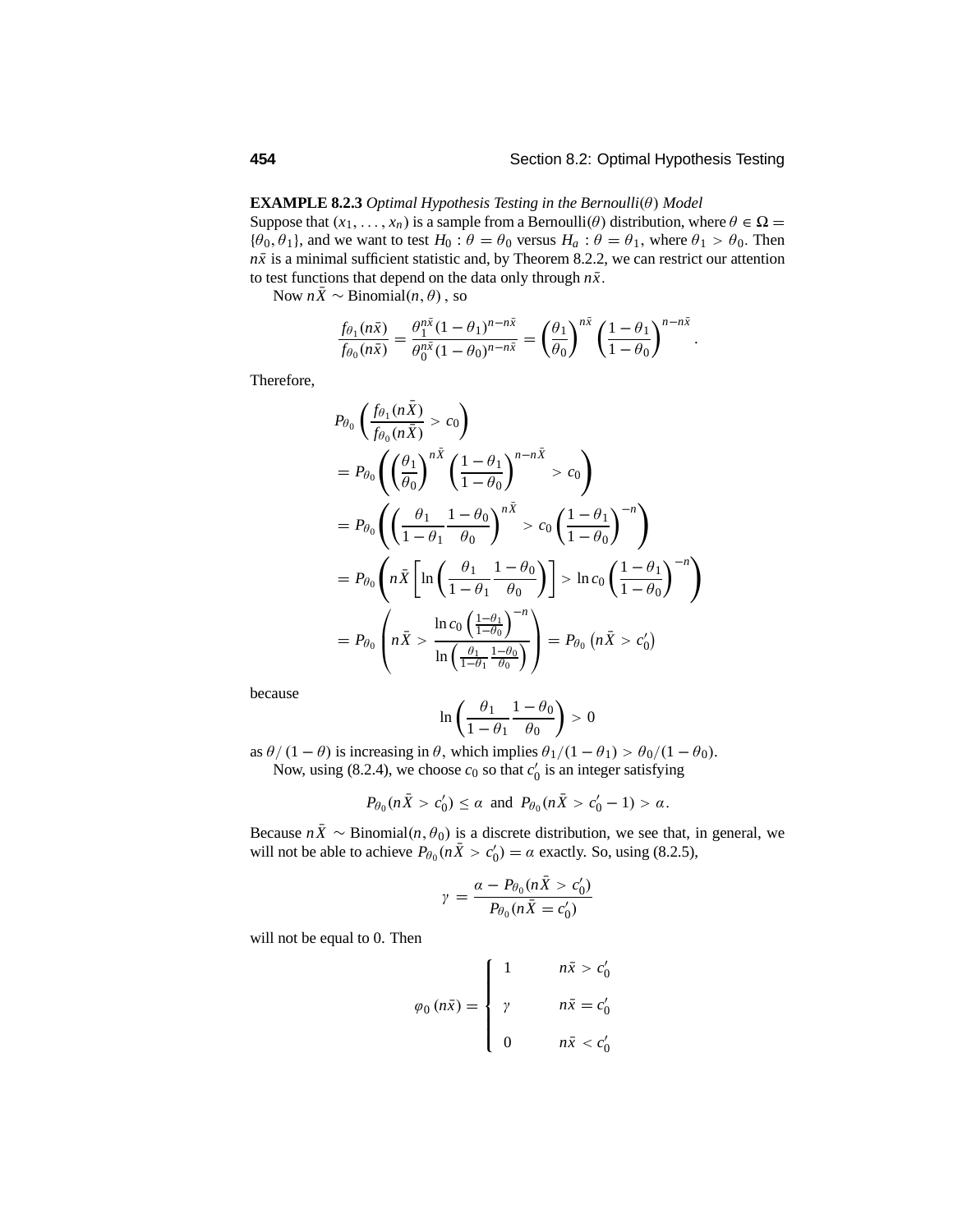**EXAMPLE 8.2.3** *Optimal Hypothesis Testing in the Bernoulli*($\theta$) *Model*

Suppose that $(x_1, \ldots, x_n)$ is a sample from a Bernoulli($\theta$) distribution, where $\theta \in \Omega = \{\theta_0, \theta_1\}$, and we want to test $H_0 : \theta = \theta_0$ versus $H_a : \theta = \theta_1$, where $\theta_1 > \theta_0$. Then $n\bar{x}$ is a minimal sufficient statistic and, by Theorem 8.2.2, we can restrict our attention to test functions that depend on the data only through $n\bar{x}$.

Now $n\bar{X} \sim \text{Binomial}(n, \theta)$ , so

$$\frac{f_{\theta_1}(n\bar{x})}{f_{\theta_0}(n\bar{x})} = \frac{\theta_1^{n\bar{x}}(1-\theta_1)^{n-n\bar{x}}}{\theta_0^{n\bar{x}}(1-\theta_0)^{n-n\bar{x}}} = \left(\frac{\theta_1}{\theta_0}\right)^{n\bar{x}} \left(\frac{1-\theta_1}{1-\theta_0}\right)^{n-n\bar{x}}.$$

Therefore,

$$\begin{aligned}
&P_{\theta_0}\left(\frac{f_{\theta_1}(n\bar{X})}{f_{\theta_0}(n\bar{X})} > c_0\right) \\
&= P_{\theta_0}\left(\left(\frac{\theta_1}{\theta_0}\right)^{n\bar{X}} \left(\frac{1-\theta_1}{1-\theta_0}\right)^{n-n\bar{X}} > c_0\right) \\
&= P_{\theta_0}\left(\left(\frac{\theta_1}{1-\theta_1}\frac{1-\theta_0}{\theta_0}\right)^{n\bar{X}} > c_0\left(\frac{1-\theta_1}{1-\theta_0}\right)^{-n}\right) \\
&= P_{\theta_0}\left(n\bar{X}\left[\ln\left(\frac{\theta_1}{1-\theta_1}\frac{1-\theta_0}{\theta_0}\right)\right] > \ln c_0\left(\frac{1-\theta_1}{1-\theta_0}\right)^{-n}\right) \\
&= P_{\theta_0}\left(n\bar{X} > \frac{\ln c_0\left(\frac{1-\theta_1}{1-\theta_0}\right)^{-n}}{\ln\left(\frac{\theta_1}{1-\theta_1}\frac{1-\theta_0}{\theta_0}\right)}\right) = P_{\theta_0}\left(n\bar{X} > c_0'\right)
\end{aligned}$$

because

$$\ln\left(\frac{\theta_1}{1-\theta_1}\frac{1-\theta_0}{\theta_0}\right) > 0$$

as $\theta/(1-\theta)$ is increasing in $\theta$, which implies $\theta_1/(1-\theta_1) > \theta_0/(1-\theta_0)$.

Now, using (8.2.4), we choose $c_0$ so that $c_0'$ is an integer satisfying

$$P_{\theta_0}(n\bar{X} > c_0') \le \alpha \text{ and } P_{\theta_0}(n\bar{X} > c_0' - 1) > \alpha.$$

Because $n\bar{X} \sim \text{Binomial}(n, \theta_0)$ is a discrete distribution, we see that, in general, we will not be able to achieve $P_{\theta_0}(n\bar{X} > c_0') = \alpha$ exactly. So, using (8.2.5),

$$\gamma = \frac{\alpha - P_{\theta_0}(n\bar{X} > c_0')}{P_{\theta_0}(n\bar{X} = c_0')}$$

will not be equal to 0. Then

$$\varphi_0(n\bar{x}) = \begin{cases} 1 & n\bar{x} > c_0' \\ \gamma & n\bar{x} = c_0' \\ 0 & n\bar{x} < c_0' \end{cases}$$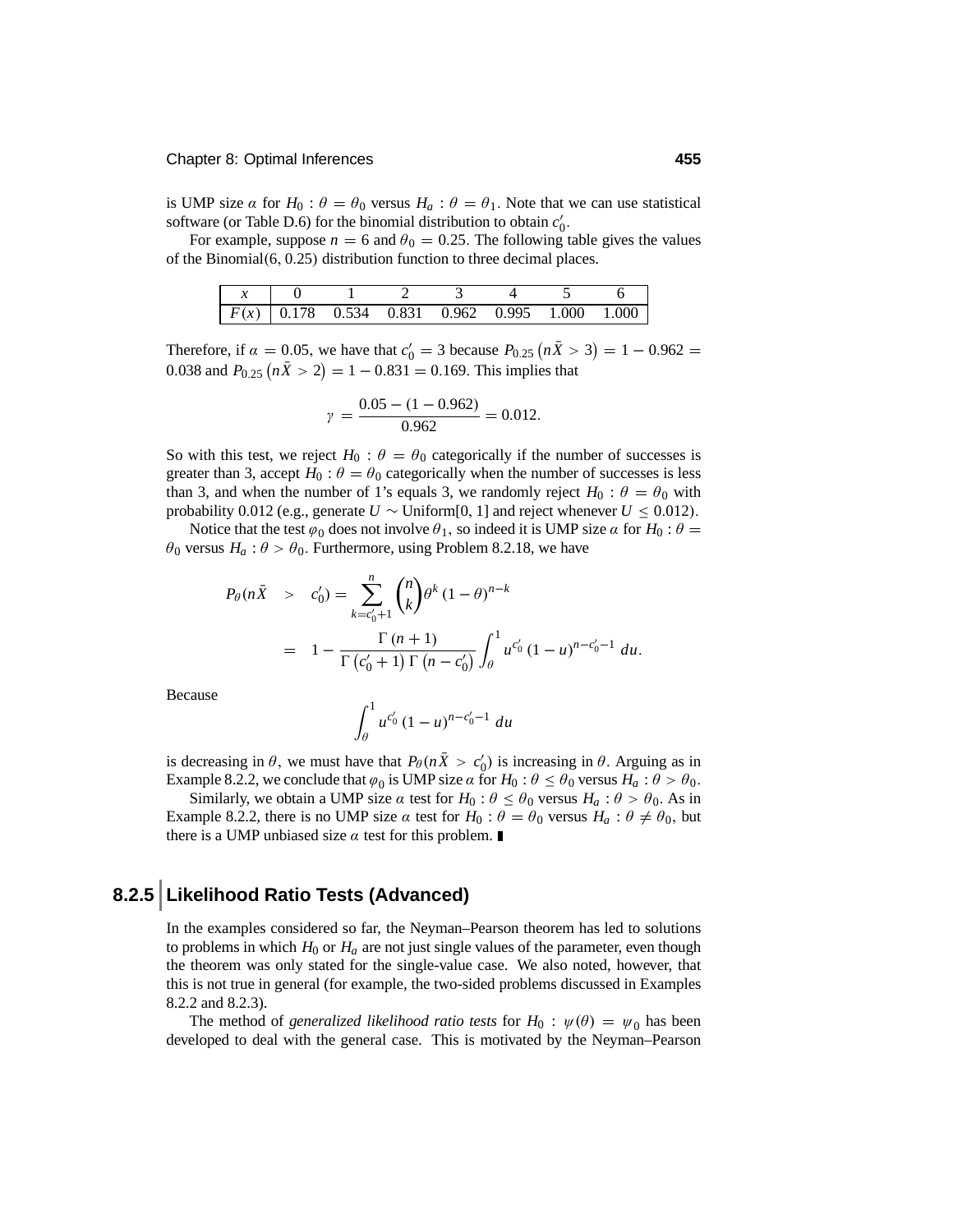is UMP size $\alpha$ for $H_0 : \theta = \theta_0$ versus $H_a : \theta = \theta_1$. Note that we can use statistical software (or Table D.6) for the binomial distribution to obtain $c_0'$.

For example, suppose $n = 6$ and $\theta_0 = 0.25$. The following table gives the values of the Binomial(6, 0.25) distribution function to three decimal places.

| $x$ | 0 | 1 | 2 | 3 | 4 | 5 | 6 |
|---|---|---|---|---|---|---|---|
| $F(x)$ | 0.178 | 0.534 | 0.831 | 0.962 | 0.995 | 1.000 | 1.000 |

Therefore, if $\alpha = 0.05$, we have that $c_0' = 3$ because $P_{0.25}\left(n\bar{X} > 3\right) = 1 - 0.962 = 0.038$ and $P_{0.25}\left(n\bar{X} > 2\right) = 1 - 0.831 = 0.169$. This implies that

$$\gamma = \frac{0.05 - (1 - 0.962)}{0.962} = 0.012.$$

So with this test, we reject $H_0 : \theta = \theta_0$ categorically if the number of successes is greater than 3, accept $H_0 : \theta = \theta_0$ categorically when the number of successes is less than 3, and when the number of 1's equals 3, we randomly reject $H_0 : \theta = \theta_0$ with probability 0.012 (e.g., generate $U \sim$ Uniform[0, 1] and reject whenever $U \le 0.012$).

Notice that the test $\varphi_0$ does not involve $\theta_1$, so indeed it is UMP size $\alpha$ for $H_0 : \theta = \theta_0$ versus $H_a : \theta > \theta_0$. Furthermore, using Problem 8.2.18, we have

$$\begin{aligned} P_\theta(n\bar{X} \;\; &> \;\; c_0') = \sum_{k=c_0'+1}^{n} \binom{n}{k} \theta^k (1-\theta)^{n-k} \\ &= \;\; 1 - \frac{\Gamma(n+1)}{\Gamma\left(c_0'+1\right)\Gamma\left(n-c_0'\right)} \int_\theta^1 u^{c_0'} (1-u)^{n-c_0'-1}\, du. \end{aligned}$$

Because

$$\int_\theta^1 u^{c_0'} (1-u)^{n-c_0'-1}\, du$$

is decreasing in $\theta$, we must have that $P_\theta(n\bar{X} > c_0')$ is increasing in $\theta$. Arguing as in Example 8.2.2, we conclude that $\varphi_0$ is UMP size $\alpha$ for $H_0 : \theta \le \theta_0$ versus $H_a : \theta > \theta_0$.

Similarly, we obtain a UMP size $\alpha$ test for $H_0 : \theta \le \theta_0$ versus $H_a : \theta > \theta_0$. As in Example 8.2.2, there is no UMP size $\alpha$ test for $H_0 : \theta = \theta_0$ versus $H_a : \theta \ne \theta_0$, but there is a UMP unbiased size $\alpha$ test for this problem. ∎

## 8.2.5 Likelihood Ratio Tests (Advanced)

In the examples considered so far, the Neyman–Pearson theorem has led to solutions to problems in which $H_0$ or $H_a$ are not just single values of the parameter, even though the theorem was only stated for the single-value case. We also noted, however, that this is not true in general (for example, the two-sided problems discussed in Examples 8.2.2 and 8.2.3).

The method of *generalized likelihood ratio tests* for $H_0 : \psi(\theta) = \psi_0$ has been developed to deal with the general case. This is motivated by the Neyman–Pearson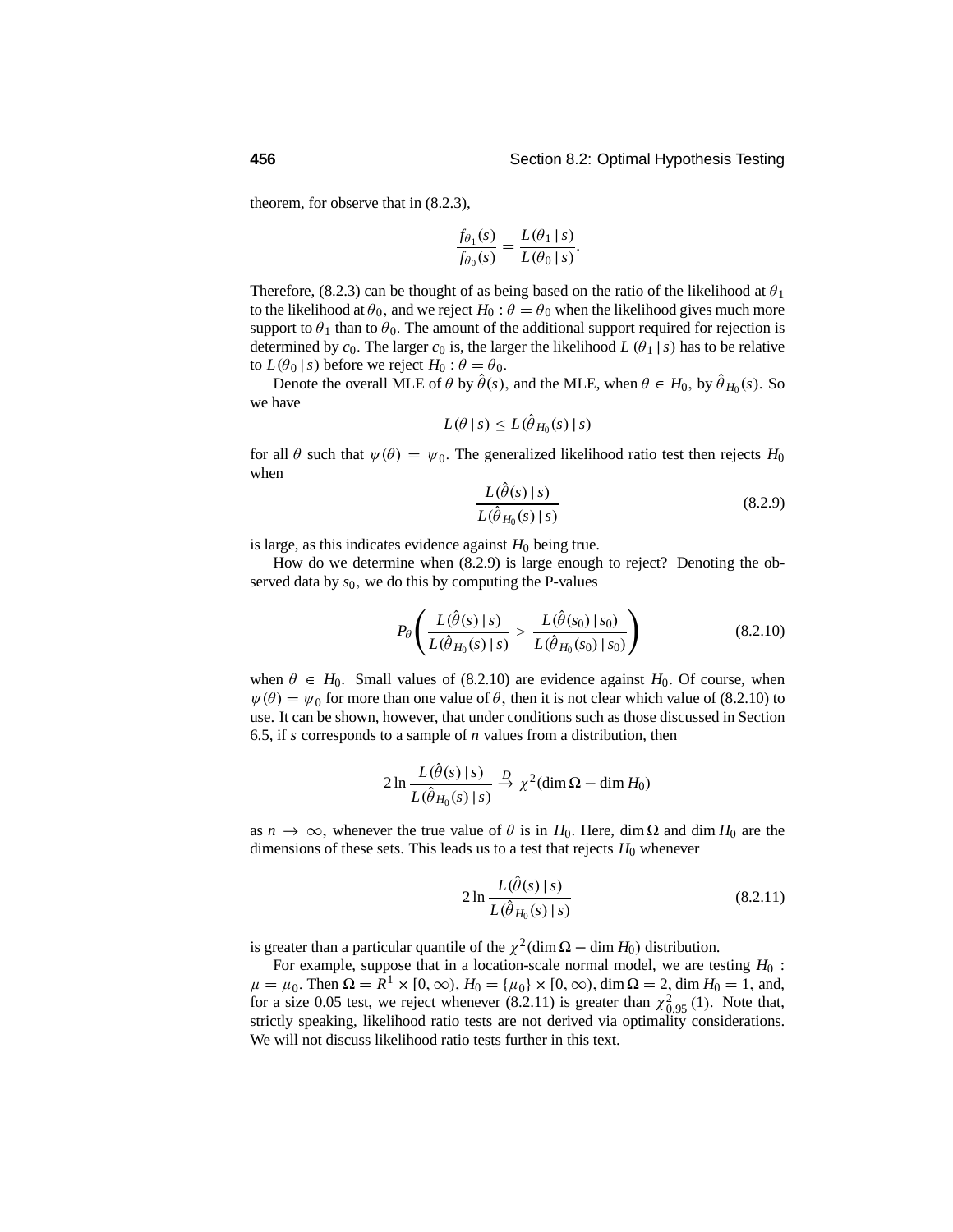theorem, for observe that in (8.2.3),

$$\frac{f_{\theta_1}(s)}{f_{\theta_0}(s)} = \frac{L(\theta_1 \,|\, s)}{L(\theta_0 \,|\, s)}.$$

Therefore, (8.2.3) can be thought of as being based on the ratio of the likelihood at $\theta_1$ to the likelihood at $\theta_0$, and we reject $H_0 : \theta = \theta_0$ when the likelihood gives much more support to $\theta_1$ than to $\theta_0$. The amount of the additional support required for rejection is determined by $c_0$. The larger $c_0$ is, the larger the likelihood $L(\theta_1 \,|\, s)$ has to be relative to $L(\theta_0 \,|\, s)$ before we reject $H_0 : \theta = \theta_0$.

Denote the overall MLE of $\theta$ by $\hat{\theta}(s)$, and the MLE, when $\theta \in H_0$, by $\hat{\theta}_{H_0}(s)$. So we have

$$L(\theta \,|\, s) \leq L(\hat{\theta}_{H_0}(s) \,|\, s)$$

for all $\theta$ such that $\psi(\theta) = \psi_0$. The generalized likelihood ratio test then rejects $H_0$ when

$$\frac{L(\hat{\theta}(s) \,|\, s)}{L(\hat{\theta}_{H_0}(s) \,|\, s)} \tag{8.2.9}$$

is large, as this indicates evidence against $H_0$ being true.

How do we determine when (8.2.9) is large enough to reject? Denoting the observed data by $s_0$, we do this by computing the P-values

$$P_{\theta}\left( \frac{L(\hat{\theta}(s) \,|\, s)}{L(\hat{\theta}_{H_0}(s) \,|\, s)} > \frac{L(\hat{\theta}(s_0) \,|\, s_0)}{L(\hat{\theta}_{H_0}(s_0) \,|\, s_0)} \right) \tag{8.2.10}$$

when $\theta \in H_0$. Small values of (8.2.10) are evidence against $H_0$. Of course, when $\psi(\theta) = \psi_0$ for more than one value of $\theta$, then it is not clear which value of (8.2.10) to use. It can be shown, however, that under conditions such as those discussed in Section 6.5, if $s$ corresponds to a sample of $n$ values from a distribution, then

$$2 \ln \frac{L(\hat{\theta}(s) \,|\, s)}{L(\hat{\theta}_{H_0}(s) \,|\, s)} \xrightarrow{D} \chi^2(\dim \Omega - \dim H_0)$$

as $n \to \infty$, whenever the true value of $\theta$ is in $H_0$. Here, $\dim \Omega$ and $\dim H_0$ are the dimensions of these sets. This leads us to a test that rejects $H_0$ whenever

$$2 \ln \frac{L(\hat{\theta}(s) \,|\, s)}{L(\hat{\theta}_{H_0}(s) \,|\, s)} \tag{8.2.11}$$

is greater than a particular quantile of the $\chi^2(\dim \Omega - \dim H_0)$ distribution.

For example, suppose that in a location-scale normal model, we are testing $H_0 : \mu = \mu_0$. Then $\Omega = R^1 \times [0, \infty)$, $H_0 = \{\mu_0\} \times [0, \infty)$, $\dim \Omega = 2$, $\dim H_0 = 1$, and, for a size 0.05 test, we reject whenever (8.2.11) is greater than $\chi^2_{0.95}(1)$. Note that, strictly speaking, likelihood ratio tests are not derived via optimality considerations. We will not discuss likelihood ratio tests further in this text.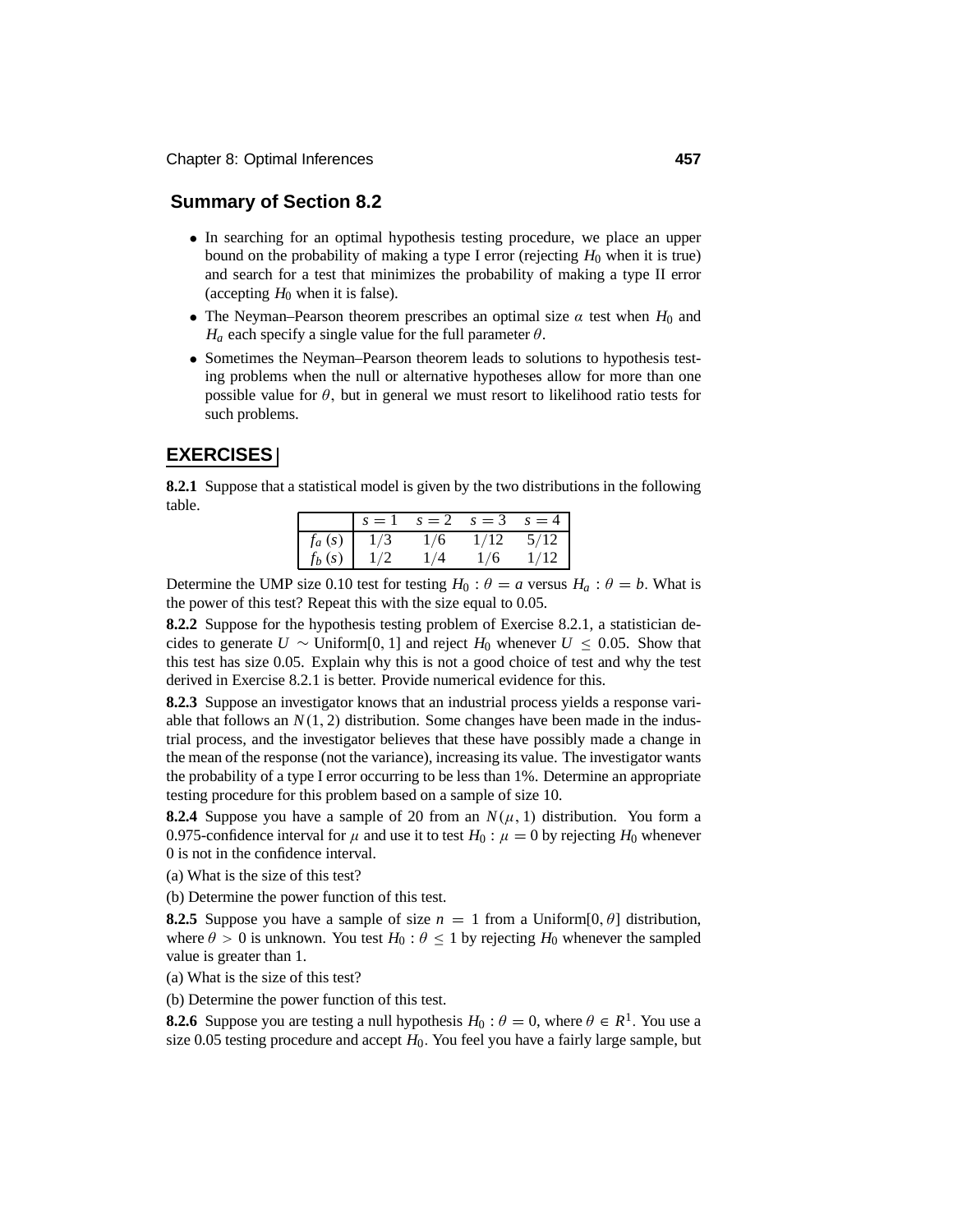## Summary of Section 8.2

- In searching for an optimal hypothesis testing procedure, we place an upper bound on the probability of making a type I error (rejecting $H_0$ when it is true) and search for a test that minimizes the probability of making a type II error (accepting $H_0$ when it is false).
- The Neyman–Pearson theorem prescribes an optimal size $\alpha$ test when $H_0$ and $H_a$ each specify a single value for the full parameter $\theta$.
- Sometimes the Neyman–Pearson theorem leads to solutions to hypothesis testing problems when the null or alternative hypotheses allow for more than one possible value for $\theta$, but in general we must resort to likelihood ratio tests for such problems.

## EXERCISES

**8.2.1** Suppose that a statistical model is given by the two distributions in the following table.

| | $s=1$ | $s=2$ | $s=3$ | $s=4$ |
|---|---|---|---|---|
| $f_a(s)$ | $1/3$ | $1/6$ | $1/12$ | $5/12$ |
| $f_b(s)$ | $1/2$ | $1/4$ | $1/6$ | $1/12$ |

Determine the UMP size 0.10 test for testing $H_0 : \theta = a$ versus $H_a : \theta = b$. What is the power of this test? Repeat this with the size equal to 0.05.

**8.2.2** Suppose for the hypothesis testing problem of Exercise 8.2.1, a statistician decides to generate $U \sim$ Uniform[0, 1] and reject $H_0$ whenever $U \le 0.05$. Show that this test has size 0.05. Explain why this is not a good choice of test and why the test derived in Exercise 8.2.1 is better. Provide numerical evidence for this.

**8.2.3** Suppose an investigator knows that an industrial process yields a response variable that follows an $N(1, 2)$ distribution. Some changes have been made in the industrial process, and the investigator believes that these have possibly made a change in the mean of the response (not the variance), increasing its value. The investigator wants the probability of a type I error occurring to be less than 1%. Determine an appropriate testing procedure for this problem based on a sample of size 10.

**8.2.4** Suppose you have a sample of 20 from an $N(\mu, 1)$ distribution. You form a 0.975-confidence interval for $\mu$ and use it to test $H_0 : \mu = 0$ by rejecting $H_0$ whenever 0 is not in the confidence interval.

(a) What is the size of this test?

(b) Determine the power function of this test.

**8.2.5** Suppose you have a sample of size $n = 1$ from a Uniform$[0, \theta]$ distribution, where $\theta > 0$ is unknown. You test $H_0 : \theta \le 1$ by rejecting $H_0$ whenever the sampled value is greater than 1.

(a) What is the size of this test?

(b) Determine the power function of this test.

**8.2.6** Suppose you are testing a null hypothesis $H_0 : \theta = 0$, where $\theta \in R^1$. You use a size 0.05 testing procedure and accept $H_0$. You feel you have a fairly large sample, but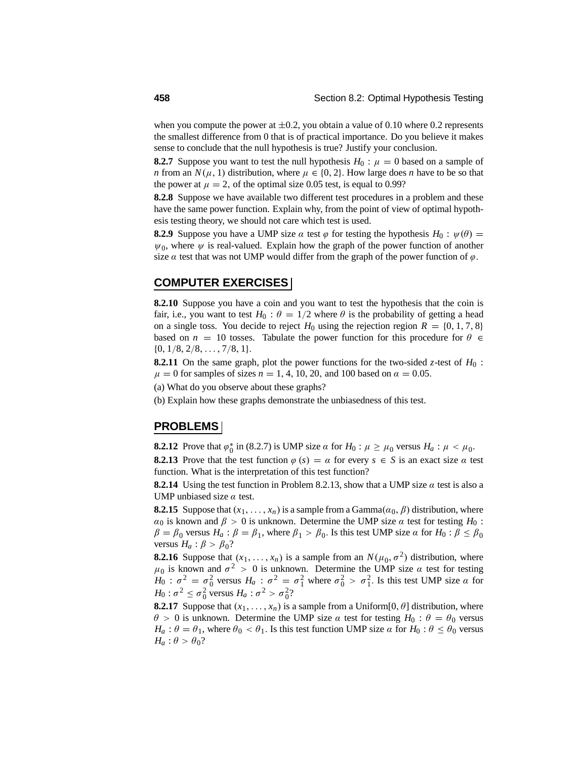when you compute the power at $\pm 0.2$, you obtain a value of 0.10 where 0.2 represents the smallest difference from 0 that is of practical importance. Do you believe it makes sense to conclude that the null hypothesis is true? Justify your conclusion.

**8.2.7** Suppose you want to test the null hypothesis $H_0 : \mu = 0$ based on a sample of $n$ from an $N(\mu, 1)$ distribution, where $\mu \in \{0, 2\}$. How large does $n$ have to be so that the power at $\mu = 2$, of the optimal size 0.05 test, is equal to 0.99?

**8.2.8** Suppose we have available two different test procedures in a problem and these have the same power function. Explain why, from the point of view of optimal hypothesis testing theory, we should not care which test is used.

**8.2.9** Suppose you have a UMP size $\alpha$ test $\varphi$ for testing the hypothesis $H_0 : \psi(\theta) = \psi_0$, where $\psi$ is real-valued. Explain how the graph of the power function of another size $\alpha$ test that was not UMP would differ from the graph of the power function of $\varphi$.

## COMPUTER EXERCISES

**8.2.10** Suppose you have a coin and you want to test the hypothesis that the coin is fair, i.e., you want to test $H_0 : \theta = 1/2$ where $\theta$ is the probability of getting a head on a single toss. You decide to reject $H_0$ using the rejection region $R = \{0, 1, 7, 8\}$ based on $n = 10$ tosses. Tabulate the power function for this procedure for $\theta \in \{0, 1/8, 2/8, \ldots, 7/8, 1\}$.

**8.2.11** On the same graph, plot the power functions for the two-sided $z$-test of $H_0 : \mu = 0$ for samples of sizes $n = 1, 4, 10, 20$, and 100 based on $\alpha = 0.05$.

(a) What do you observe about these graphs?

(b) Explain how these graphs demonstrate the unbiasedness of this test.

## PROBLEMS

**8.2.12** Prove that $\varphi_0^*$ in (8.2.7) is UMP size $\alpha$ for $H_0 : \mu \geq \mu_0$ versus $H_a : \mu < \mu_0$.

**8.2.13** Prove that the test function $\varphi(s) = \alpha$ for every $s \in S$ is an exact size $\alpha$ test function. What is the interpretation of this test function?

**8.2.14** Using the test function in Problem 8.2.13, show that a UMP size $\alpha$ test is also a UMP unbiased size $\alpha$ test.

**8.2.15** Suppose that $(x_1, \ldots, x_n)$ is a sample from a Gamma$(\alpha_0, \beta)$ distribution, where $\alpha_0$ is known and $\beta > 0$ is unknown. Determine the UMP size $\alpha$ test for testing $H_0 : \beta = \beta_0$ versus $H_a : \beta = \beta_1$, where $\beta_1 > \beta_0$. Is this test UMP size $\alpha$ for $H_0 : \beta \leq \beta_0$ versus $H_a : \beta > \beta_0$?

**8.2.16** Suppose that $(x_1, \ldots, x_n)$ is a sample from an $N(\mu_0, \sigma^2)$ distribution, where $\mu_0$ is known and $\sigma^2 > 0$ is unknown. Determine the UMP size $\alpha$ test for testing $H_0 : \sigma^2 = \sigma_0^2$ versus $H_a : \sigma^2 = \sigma_1^2$ where $\sigma_0^2 > \sigma_1^2$. Is this test UMP size $\alpha$ for $H_0 : \sigma^2 \leq \sigma_0^2$ versus $H_a : \sigma^2 > \sigma_0^2$?

**8.2.17** Suppose that $(x_1, \ldots, x_n)$ is a sample from a Uniform$[0, \theta]$ distribution, where $\theta > 0$ is unknown. Determine the UMP size $\alpha$ test for testing $H_0 : \theta = \theta_0$ versus $H_a : \theta = \theta_1$, where $\theta_0 < \theta_1$. Is this test function UMP size $\alpha$ for $H_0 : \theta \leq \theta_0$ versus $H_a : \theta > \theta_0$?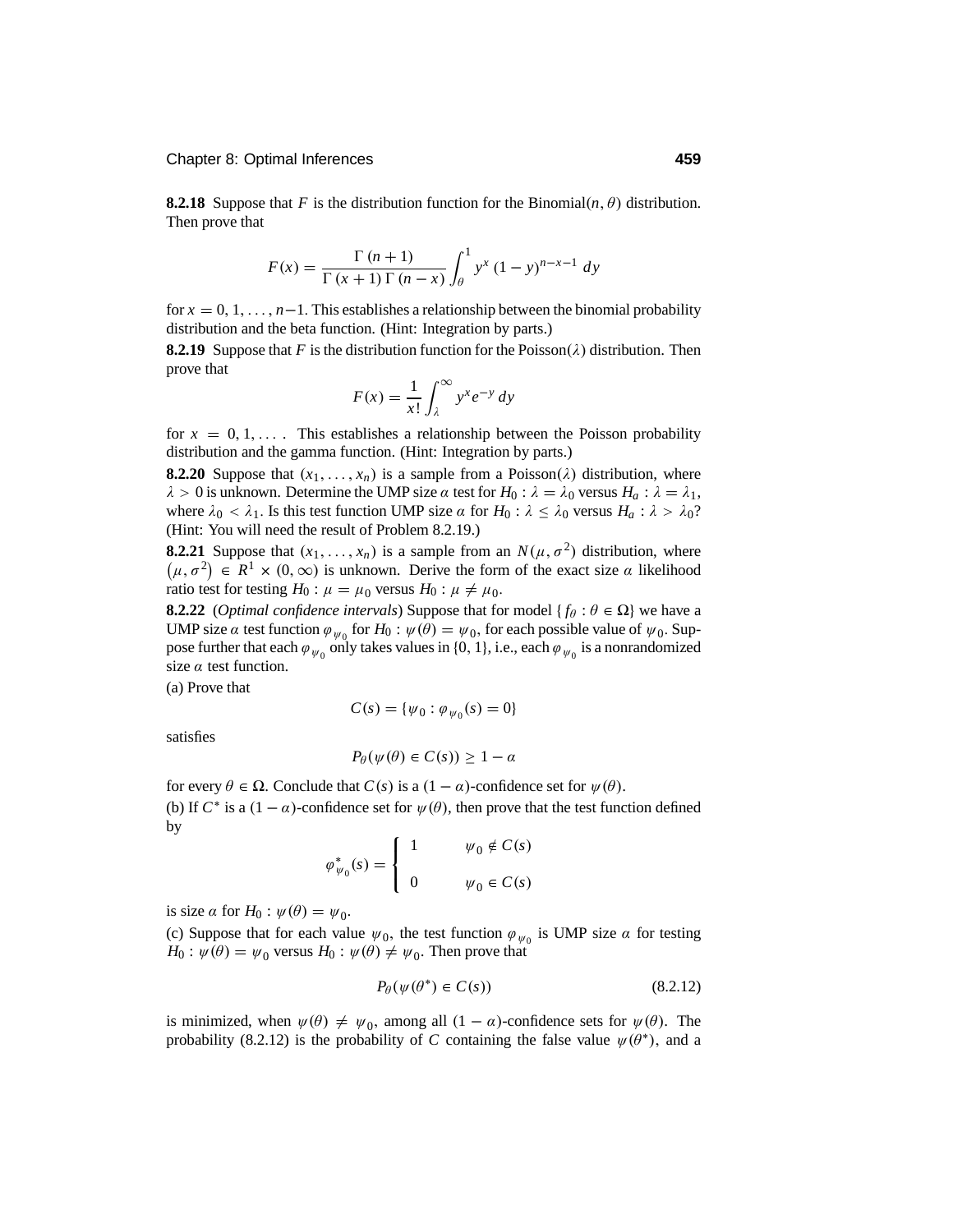**8.2.18** Suppose that $F$ is the distribution function for the Binomial$(n, \theta)$ distribution. Then prove that

$$F(x) = \frac{\Gamma(n+1)}{\Gamma(x+1)\,\Gamma(n-x)} \int_{\theta}^{1} y^{x} (1-y)^{n-x-1}\, dy$$

for $x = 0, 1, \ldots, n-1$. This establishes a relationship between the binomial probability distribution and the beta function. (Hint: Integration by parts.)

**8.2.19** Suppose that $F$ is the distribution function for the Poisson$(\lambda)$ distribution. Then prove that

$$F(x) = \frac{1}{x!} \int_{\lambda}^{\infty} y^{x} e^{-y}\, dy$$

for $x = 0, 1, \ldots$. This establishes a relationship between the Poisson probability distribution and the gamma function. (Hint: Integration by parts.)

**8.2.20** Suppose that $(x_1, \ldots, x_n)$ is a sample from a Poisson$(\lambda)$ distribution, where $\lambda > 0$ is unknown. Determine the UMP size $\alpha$ test for $H_0 : \lambda = \lambda_0$ versus $H_a : \lambda = \lambda_1$, where $\lambda_0 < \lambda_1$. Is this test function UMP size $\alpha$ for $H_0 : \lambda \leq \lambda_0$ versus $H_a : \lambda > \lambda_0$? (Hint: You will need the result of Problem 8.2.19.)

**8.2.21** Suppose that $(x_1, \ldots, x_n)$ is a sample from an $N(\mu, \sigma^2)$ distribution, where $(\mu, \sigma^2) \in R^1 \times (0, \infty)$ is unknown. Derive the form of the exact size $\alpha$ likelihood ratio test for testing $H_0 : \mu = \mu_0$ versus $H_0 : \mu \neq \mu_0$.

**8.2.22** (*Optimal confidence intervals*) Suppose that for model $\{f_\theta : \theta \in \Omega\}$ we have a UMP size $\alpha$ test function $\varphi_{\psi_0}$ for $H_0 : \psi(\theta) = \psi_0$, for each possible value of $\psi_0$. Suppose further that each $\varphi_{\psi_0}$ only takes values in $\{0, 1\}$, i.e., each $\varphi_{\psi_0}$ is a nonrandomized size $\alpha$ test function.

(a) Prove that

$$C(s) = \{\psi_0 : \varphi_{\psi_0}(s) = 0\}$$

satisfies

$$P_\theta(\psi(\theta) \in C(s)) \geq 1 - \alpha$$

for every $\theta \in \Omega$. Conclude that $C(s)$ is a $(1-\alpha)$-confidence set for $\psi(\theta)$.

(b) If $C^*$ is a $(1-\alpha)$-confidence set for $\psi(\theta)$, then prove that the test function defined by

$$\varphi^*_{\psi_0}(s) = \begin{cases} 1 & \psi_0 \notin C(s) \\ 0 & \psi_0 \in C(s) \end{cases}$$

is size $\alpha$ for $H_0 : \psi(\theta) = \psi_0$.

(c) Suppose that for each value $\psi_0$, the test function $\varphi_{\psi_0}$ is UMP size $\alpha$ for testing $H_0 : \psi(\theta) = \psi_0$ versus $H_0 : \psi(\theta) \neq \psi_0$. Then prove that

$$P_\theta(\psi(\theta^*) \in C(s)) \tag{8.2.12}$$

is minimized, when $\psi(\theta) \neq \psi_0$, among all $(1-\alpha)$-confidence sets for $\psi(\theta)$. The probability (8.2.12) is the probability of $C$ containing the false value $\psi(\theta^*)$, and a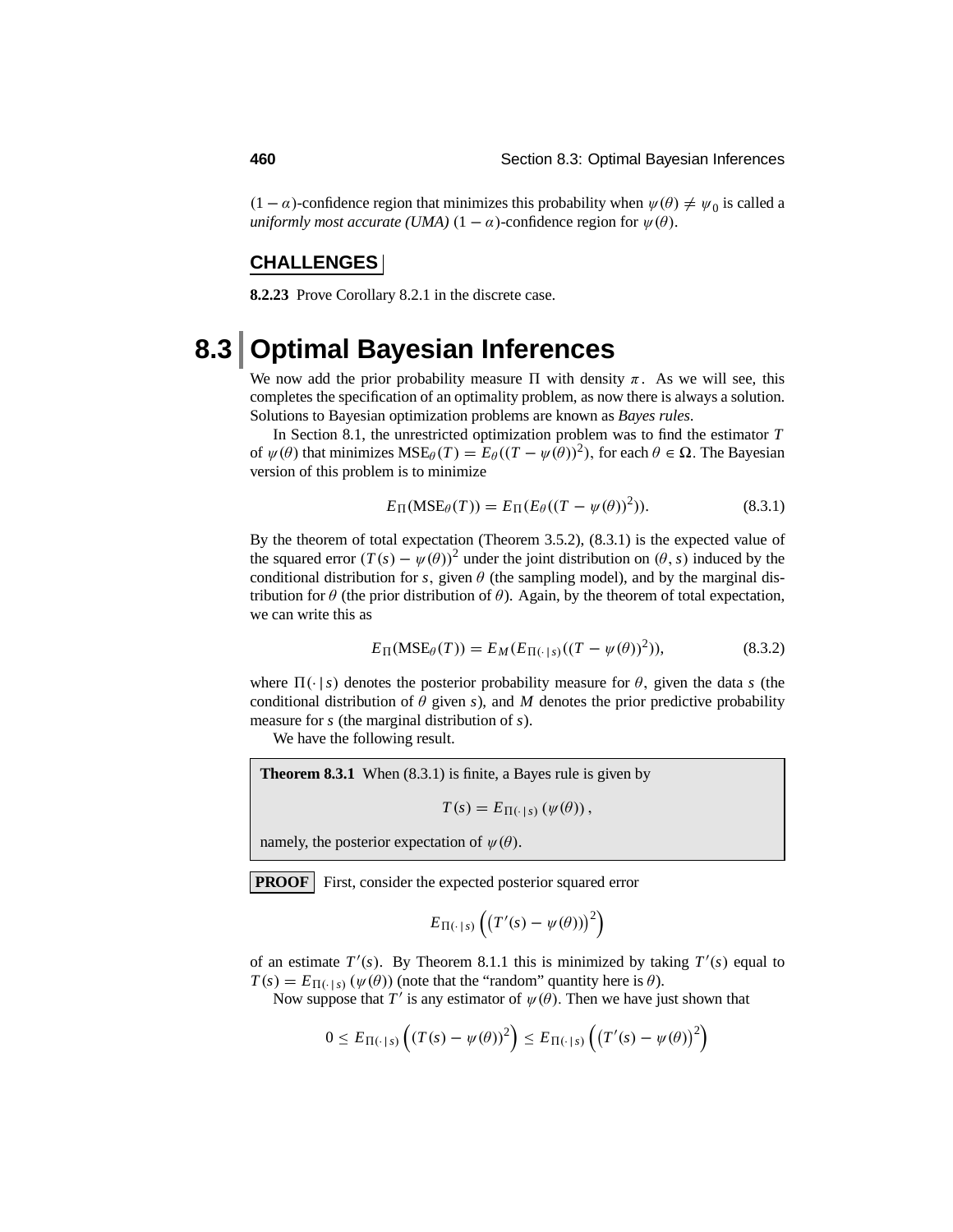$(1-\alpha)$-confidence region that minimizes this probability when $\psi(\theta) \neq \psi_0$ is called a *uniformly most accurate (UMA)* $(1-\alpha)$-confidence region for $\psi(\theta)$.

### CHALLENGES

**8.2.23** Prove Corollary 8.2.1 in the discrete case.

## 8.3 Optimal Bayesian Inferences

We now add the prior probability measure $\Pi$ with density $\pi$. As we will see, this completes the specification of an optimality problem, as now there is always a solution. Solutions to Bayesian optimization problems are known as *Bayes rules*.

In Section 8.1, the unrestricted optimization problem was to find the estimator $T$ of $\psi(\theta)$ that minimizes $\text{MSE}_\theta(T) = E_\theta((T - \psi(\theta))^2)$, for each $\theta \in \Omega$. The Bayesian version of this problem is to minimize

$$E_\Pi(\text{MSE}_\theta(T)) = E_\Pi(E_\theta((T - \psi(\theta))^2)). \tag{8.3.1}$$

By the theorem of total expectation (Theorem 3.5.2), (8.3.1) is the expected value of the squared error $(T(s) - \psi(\theta))^2$ under the joint distribution on $(\theta, s)$ induced by the conditional distribution for $s$, given $\theta$ (the sampling model), and by the marginal distribution for $\theta$ (the prior distribution of $\theta$). Again, by the theorem of total expectation, we can write this as

$$E_\Pi(\text{MSE}_\theta(T)) = E_M(E_{\Pi(\cdot\,|\,s)}((T - \psi(\theta))^2)), \tag{8.3.2}$$

where $\Pi(\cdot\,|\,s)$ denotes the posterior probability measure for $\theta$, given the data $s$ (the conditional distribution of $\theta$ given $s$), and $M$ denotes the prior predictive probability measure for $s$ (the marginal distribution of $s$).

We have the following result.

**Theorem 8.3.1** When (8.3.1) is finite, a Bayes rule is given by

$$T(s) = E_{\Pi(\cdot\,|\,s)}(\psi(\theta)),$$

namely, the posterior expectation of $\psi(\theta)$.

**PROOF** First, consider the expected posterior squared error

$$E_{\Pi(\cdot\,|\,s)}\left(\left(T'(s) - \psi(\theta)\right)^2\right)$$

of an estimate $T'(s)$. By Theorem 8.1.1 this is minimized by taking $T'(s)$ equal to $T(s) = E_{\Pi(\cdot\,|\,s)}(\psi(\theta))$ (note that the "random" quantity here is $\theta$).

Now suppose that $T'$ is any estimator of $\psi(\theta)$. Then we have just shown that

$$0 \leq E_{\Pi(\cdot\,|\,s)}\left((T(s) - \psi(\theta))^2\right) \leq E_{\Pi(\cdot\,|\,s)}\left(\left(T'(s) - \psi(\theta)\right)^2\right)$$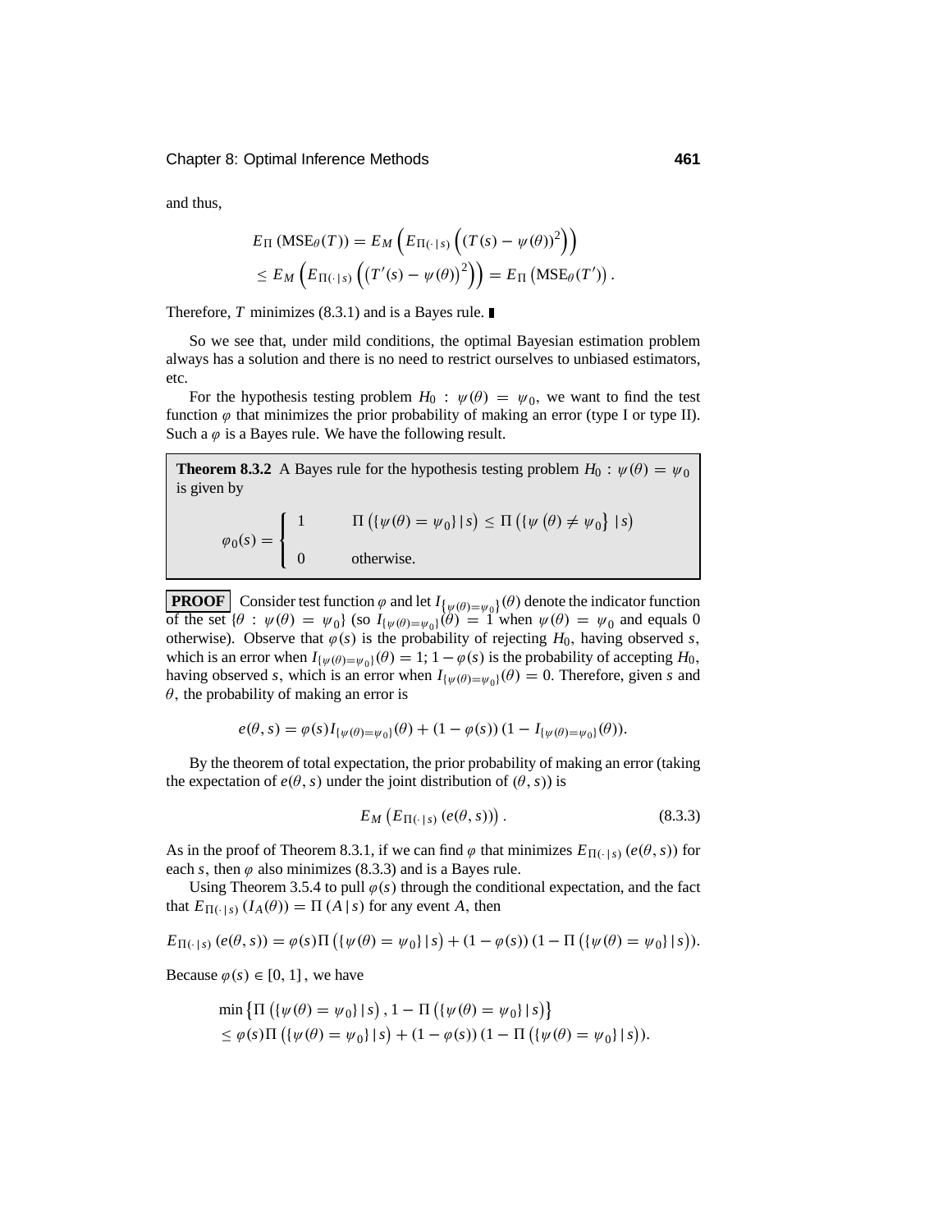and thus,

$$
\begin{aligned}
E_\Pi\left(\text{MSE}_\theta(T)\right) &= E_M\left(E_{\Pi(\cdot\,|\,s)}\left((T(s)-\psi(\theta))^2\right)\right) \\
&\le E_M\left(E_{\Pi(\cdot\,|\,s)}\left(\left(T'(s)-\psi(\theta)\right)^2\right)\right) = E_\Pi\left(\text{MSE}_\theta(T')\right).
\end{aligned}
$$

Therefore, $T$ minimizes (8.3.1) and is a Bayes rule. ∎

So we see that, under mild conditions, the optimal Bayesian estimation problem always has a solution and there is no need to restrict ourselves to unbiased estimators, etc.

For the hypothesis testing problem $H_0 : \psi(\theta) = \psi_0$, we want to find the test function $\varphi$ that minimizes the prior probability of making an error (type I or type II). Such a $\varphi$ is a Bayes rule. We have the following result.

**Theorem 8.3.2** A Bayes rule for the hypothesis testing problem $H_0 : \psi(\theta) = \psi_0$ is given by

$$
\varphi_0(s) = \begin{cases} 1 & \Pi\left(\{\psi(\theta) = \psi_0\}\,|\,s\right) \le \Pi\left(\{\psi\left(\theta\right) \ne \psi_0\}\,|\,s\right) \\ 0 & \text{otherwise.} \end{cases}
$$

**PROOF** Consider test function $\varphi$ and let $I_{\{\psi(\theta)=\psi_0\}}(\theta)$ denote the indicator function of the set $\{\theta : \psi(\theta) = \psi_0\}$ (so $I_{\{\psi(\theta)=\psi_0\}}(\theta) = 1$ when $\psi(\theta) = \psi_0$ and equals 0 otherwise). Observe that $\varphi(s)$ is the probability of rejecting $H_0$, having observed $s$, which is an error when $I_{\{\psi(\theta)=\psi_0\}}(\theta) = 1$; $1-\varphi(s)$ is the probability of accepting $H_0$, having observed $s$, which is an error when $I_{\{\psi(\theta)=\psi_0\}}(\theta) = 0$. Therefore, given $s$ and $\theta$, the probability of making an error is

$$
e(\theta, s) = \varphi(s) I_{\{\psi(\theta)=\psi_0\}}(\theta) + (1-\varphi(s))\,(1 - I_{\{\psi(\theta)=\psi_0\}}(\theta)).
$$

By the theorem of total expectation, the prior probability of making an error (taking the expectation of $e(\theta, s)$ under the joint distribution of $(\theta, s)$) is

$$
E_M\left(E_{\Pi(\cdot\,|\,s)}\left(e(\theta, s)\right)\right). \tag{8.3.3}
$$

As in the proof of Theorem 8.3.1, if we can find $\varphi$ that minimizes $E_{\Pi(\cdot\,|\,s)}\left(e(\theta, s)\right)$ for each $s$, then $\varphi$ also minimizes (8.3.3) and is a Bayes rule.

Using Theorem 3.5.4 to pull $\varphi(s)$ through the conditional expectation, and the fact that $E_{\Pi(\cdot\,|\,s)}\left(I_A(\theta)\right) = \Pi\left(A\,|\,s\right)$ for any event $A$, then

$$
E_{\Pi(\cdot\,|\,s)}\left(e(\theta, s)\right) = \varphi(s)\Pi\left(\{\psi(\theta) = \psi_0\}\,|\,s\right) + (1-\varphi(s))\,(1 - \Pi\left(\{\psi(\theta) = \psi_0\}\,|\,s\right)).
$$

Because $\varphi(s) \in [0, 1]$, we have

$$
\begin{aligned}
&\min\left\{\Pi\left(\{\psi(\theta) = \psi_0\}\,|\,s\right), 1 - \Pi\left(\{\psi(\theta) = \psi_0\}\,|\,s\right)\right\} \\
&\le \varphi(s)\Pi\left(\{\psi(\theta) = \psi_0\}\,|\,s\right) + (1-\varphi(s))\,(1 - \Pi\left(\{\psi(\theta) = \psi_0\}\,|\,s\right)).
\end{aligned}
$$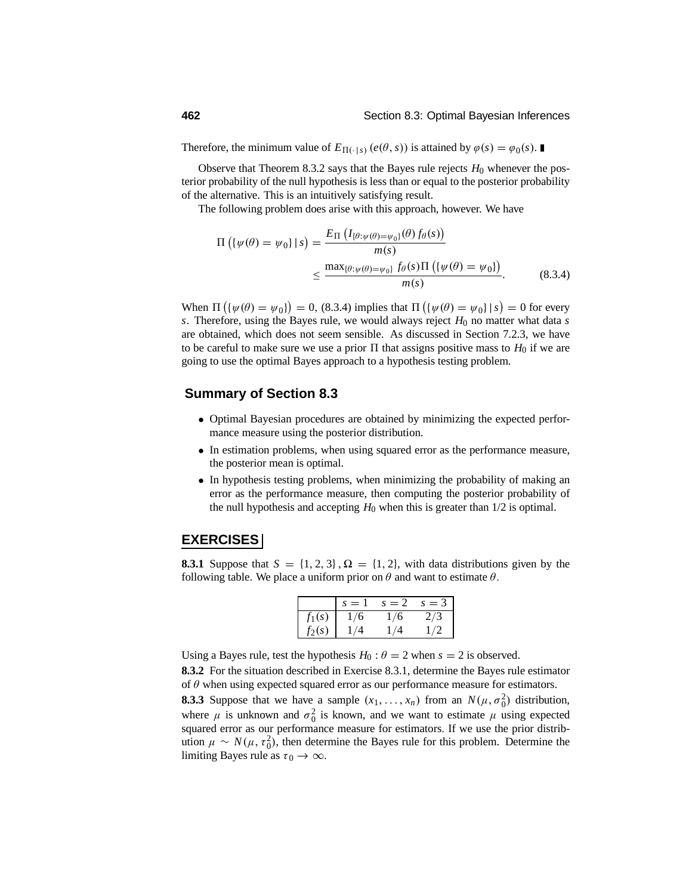Therefore, the minimum value of $E_{\Pi(\cdot\,|\,s)}\,(e(\theta, s))$ is attained by $\varphi(s) = \varphi_0(s)$. ∎

Observe that Theorem 8.3.2 says that the Bayes rule rejects $H_0$ whenever the posterior probability of the null hypothesis is less than or equal to the posterior probability of the alternative. This is an intuitively satisfying result.

The following problem does arise with this approach, however. We have

$$
\begin{aligned}
\Pi\left(\{\psi(\theta) = \psi_0\}\,|\,s\right) &= \frac{E_{\Pi}\left(I_{\{\theta:\psi(\theta)=\psi_0\}}(\theta)\, f_\theta(s)\right)}{m(s)} \\
&\leq \frac{\max_{\{\theta:\psi(\theta)=\psi_0\}} f_\theta(s)\Pi\left(\{\psi(\theta) = \psi_0\}\right)}{m(s)}. \qquad (8.3.4)
\end{aligned}
$$

When $\Pi\left(\{\psi(\theta) = \psi_0\}\right) = 0$, (8.3.4) implies that $\Pi\left(\{\psi(\theta) = \psi_0\}\,|\,s\right) = 0$ for every $s$. Therefore, using the Bayes rule, we would always reject $H_0$ no matter what data $s$ are obtained, which does not seem sensible. As discussed in Section 7.2.3, we have to be careful to make sure we use a prior $\Pi$ that assigns positive mass to $H_0$ if we are going to use the optimal Bayes approach to a hypothesis testing problem.

## Summary of Section 8.3

- Optimal Bayesian procedures are obtained by minimizing the expected performance measure using the posterior distribution.
- In estimation problems, when using squared error as the performance measure, the posterior mean is optimal.
- In hypothesis testing problems, when minimizing the probability of making an error as the performance measure, then computing the posterior probability of the null hypothesis and accepting $H_0$ when this is greater than 1/2 is optimal.

## EXERCISES

**8.3.1** Suppose that $S = \{1, 2, 3\}, \Omega = \{1, 2\}$, with data distributions given by the following table. We place a uniform prior on $\theta$ and want to estimate $\theta$.

| | $s = 1$ | $s = 2$ | $s = 3$ |
|---|---|---|---|
| $f_1(s)$ | $1/6$ | $1/6$ | $2/3$ |
| $f_2(s)$ | $1/4$ | $1/4$ | $1/2$ |

Using a Bayes rule, test the hypothesis $H_0 : \theta = 2$ when $s = 2$ is observed.

**8.3.2** For the situation described in Exercise 8.3.1, determine the Bayes rule estimator of $\theta$ when using expected squared error as our performance measure for estimators.

**8.3.3** Suppose that we have a sample $(x_1, \ldots, x_n)$ from an $N(\mu, \sigma_0^2)$ distribution, where $\mu$ is unknown and $\sigma_0^2$ is known, and we want to estimate $\mu$ using expected squared error as our performance measure for estimators. If we use the prior distribution $\mu \sim N(\mu, \tau_0^2)$, then determine the Bayes rule for this problem. Determine the limiting Bayes rule as $\tau_0 \to \infty$.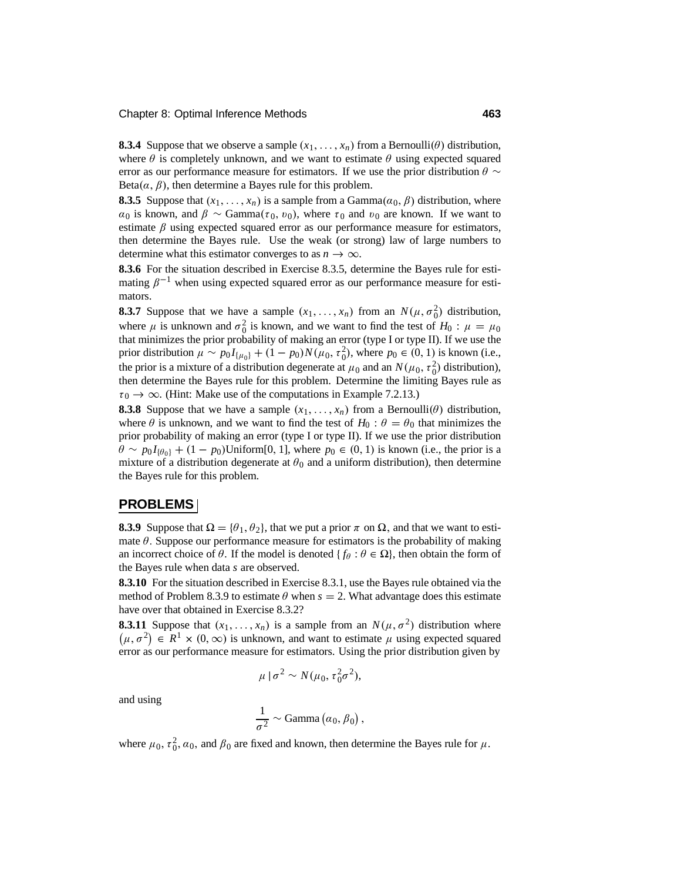**8.3.4** Suppose that we observe a sample $(x_1, \ldots, x_n)$ from a Bernoulli$(\theta)$ distribution, where $\theta$ is completely unknown, and we want to estimate $\theta$ using expected squared error as our performance measure for estimators. If we use the prior distribution $\theta \sim$ Beta$(\alpha, \beta)$, then determine a Bayes rule for this problem.

**8.3.5** Suppose that $(x_1, \ldots, x_n)$ is a sample from a Gamma$(\alpha_0, \beta)$ distribution, where $\alpha_0$ is known, and $\beta \sim$ Gamma$(\tau_0, \upsilon_0)$, where $\tau_0$ and $\upsilon_0$ are known. If we want to estimate $\beta$ using expected squared error as our performance measure for estimators, then determine the Bayes rule. Use the weak (or strong) law of large numbers to determine what this estimator converges to as $n \to \infty$.

**8.3.6** For the situation described in Exercise 8.3.5, determine the Bayes rule for estimating $\beta^{-1}$ when using expected squared error as our performance measure for estimators.

**8.3.7** Suppose that we have a sample $(x_1, \ldots, x_n)$ from an $N(\mu, \sigma_0^2)$ distribution, where $\mu$ is unknown and $\sigma_0^2$ is known, and we want to find the test of $H_0 : \mu = \mu_0$ that minimizes the prior probability of making an error (type I or type II). If we use the prior distribution $\mu \sim p_0 I_{\{\mu_0\}} + (1 - p_0) N(\mu_0, \tau_0^2)$, where $p_0 \in (0, 1)$ is known (i.e., the prior is a mixture of a distribution degenerate at $\mu_0$ and an $N(\mu_0, \tau_0^2)$ distribution), then determine the Bayes rule for this problem. Determine the limiting Bayes rule as $\tau_0 \to \infty$. (Hint: Make use of the computations in Example 7.2.13.)

**8.3.8** Suppose that we have a sample $(x_1, \ldots, x_n)$ from a Bernoulli$(\theta)$ distribution, where $\theta$ is unknown, and we want to find the test of $H_0 : \theta = \theta_0$ that minimizes the prior probability of making an error (type I or type II). If we use the prior distribution $\theta \sim p_0 I_{\{\theta_0\}} + (1 - p_0)$Uniform$[0, 1]$, where $p_0 \in (0, 1)$ is known (i.e., the prior is a mixture of a distribution degenerate at $\theta_0$ and a uniform distribution), then determine the Bayes rule for this problem.

## PROBLEMS

**8.3.9** Suppose that $\Omega = \{\theta_1, \theta_2\}$, that we put a prior $\pi$ on $\Omega$, and that we want to estimate $\theta$. Suppose our performance measure for estimators is the probability of making an incorrect choice of $\theta$. If the model is denoted $\{f_\theta : \theta \in \Omega\}$, then obtain the form of the Bayes rule when data $s$ are observed.

**8.3.10** For the situation described in Exercise 8.3.1, use the Bayes rule obtained via the method of Problem 8.3.9 to estimate $\theta$ when $s = 2$. What advantage does this estimate have over that obtained in Exercise 8.3.2?

**8.3.11** Suppose that $(x_1, \ldots, x_n)$ is a sample from an $N(\mu, \sigma^2)$ distribution where $(\mu, \sigma^2) \in R^1 \times (0, \infty)$ is unknown, and want to estimate $\mu$ using expected squared error as our performance measure for estimators. Using the prior distribution given by

$$\mu \mid \sigma^2 \sim N(\mu_0, \tau_0^2 \sigma^2),$$

and using

$$\frac{1}{\sigma^2} \sim \text{Gamma}\left(\alpha_0, \beta_0\right),$$

where $\mu_0, \tau_0^2, \alpha_0$, and $\beta_0$ are fixed and known, then determine the Bayes rule for $\mu$.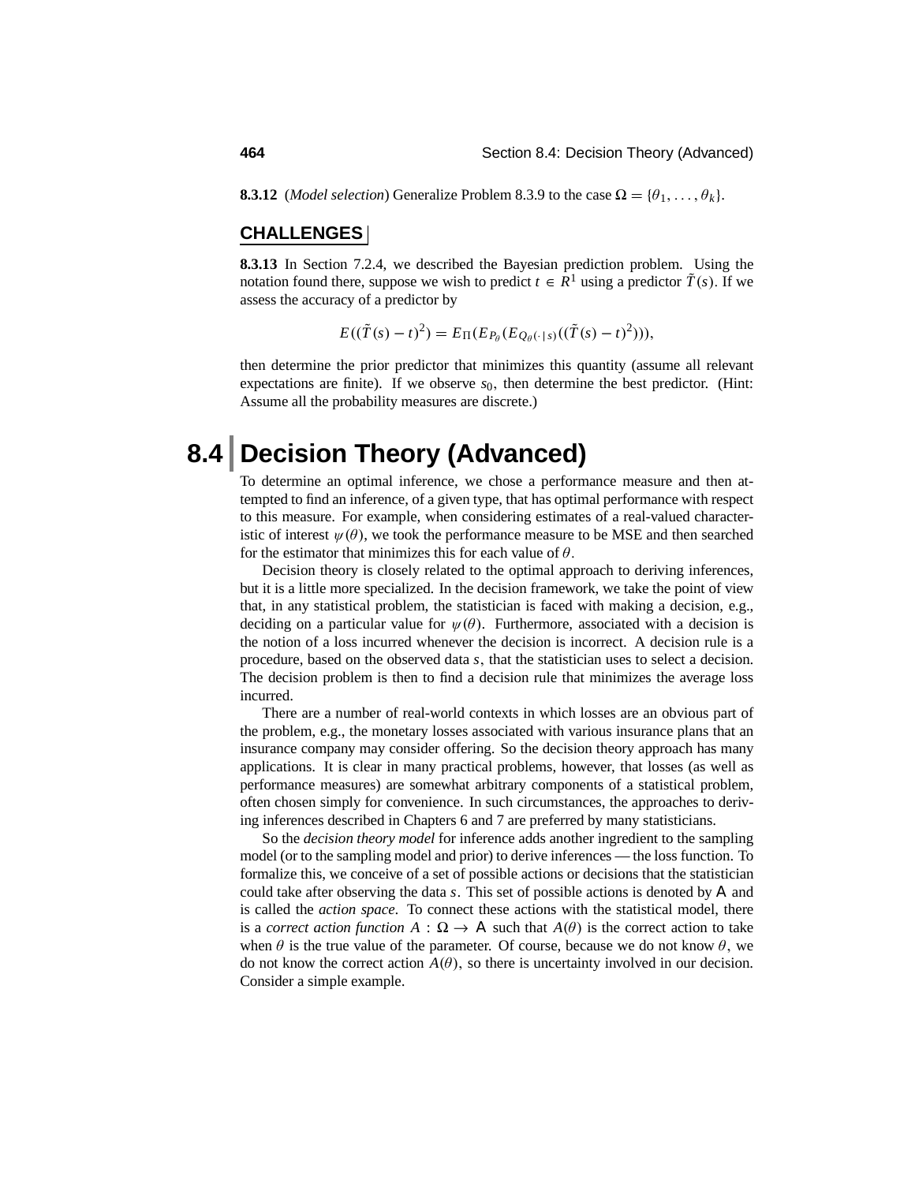**8.3.12** (*Model selection*) Generalize Problem 8.3.9 to the case $\Omega = \{\theta_1, \ldots, \theta_k\}$.

### CHALLENGES

**8.3.13** In Section 7.2.4, we described the Bayesian prediction problem. Using the notation found there, suppose we wish to predict $t \in R^1$ using a predictor $\tilde{T}(s)$. If we assess the accuracy of a predictor by

$$E((\tilde{T}(s) - t)^2) = E_\Pi(E_{P_\theta}(E_{Q_\theta(\cdot \mid s)}((\tilde{T}(s) - t)^2))),$$

then determine the prior predictor that minimizes this quantity (assume all relevant expectations are finite). If we observe $s_0$, then determine the best predictor. (Hint: Assume all the probability measures are discrete.)

## 8.4 Decision Theory (Advanced)

To determine an optimal inference, we chose a performance measure and then attempted to find an inference, of a given type, that has optimal performance with respect to this measure. For example, when considering estimates of a real-valued characteristic of interest $\psi(\theta)$, we took the performance measure to be MSE and then searched for the estimator that minimizes this for each value of $\theta$.

Decision theory is closely related to the optimal approach to deriving inferences, but it is a little more specialized. In the decision framework, we take the point of view that, in any statistical problem, the statistician is faced with making a decision, e.g., deciding on a particular value for $\psi(\theta)$. Furthermore, associated with a decision is the notion of a loss incurred whenever the decision is incorrect. A decision rule is a procedure, based on the observed data $s$, that the statistician uses to select a decision. The decision problem is then to find a decision rule that minimizes the average loss incurred.

There are a number of real-world contexts in which losses are an obvious part of the problem, e.g., the monetary losses associated with various insurance plans that an insurance company may consider offering. So the decision theory approach has many applications. It is clear in many practical problems, however, that losses (as well as performance measures) are somewhat arbitrary components of a statistical problem, often chosen simply for convenience. In such circumstances, the approaches to deriving inferences described in Chapters 6 and 7 are preferred by many statisticians.

So the *decision theory model* for inference adds another ingredient to the sampling model (or to the sampling model and prior) to derive inferences — the loss function. To formalize this, we conceive of a set of possible actions or decisions that the statistician could take after observing the data $s$. This set of possible actions is denoted by $\mathsf{A}$ and is called the *action space*. To connect these actions with the statistical model, there is a *correct action function* $A : \Omega \to \mathsf{A}$ such that $A(\theta)$ is the correct action to take when $\theta$ is the true value of the parameter. Of course, because we do not know $\theta$, we do not know the correct action $A(\theta)$, so there is uncertainty involved in our decision. Consider a simple example.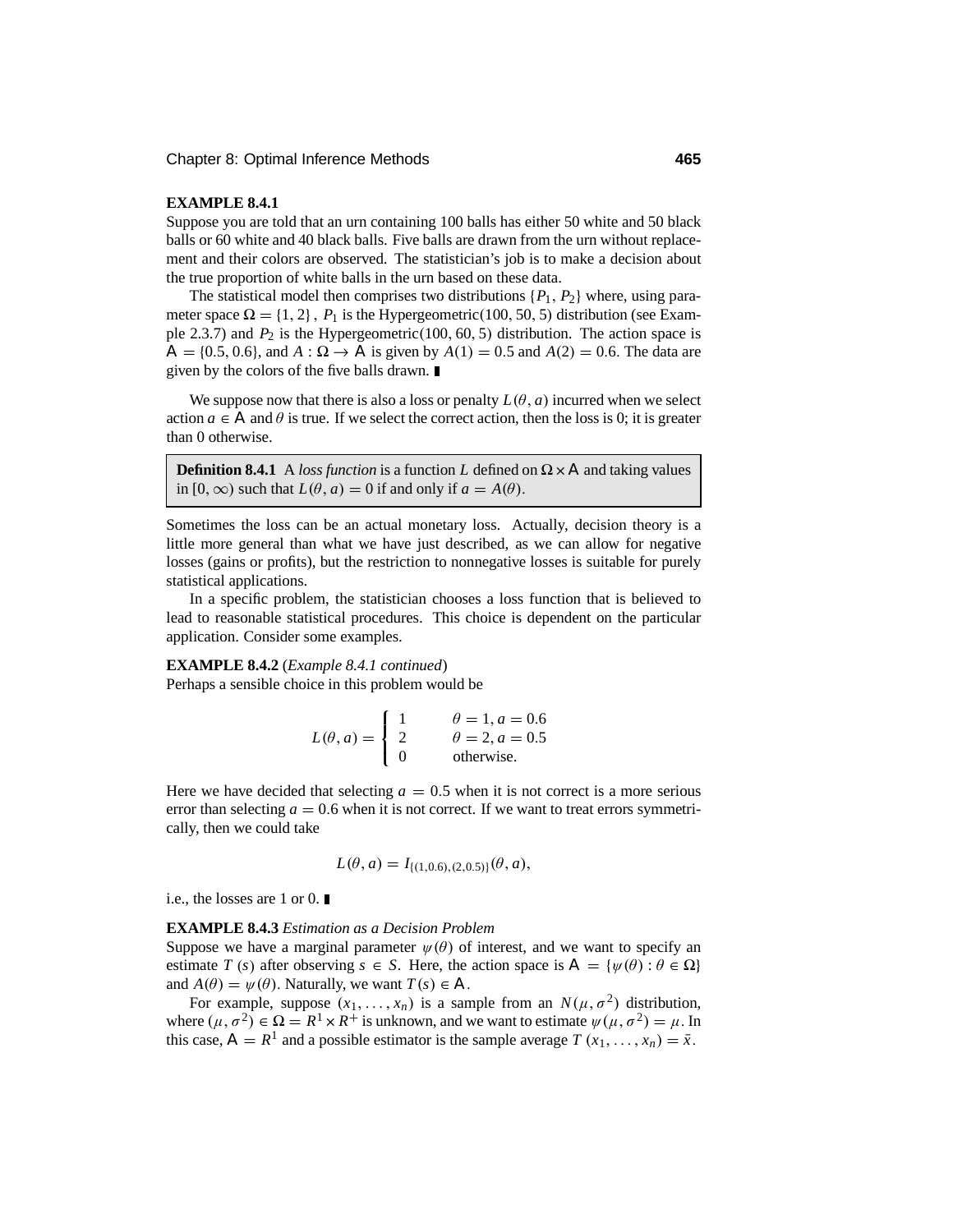**EXAMPLE 8.4.1**

Suppose you are told that an urn containing 100 balls has either 50 white and 50 black balls or 60 white and 40 black balls. Five balls are drawn from the urn without replacement and their colors are observed. The statistician's job is to make a decision about the true proportion of white balls in the urn based on these data.

The statistical model then comprises two distributions $\{P_1, P_2\}$ where, using parameter space $\Omega = \{1, 2\}$, $P_1$ is the Hypergeometric(100, 50, 5) distribution (see Example 2.3.7) and $P_2$ is the Hypergeometric(100, 60, 5) distribution. The action space is $\mathsf{A} = \{0.5, 0.6\}$, and $A : \Omega \to \mathsf{A}$ is given by $A(1) = 0.5$ and $A(2) = 0.6$. The data are given by the colors of the five balls drawn. ∎

We suppose now that there is also a loss or penalty $L(\theta, a)$ incurred when we select action $a \in \mathsf{A}$ and $\theta$ is true. If we select the correct action, then the loss is 0; it is greater than 0 otherwise.

> **Definition 8.4.1** A *loss function* is a function $L$ defined on $\Omega \times \mathsf{A}$ and taking values in $[0, \infty)$ such that $L(\theta, a) = 0$ if and only if $a = A(\theta)$.

Sometimes the loss can be an actual monetary loss. Actually, decision theory is a little more general than what we have just described, as we can allow for negative losses (gains or profits), but the restriction to nonnegative losses is suitable for purely statistical applications.

In a specific problem, the statistician chooses a loss function that is believed to lead to reasonable statistical procedures. This choice is dependent on the particular application. Consider some examples.

**EXAMPLE 8.4.2** (*Example 8.4.1 continued*)

Perhaps a sensible choice in this problem would be

$$L(\theta, a) = \begin{cases} 1 & \theta = 1, a = 0.6 \\ 2 & \theta = 2, a = 0.5 \\ 0 & \text{otherwise.} \end{cases}$$

Here we have decided that selecting $a = 0.5$ when it is not correct is a more serious error than selecting $a = 0.6$ when it is not correct. If we want to treat errors symmetrically, then we could take

$$L(\theta, a) = I_{\{(1,0.6),(2,0.5)\}}(\theta, a),$$

i.e., the losses are 1 or 0. ∎

**EXAMPLE 8.4.3** *Estimation as a Decision Problem*

Suppose we have a marginal parameter $\psi(\theta)$ of interest, and we want to specify an estimate $T(s)$ after observing $s \in S$. Here, the action space is $\mathsf{A} = \{\psi(\theta) : \theta \in \Omega\}$ and $A(\theta) = \psi(\theta)$. Naturally, we want $T(s) \in \mathsf{A}$.

For example, suppose $(x_1, \ldots, x_n)$ is a sample from an $N(\mu, \sigma^2)$ distribution, where $(\mu, \sigma^2) \in \Omega = R^1 \times R^+$ is unknown, and we want to estimate $\psi(\mu, \sigma^2) = \mu$. In this case, $\mathsf{A} = R^1$ and a possible estimator is the sample average $T(x_1, \ldots, x_n) = \bar{x}$.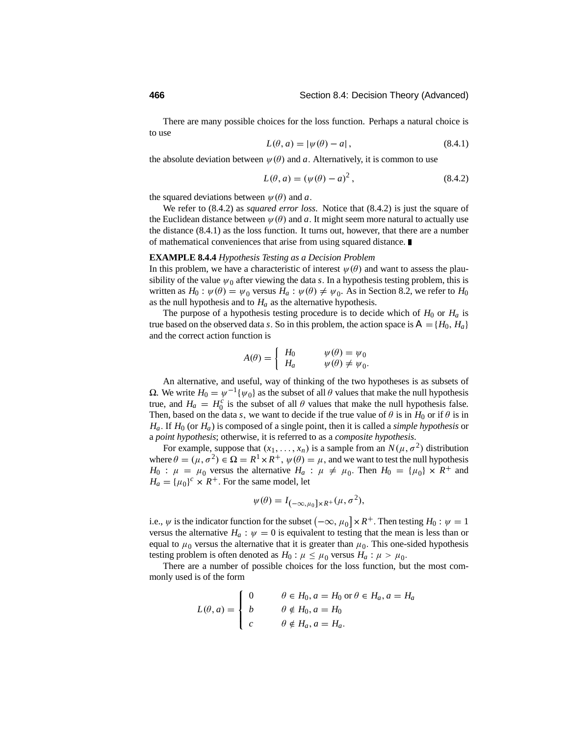There are many possible choices for the loss function. Perhaps a natural choice is to use

$$L(\theta, a) = |\psi(\theta) - a|, \tag{8.4.1}$$

the absolute deviation between $\psi(\theta)$ and $a$. Alternatively, it is common to use

$$L(\theta, a) = (\psi(\theta) - a)^2, \tag{8.4.2}$$

the squared deviations between $\psi(\theta)$ and $a$.

We refer to (8.4.2) as *squared error loss*. Notice that (8.4.2) is just the square of the Euclidean distance between $\psi(\theta)$ and $a$. It might seem more natural to actually use the distance (8.4.1) as the loss function. It turns out, however, that there are a number of mathematical conveniences that arise from using squared distance. ∎

**EXAMPLE 8.4.4** *Hypothesis Testing as a Decision Problem*

In this problem, we have a characteristic of interest $\psi(\theta)$ and want to assess the plausibility of the value $\psi_0$ after viewing the data $s$. In a hypothesis testing problem, this is written as $H_0 : \psi(\theta) = \psi_0$ versus $H_a : \psi(\theta) \neq \psi_0$. As in Section 8.2, we refer to $H_0$ as the null hypothesis and to $H_a$ as the alternative hypothesis.

The purpose of a hypothesis testing procedure is to decide which of $H_0$ or $H_a$ is true based on the observed data $s$. So in this problem, the action space is $\mathcal{A} = \{H_0, H_a\}$ and the correct action function is

$$A(\theta) = \begin{cases} H_0 & \psi(\theta) = \psi_0 \\ H_a & \psi(\theta) \neq \psi_0. \end{cases}$$

An alternative, and useful, way of thinking of the two hypotheses is as subsets of $\Omega$. We write $H_0 = \psi^{-1}\{\psi_0\}$ as the subset of all $\theta$ values that make the null hypothesis true, and $H_a = H_0^c$ is the subset of all $\theta$ values that make the null hypothesis false. Then, based on the data $s$, we want to decide if the true value of $\theta$ is in $H_0$ or if $\theta$ is in $H_a$. If $H_0$ (or $H_a$) is composed of a single point, then it is called a *simple hypothesis* or a *point hypothesis*; otherwise, it is referred to as a *composite hypothesis*.

For example, suppose that $(x_1, \ldots, x_n)$ is a sample from an $N(\mu, \sigma^2)$ distribution where $\theta = (\mu, \sigma^2) \in \Omega = R^1 \times R^+$, $\psi(\theta) = \mu$, and we want to test the null hypothesis $H_0 : \mu = \mu_0$ versus the alternative $H_a : \mu \neq \mu_0$. Then $H_0 = \{\mu_0\} \times R^+$ and $H_a = \{\mu_0\}^c \times R^+$. For the same model, let

$$\psi(\theta) = I_{(-\infty, \mu_0] \times R^+}(\mu, \sigma^2),$$

i.e., $\psi$ is the indicator function for the subset $(-\infty, \mu_0] \times R^+$. Then testing $H_0 : \psi = 1$ versus the alternative $H_a : \psi = 0$ is equivalent to testing that the mean is less than or equal to $\mu_0$ versus the alternative that it is greater than $\mu_0$. This one-sided hypothesis testing problem is often denoted as $H_0 : \mu \leq \mu_0$ versus $H_a : \mu > \mu_0$.

There are a number of possible choices for the loss function, but the most commonly used is of the form

$$L(\theta, a) = \begin{cases} 0 & \theta \in H_0, a = H_0 \text{ or } \theta \in H_a, a = H_a \\ b & \theta \notin H_0, a = H_0 \\ c & \theta \notin H_a, a = H_a. \end{cases}$$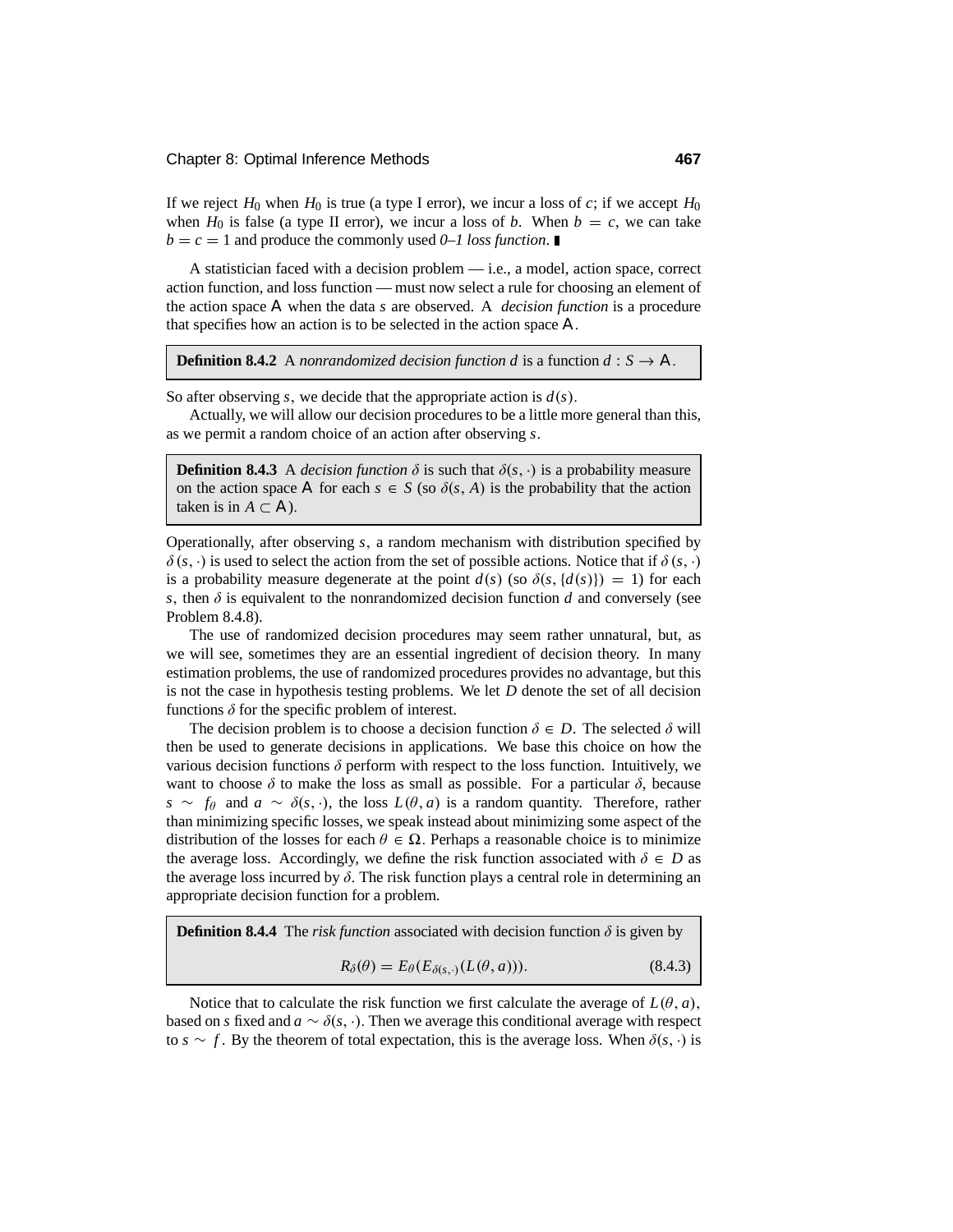If we reject $H_0$ when $H_0$ is true (a type I error), we incur a loss of $c$; if we accept $H_0$ when $H_0$ is false (a type II error), we incur a loss of $b$. When $b = c$, we can take $b = c = 1$ and produce the commonly used *0–1 loss function*. ∎

A statistician faced with a decision problem — i.e., a model, action space, correct action function, and loss function — must now select a rule for choosing an element of the action space $\mathsf{A}$ when the data $s$ are observed. A *decision function* is a procedure that specifies how an action is to be selected in the action space $\mathsf{A}$.

**Definition 8.4.2** A *nonrandomized decision function* $d$ is a function $d : S \to \mathsf{A}$.

So after observing $s$, we decide that the appropriate action is $d(s)$.

Actually, we will allow our decision procedures to be a little more general than this, as we permit a random choice of an action after observing $s$.

**Definition 8.4.3** A *decision function* $\delta$ is such that $\delta(s, \cdot)$ is a probability measure on the action space $\mathsf{A}$ for each $s \in S$ (so $\delta(s, A)$ is the probability that the action taken is in $A \subset \mathsf{A}$).

Operationally, after observing $s$, a random mechanism with distribution specified by $\delta(s, \cdot)$ is used to select the action from the set of possible actions. Notice that if $\delta(s, \cdot)$ is a probability measure degenerate at the point $d(s)$ (so $\delta(s, \{d(s)\}) = 1$) for each $s$, then $\delta$ is equivalent to the nonrandomized decision function $d$ and conversely (see Problem 8.4.8).

The use of randomized decision procedures may seem rather unnatural, but, as we will see, sometimes they are an essential ingredient of decision theory. In many estimation problems, the use of randomized procedures provides no advantage, but this is not the case in hypothesis testing problems. We let $D$ denote the set of all decision functions $\delta$ for the specific problem of interest.

The decision problem is to choose a decision function $\delta \in D$. The selected $\delta$ will then be used to generate decisions in applications. We base this choice on how the various decision functions $\delta$ perform with respect to the loss function. Intuitively, we want to choose $\delta$ to make the loss as small as possible. For a particular $\delta$, because $s \sim f_\theta$ and $a \sim \delta(s, \cdot)$, the loss $L(\theta, a)$ is a random quantity. Therefore, rather than minimizing specific losses, we speak instead about minimizing some aspect of the distribution of the losses for each $\theta \in \Omega$. Perhaps a reasonable choice is to minimize the average loss. Accordingly, we define the risk function associated with $\delta \in D$ as the average loss incurred by $\delta$. The risk function plays a central role in determining an appropriate decision function for a problem.

**Definition 8.4.4** The *risk function* associated with decision function $\delta$ is given by

$$R_\delta(\theta) = E_\theta(E_{\delta(s,\cdot)}(L(\theta, a))). \tag{8.4.3}$$

Notice that to calculate the risk function we first calculate the average of $L(\theta, a)$, based on $s$ fixed and $a \sim \delta(s, \cdot)$. Then we average this conditional average with respect to $s \sim f$. By the theorem of total expectation, this is the average loss. When $\delta(s, \cdot)$ is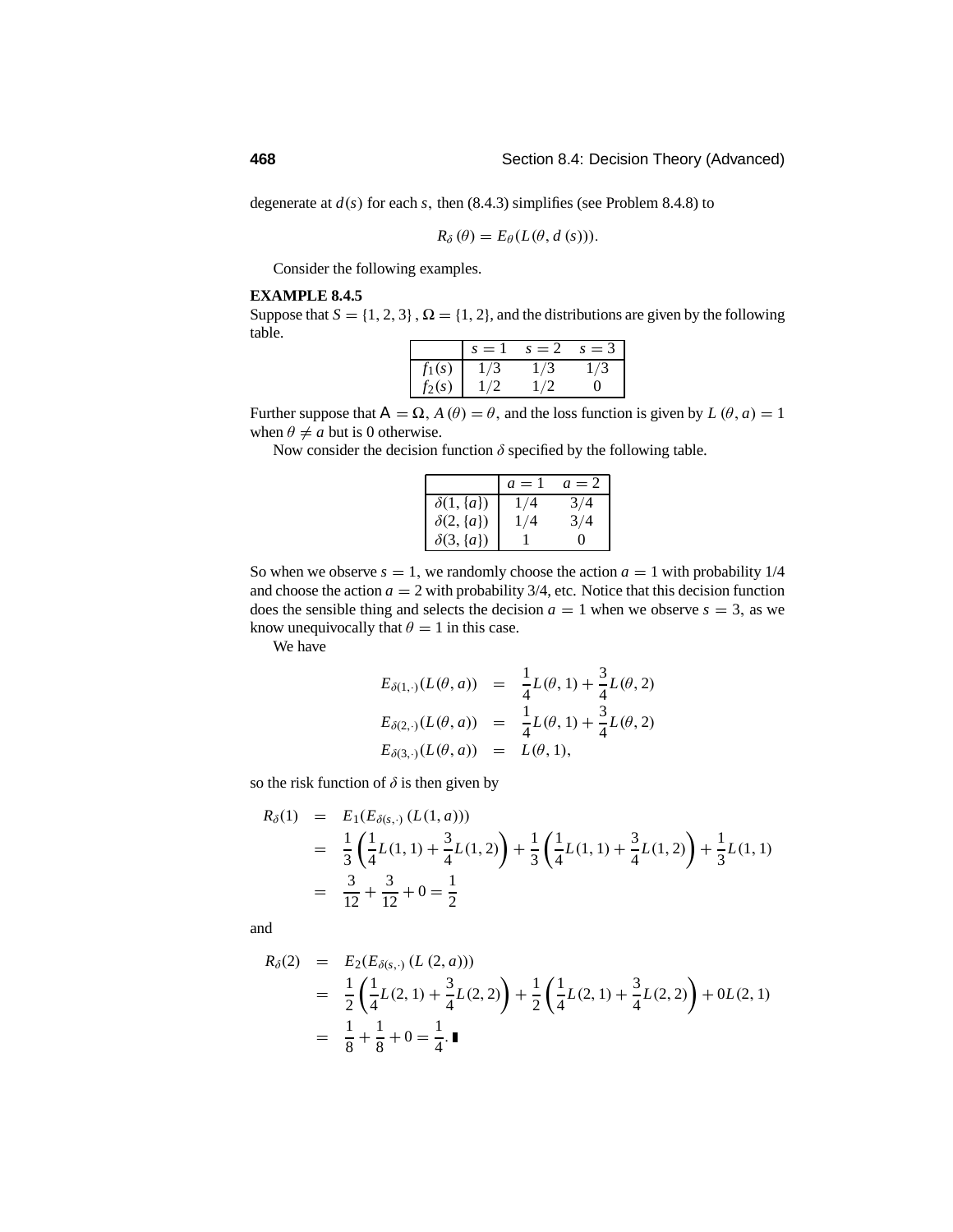degenerate at $d(s)$ for each $s$, then (8.4.3) simplifies (see Problem 8.4.8) to

$$R_\delta(\theta) = E_\theta(L(\theta, d(s))).$$

Consider the following examples.

**EXAMPLE 8.4.5**

Suppose that $S = \{1, 2, 3\}$, $\Omega = \{1, 2\}$, and the distributions are given by the following table.

| | $s = 1$ | $s = 2$ | $s = 3$ |
|---|---|---|---|
| $f_1(s)$ | $1/3$ | $1/3$ | $1/3$ |
| $f_2(s)$ | $1/2$ | $1/2$ | $0$ |

Further suppose that $\mathcal{A} = \Omega$, $A(\theta) = \theta$, and the loss function is given by $L(\theta, a) = 1$ when $\theta \neq a$ but is 0 otherwise.

Now consider the decision function $\delta$ specified by the following table.

| | $a = 1$ | $a = 2$ |
|---|---|---|
| $\delta(1, \{a\})$ | $1/4$ | $3/4$ |
| $\delta(2, \{a\})$ | $1/4$ | $3/4$ |
| $\delta(3, \{a\})$ | $1$ | $0$ |

So when we observe $s = 1$, we randomly choose the action $a = 1$ with probability 1/4 and choose the action $a = 2$ with probability 3/4, etc. Notice that this decision function does the sensible thing and selects the decision $a = 1$ when we observe $s = 3$, as we know unequivocally that $\theta = 1$ in this case.

We have

$$\begin{aligned}
E_{\delta(1,\cdot)}(L(\theta, a)) &= \frac{1}{4}L(\theta, 1) + \frac{3}{4}L(\theta, 2) \\
E_{\delta(2,\cdot)}(L(\theta, a)) &= \frac{1}{4}L(\theta, 1) + \frac{3}{4}L(\theta, 2) \\
E_{\delta(3,\cdot)}(L(\theta, a)) &= L(\theta, 1),
\end{aligned}$$

so the risk function of $\delta$ is then given by

$$\begin{aligned}
R_\delta(1) &= E_1(E_{\delta(s,\cdot)}(L(1, a))) \\
&= \frac{1}{3}\left(\frac{1}{4}L(1, 1) + \frac{3}{4}L(1, 2)\right) + \frac{1}{3}\left(\frac{1}{4}L(1, 1) + \frac{3}{4}L(1, 2)\right) + \frac{1}{3}L(1, 1) \\
&= \frac{3}{12} + \frac{3}{12} + 0 = \frac{1}{2}
\end{aligned}$$

and

$$\begin{aligned}
R_\delta(2) &= E_2(E_{\delta(s,\cdot)}(L(2, a))) \\
&= \frac{1}{2}\left(\frac{1}{4}L(2, 1) + \frac{3}{4}L(2, 2)\right) + \frac{1}{2}\left(\frac{1}{4}L(2, 1) + \frac{3}{4}L(2, 2)\right) + 0L(2, 1) \\
&= \frac{1}{8} + \frac{1}{8} + 0 = \frac{1}{4}. \blacksquare
\end{aligned}$$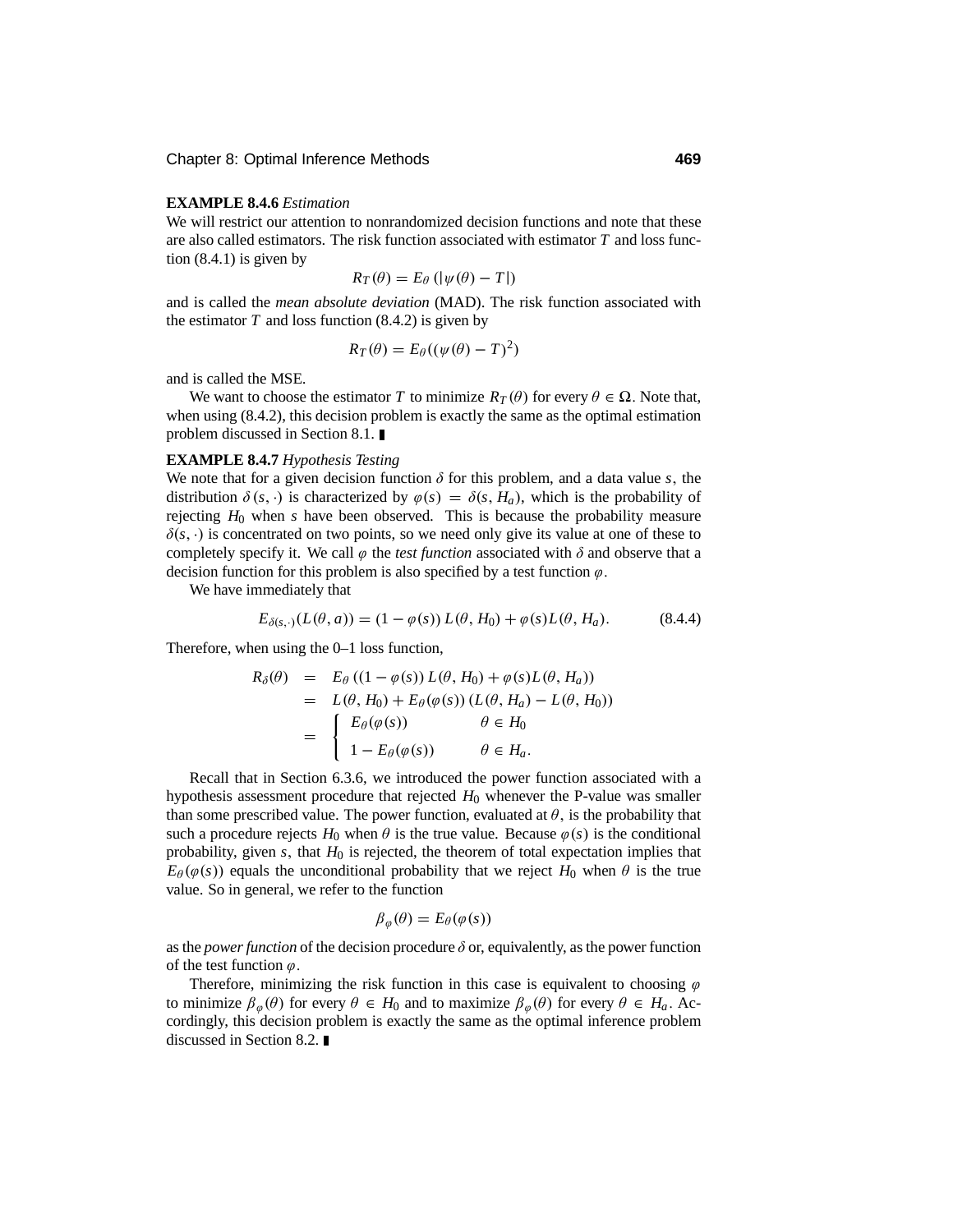**EXAMPLE 8.4.6** *Estimation*

We will restrict our attention to nonrandomized decision functions and note that these are also called estimators. The risk function associated with estimator $T$ and loss function (8.4.1) is given by

$$R_T(\theta) = E_\theta\left(|\psi(\theta) - T|\right)$$

and is called the *mean absolute deviation* (MAD). The risk function associated with the estimator $T$ and loss function (8.4.2) is given by

$$R_T(\theta) = E_\theta((\psi(\theta) - T)^2)$$

and is called the MSE.

We want to choose the estimator $T$ to minimize $R_T(\theta)$ for every $\theta \in \Omega$. Note that, when using (8.4.2), this decision problem is exactly the same as the optimal estimation problem discussed in Section 8.1. ∎

**EXAMPLE 8.4.7** *Hypothesis Testing*

We note that for a given decision function $\delta$ for this problem, and a data value $s$, the distribution $\delta(s, \cdot)$ is characterized by $\varphi(s) = \delta(s, H_a)$, which is the probability of rejecting $H_0$ when $s$ have been observed. This is because the probability measure $\delta(s, \cdot)$ is concentrated on two points, so we need only give its value at one of these to completely specify it. We call $\varphi$ the *test function* associated with $\delta$ and observe that a decision function for this problem is also specified by a test function $\varphi$.

We have immediately that

$$E_{\delta(s,\cdot)}(L(\theta, a)) = (1 - \varphi(s))\, L(\theta, H_0) + \varphi(s) L(\theta, H_a). \tag{8.4.4}$$

Therefore, when using the 0–1 loss function,

$$\begin{aligned}
R_\delta(\theta) &= E_\theta\left((1 - \varphi(s))\, L(\theta, H_0) + \varphi(s) L(\theta, H_a)\right) \\
&= L(\theta, H_0) + E_\theta(\varphi(s))\left(L(\theta, H_a) - L(\theta, H_0)\right) \\
&= \begin{cases} E_\theta(\varphi(s)) & \theta \in H_0 \\ 1 - E_\theta(\varphi(s)) & \theta \in H_a. \end{cases}
\end{aligned}$$

Recall that in Section 6.3.6, we introduced the power function associated with a hypothesis assessment procedure that rejected $H_0$ whenever the P-value was smaller than some prescribed value. The power function, evaluated at $\theta$, is the probability that such a procedure rejects $H_0$ when $\theta$ is the true value. Because $\varphi(s)$ is the conditional probability, given $s$, that $H_0$ is rejected, the theorem of total expectation implies that $E_\theta(\varphi(s))$ equals the unconditional probability that we reject $H_0$ when $\theta$ is the true value. So in general, we refer to the function

$$\beta_\varphi(\theta) = E_\theta(\varphi(s))$$

as the *power function* of the decision procedure $\delta$ or, equivalently, as the power function of the test function $\varphi$.

Therefore, minimizing the risk function in this case is equivalent to choosing $\varphi$ to minimize $\beta_\varphi(\theta)$ for every $\theta \in H_0$ and to maximize $\beta_\varphi(\theta)$ for every $\theta \in H_a$. Accordingly, this decision problem is exactly the same as the optimal inference problem discussed in Section 8.2. ∎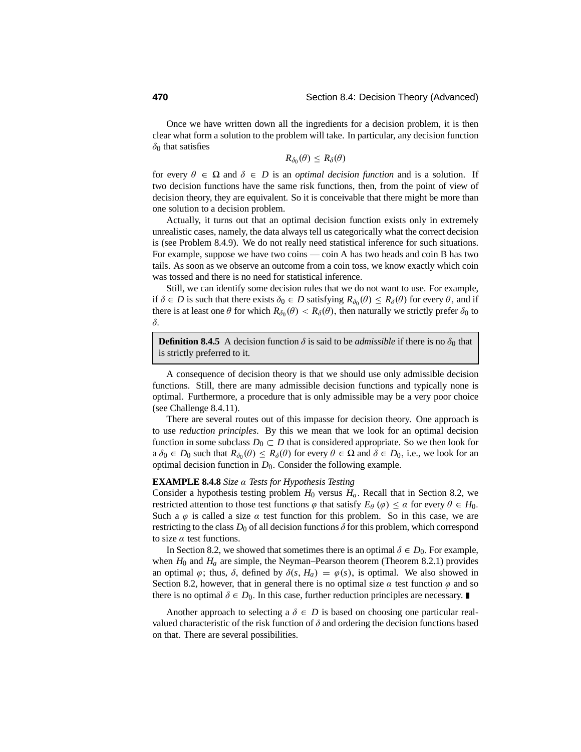Once we have written down all the ingredients for a decision problem, it is then clear what form a solution to the problem will take. In particular, any decision function $\delta_0$ that satisfies

$$R_{\delta_0}(\theta) \le R_\delta(\theta)$$

for every $\theta \in \Omega$ and $\delta \in D$ is an *optimal decision function* and is a solution. If two decision functions have the same risk functions, then, from the point of view of decision theory, they are equivalent. So it is conceivable that there might be more than one solution to a decision problem.

Actually, it turns out that an optimal decision function exists only in extremely unrealistic cases, namely, the data always tell us categorically what the correct decision is (see Problem 8.4.9). We do not really need statistical inference for such situations. For example, suppose we have two coins — coin A has two heads and coin B has two tails. As soon as we observe an outcome from a coin toss, we know exactly which coin was tossed and there is no need for statistical inference.

Still, we can identify some decision rules that we do not want to use. For example, if $\delta \in D$ is such that there exists $\delta_0 \in D$ satisfying $R_{\delta_0}(\theta) \le R_\delta(\theta)$ for every $\theta$, and if there is at least one $\theta$ for which $R_{\delta_0}(\theta) < R_\delta(\theta)$, then naturally we strictly prefer $\delta_0$ to $\delta$.

> **Definition 8.4.5** A decision function $\delta$ is said to be *admissible* if there is no $\delta_0$ that is strictly preferred to it.

A consequence of decision theory is that we should use only admissible decision functions. Still, there are many admissible decision functions and typically none is optimal. Furthermore, a procedure that is only admissible may be a very poor choice (see Challenge 8.4.11).

There are several routes out of this impasse for decision theory. One approach is to use *reduction principles*. By this we mean that we look for an optimal decision function in some subclass $D_0 \subset D$ that is considered appropriate. So we then look for a $\delta_0 \in D_0$ such that $R_{\delta_0}(\theta) \le R_\delta(\theta)$ for every $\theta \in \Omega$ and $\delta \in D_0$, i.e., we look for an optimal decision function in $D_0$. Consider the following example.

**EXAMPLE 8.4.8** *Size $\alpha$ Tests for Hypothesis Testing*
Consider a hypothesis testing problem $H_0$ versus $H_a$. Recall that in Section 8.2, we restricted attention to those test functions $\varphi$ that satisfy $E_\theta(\varphi) \le \alpha$ for every $\theta \in H_0$. Such a $\varphi$ is called a size $\alpha$ test function for this problem. So in this case, we are restricting to the class $D_0$ of all decision functions $\delta$ for this problem, which correspond to size $\alpha$ test functions.

In Section 8.2, we showed that sometimes there is an optimal $\delta \in D_0$. For example, when $H_0$ and $H_a$ are simple, the Neyman–Pearson theorem (Theorem 8.2.1) provides an optimal $\varphi$; thus, $\delta$, defined by $\delta(s, H_a) = \varphi(s)$, is optimal. We also showed in Section 8.2, however, that in general there is no optimal size $\alpha$ test function $\varphi$ and so there is no optimal $\delta \in D_0$. In this case, further reduction principles are necessary. ∎

Another approach to selecting a $\delta \in D$ is based on choosing one particular real-valued characteristic of the risk function of $\delta$ and ordering the decision functions based on that. There are several possibilities.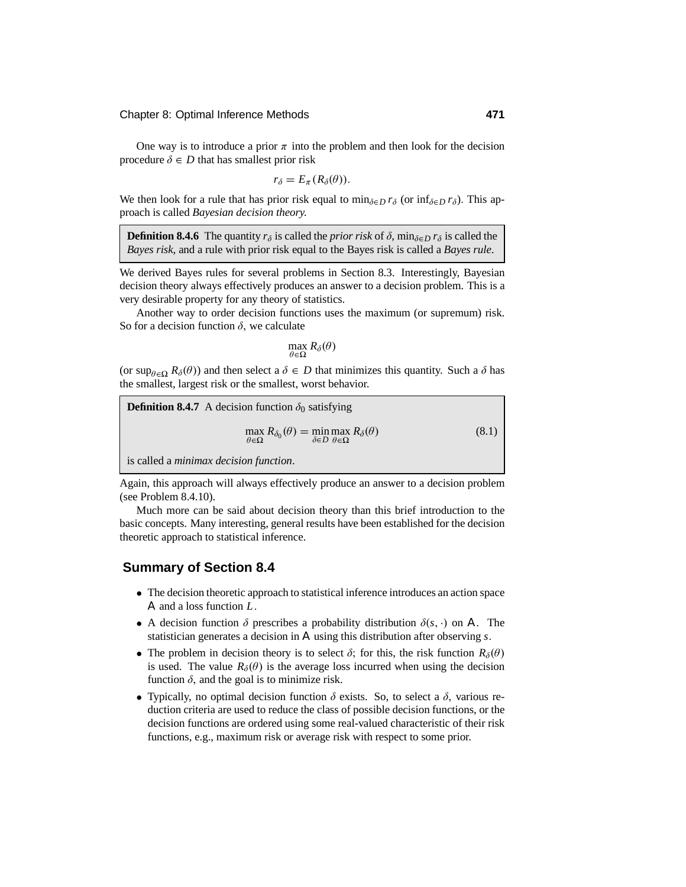One way is to introduce a prior $\pi$ into the problem and then look for the decision procedure $\delta \in D$ that has smallest prior risk

$$r_\delta = E_\pi(R_\delta(\theta)).$$

We then look for a rule that has prior risk equal to $\min_{\delta \in D} r_\delta$ (or $\inf_{\delta \in D} r_\delta$). This approach is called *Bayesian decision theory.*

> **Definition 8.4.6** The quantity $r_\delta$ is called the *prior risk* of $\delta$, $\min_{\delta \in D} r_\delta$ is called the *Bayes risk*, and a rule with prior risk equal to the Bayes risk is called a *Bayes rule*.

We derived Bayes rules for several problems in Section 8.3. Interestingly, Bayesian decision theory always effectively produces an answer to a decision problem. This is a very desirable property for any theory of statistics.

Another way to order decision functions uses the maximum (or supremum) risk. So for a decision function $\delta$, we calculate

$$\max_{\theta \in \Omega} R_\delta(\theta)$$

(or $\sup_{\theta \in \Omega} R_\delta(\theta)$) and then select a $\delta \in D$ that minimizes this quantity. Such a $\delta$ has the smallest, largest risk or the smallest, worst behavior.

> **Definition 8.4.7** A decision function $\delta_0$ satisfying
>
> $$\max_{\theta \in \Omega} R_{\delta_0}(\theta) = \min_{\delta \in D} \max_{\theta \in \Omega} R_\delta(\theta) \tag{8.1}$$
>
> is called a *minimax decision function*.

Again, this approach will always effectively produce an answer to a decision problem (see Problem 8.4.10).

Much more can be said about decision theory than this brief introduction to the basic concepts. Many interesting, general results have been established for the decision theoretic approach to statistical inference.

## Summary of Section 8.4

- The decision theoretic approach to statistical inference introduces an action space $\mathsf{A}$ and a loss function $L$.
- A decision function $\delta$ prescribes a probability distribution $\delta(s, \cdot)$ on $\mathsf{A}$. The statistician generates a decision in $\mathsf{A}$ using this distribution after observing $s$.
- The problem in decision theory is to select $\delta$; for this, the risk function $R_\delta(\theta)$ is used. The value $R_\delta(\theta)$ is the average loss incurred when using the decision function $\delta$, and the goal is to minimize risk.
- Typically, no optimal decision function $\delta$ exists. So, to select a $\delta$, various reduction criteria are used to reduce the class of possible decision functions, or the decision functions are ordered using some real-valued characteristic of their risk functions, e.g., maximum risk or average risk with respect to some prior.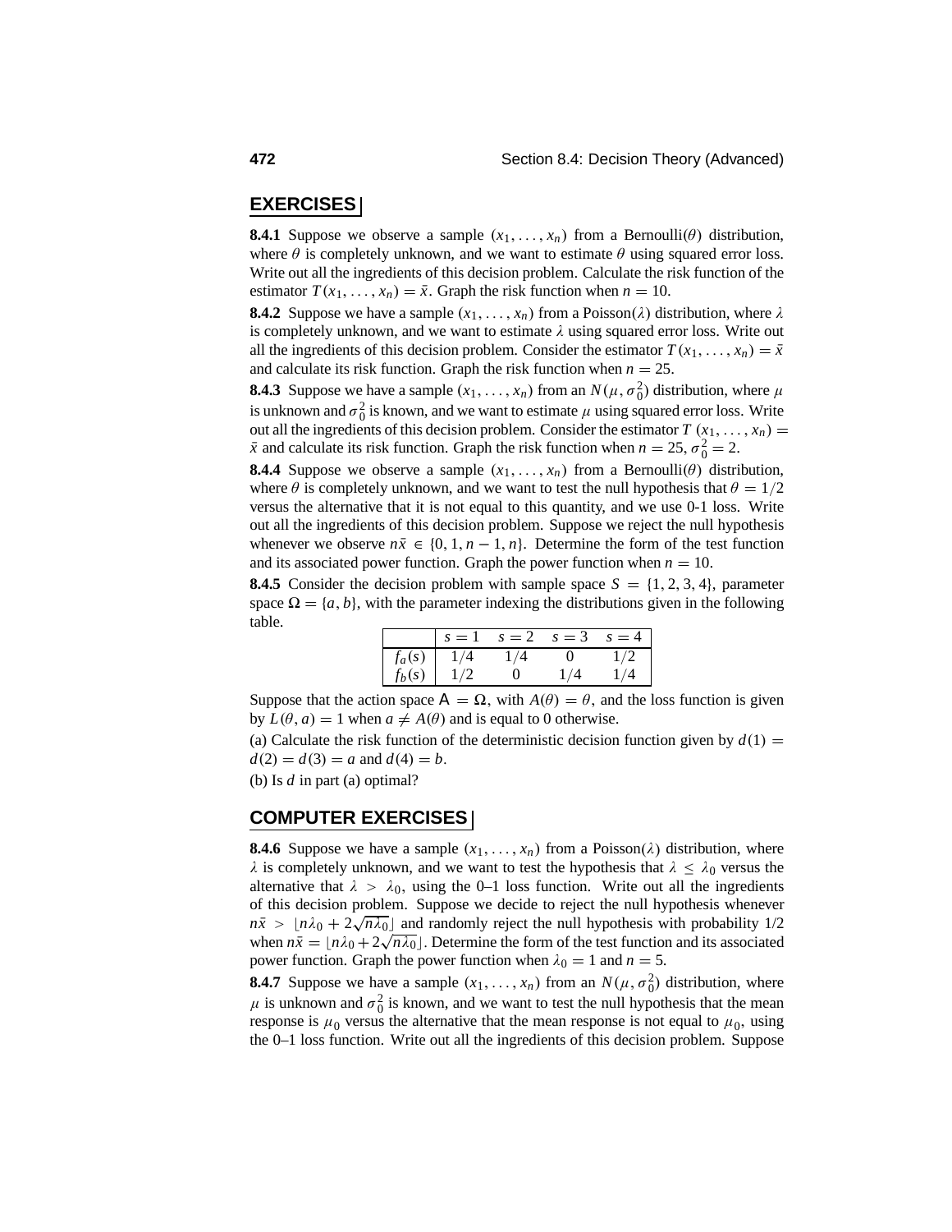## EXERCISES

**8.4.1** Suppose we observe a sample $(x_1, \ldots, x_n)$ from a Bernoulli$(\theta)$ distribution, where $\theta$ is completely unknown, and we want to estimate $\theta$ using squared error loss. Write out all the ingredients of this decision problem. Calculate the risk function of the estimator $T(x_1, \ldots, x_n) = \bar{x}$. Graph the risk function when $n = 10$.

**8.4.2** Suppose we have a sample $(x_1, \ldots, x_n)$ from a Poisson$(\lambda)$ distribution, where $\lambda$ is completely unknown, and we want to estimate $\lambda$ using squared error loss. Write out all the ingredients of this decision problem. Consider the estimator $T(x_1, \ldots, x_n) = \bar{x}$ and calculate its risk function. Graph the risk function when $n = 25$.

**8.4.3** Suppose we have a sample $(x_1, \ldots, x_n)$ from an $N(\mu, \sigma_0^2)$ distribution, where $\mu$ is unknown and $\sigma_0^2$ is known, and we want to estimate $\mu$ using squared error loss. Write out all the ingredients of this decision problem. Consider the estimator $T(x_1, \ldots, x_n) = \bar{x}$ and calculate its risk function. Graph the risk function when $n = 25$, $\sigma_0^2 = 2$.

**8.4.4** Suppose we observe a sample $(x_1, \ldots, x_n)$ from a Bernoulli$(\theta)$ distribution, where $\theta$ is completely unknown, and we want to test the null hypothesis that $\theta = 1/2$ versus the alternative that it is not equal to this quantity, and we use 0-1 loss. Write out all the ingredients of this decision problem. Suppose we reject the null hypothesis whenever we observe $n\bar{x} \in \{0, 1, n-1, n\}$. Determine the form of the test function and its associated power function. Graph the power function when $n = 10$.

**8.4.5** Consider the decision problem with sample space $S = \{1, 2, 3, 4\}$, parameter space $\Omega = \{a, b\}$, with the parameter indexing the distributions given in the following table.

| | $s = 1$ | $s = 2$ | $s = 3$ | $s = 4$ |
|---|---|---|---|---|
| $f_a(s)$ | $1/4$ | $1/4$ | $0$ | $1/2$ |
| $f_b(s)$ | $1/2$ | $0$ | $1/4$ | $1/4$ |

Suppose that the action space $\mathsf{A} = \Omega$, with $A(\theta) = \theta$, and the loss function is given by $L(\theta, a) = 1$ when $a \neq A(\theta)$ and is equal to 0 otherwise.

(a) Calculate the risk function of the deterministic decision function given by $d(1) = d(2) = d(3) = a$ and $d(4) = b$.

(b) Is $d$ in part (a) optimal?

## COMPUTER EXERCISES

**8.4.6** Suppose we have a sample $(x_1, \ldots, x_n)$ from a Poisson$(\lambda)$ distribution, where $\lambda$ is completely unknown, and we want to test the hypothesis that $\lambda \leq \lambda_0$ versus the alternative that $\lambda > \lambda_0$, using the 0–1 loss function. Write out all the ingredients of this decision problem. Suppose we decide to reject the null hypothesis whenever $n\bar{x} > \lfloor n\lambda_0 + 2\sqrt{n\lambda_0} \rfloor$ and randomly reject the null hypothesis with probability 1/2 when $n\bar{x} = \lfloor n\lambda_0 + 2\sqrt{n\lambda_0} \rfloor$. Determine the form of the test function and its associated power function. Graph the power function when $\lambda_0 = 1$ and $n = 5$.

**8.4.7** Suppose we have a sample $(x_1, \ldots, x_n)$ from an $N(\mu, \sigma_0^2)$ distribution, where $\mu$ is unknown and $\sigma_0^2$ is known, and we want to test the null hypothesis that the mean response is $\mu_0$ versus the alternative that the mean response is not equal to $\mu_0$, using the 0–1 loss function. Write out all the ingredients of this decision problem. Suppose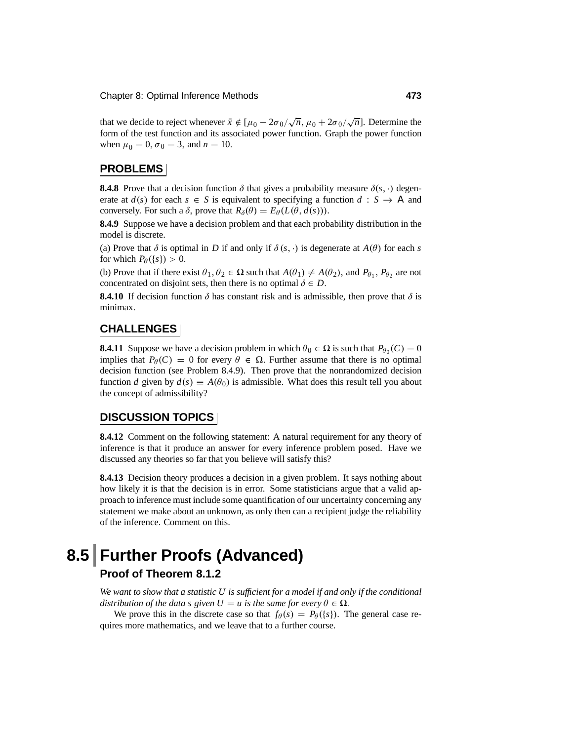that we decide to reject whenever $\bar{x} \notin [\mu_0 - 2\sigma_0/\sqrt{n}, \mu_0 + 2\sigma_0/\sqrt{n}]$. Determine the form of the test function and its associated power function. Graph the power function when $\mu_0 = 0$, $\sigma_0 = 3$, and $n = 10$.

## PROBLEMS

**8.4.8** Prove that a decision function $\delta$ that gives a probability measure $\delta(s, \cdot)$ degenerate at $d(s)$ for each $s \in S$ is equivalent to specifying a function $d : S \to \mathsf{A}$ and conversely. For such a $\delta$, prove that $R_\delta(\theta) = E_\theta(L(\theta, d(s)))$.

**8.4.9** Suppose we have a decision problem and that each probability distribution in the model is discrete.

(a) Prove that $\delta$ is optimal in $D$ if and only if $\delta(s, \cdot)$ is degenerate at $A(\theta)$ for each $s$ for which $P_\theta(\{s\}) > 0$.

(b) Prove that if there exist $\theta_1, \theta_2 \in \Omega$ such that $A(\theta_1) \neq A(\theta_2)$, and $P_{\theta_1}, P_{\theta_2}$ are not concentrated on disjoint sets, then there is no optimal $\delta \in D$.

**8.4.10** If decision function $\delta$ has constant risk and is admissible, then prove that $\delta$ is minimax.

## CHALLENGES

**8.4.11** Suppose we have a decision problem in which $\theta_0 \in \Omega$ is such that $P_{\theta_0}(C) = 0$ implies that $P_\theta(C) = 0$ for every $\theta \in \Omega$. Further assume that there is no optimal decision function (see Problem 8.4.9). Then prove that the nonrandomized decision function $d$ given by $d(s) \equiv A(\theta_0)$ is admissible. What does this result tell you about the concept of admissibility?

## DISCUSSION TOPICS

**8.4.12** Comment on the following statement: A natural requirement for any theory of inference is that it produce an answer for every inference problem posed. Have we discussed any theories so far that you believe will satisfy this?

**8.4.13** Decision theory produces a decision in a given problem. It says nothing about how likely it is that the decision is in error. Some statisticians argue that a valid approach to inference must include some quantification of our uncertainty concerning any statement we make about an unknown, as only then can a recipient judge the reliability of the inference. Comment on this.

# 8.5 Further Proofs (Advanced)

### Proof of Theorem 8.1.2

*We want to show that a statistic $U$ is sufficient for a model if and only if the conditional distribution of the data $s$ given $U = u$ is the same for every $\theta \in \Omega$.*

We prove this in the discrete case so that $f_\theta(s) = P_\theta(\{s\})$. The general case requires more mathematics, and we leave that to a further course.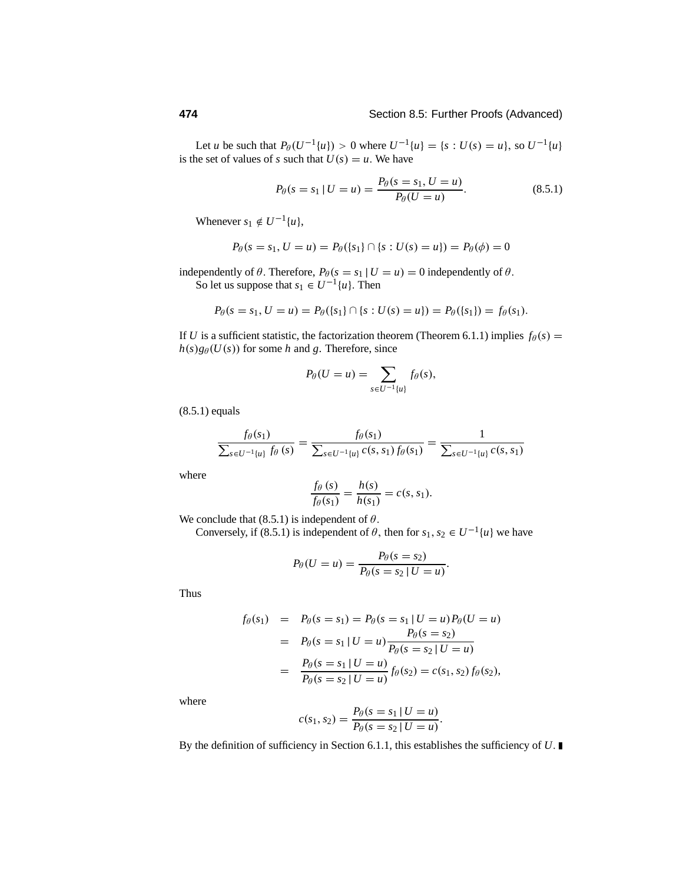Let $u$ be such that $P_\theta(U^{-1}\{u\}) > 0$ where $U^{-1}\{u\} = \{s : U(s) = u\}$, so $U^{-1}\{u\}$ is the set of values of $s$ such that $U(s) = u$. We have

$$P_\theta(s = s_1 \,|\, U = u) = \frac{P_\theta(s = s_1, U = u)}{P_\theta(U = u)}. \tag{8.5.1}$$

Whenever $s_1 \notin U^{-1}\{u\}$,

$$P_\theta(s = s_1, U = u) = P_\theta(\{s_1\} \cap \{s : U(s) = u\}) = P_\theta(\phi) = 0$$

independently of $\theta$. Therefore, $P_\theta(s = s_1 \,|\, U = u) = 0$ independently of $\theta$.

So let us suppose that $s_1 \in U^{-1}\{u\}$. Then

$$P_\theta(s = s_1, U = u) = P_\theta(\{s_1\} \cap \{s : U(s) = u\}) = P_\theta(\{s_1\}) = f_\theta(s_1).$$

If $U$ is a sufficient statistic, the factorization theorem (Theorem 6.1.1) implies $f_\theta(s) = h(s)g_\theta(U(s))$ for some $h$ and $g$. Therefore, since

$$P_\theta(U = u) = \sum_{s \in U^{-1}\{u\}} f_\theta(s),$$

(8.5.1) equals

$$\frac{f_\theta(s_1)}{\sum_{s \in U^{-1}\{u\}} f_\theta(s)} = \frac{f_\theta(s_1)}{\sum_{s \in U^{-1}\{u\}} c(s, s_1)\, f_\theta(s_1)} = \frac{1}{\sum_{s \in U^{-1}\{u\}} c(s, s_1)}$$

where

$$\frac{f_\theta(s)}{f_\theta(s_1)} = \frac{h(s)}{h(s_1)} = c(s, s_1).$$

We conclude that (8.5.1) is independent of $\theta$.

Conversely, if (8.5.1) is independent of $\theta$, then for $s_1, s_2 \in U^{-1}\{u\}$ we have

$$P_\theta(U = u) = \frac{P_\theta(s = s_2)}{P_\theta(s = s_2 \,|\, U = u)}.$$

Thus

$$\begin{aligned}
f_\theta(s_1) &= P_\theta(s = s_1) = P_\theta(s = s_1 \,|\, U = u) P_\theta(U = u) \\
&= P_\theta(s = s_1 \,|\, U = u) \frac{P_\theta(s = s_2)}{P_\theta(s = s_2 \,|\, U = u)} \\
&= \frac{P_\theta(s = s_1 \,|\, U = u)}{P_\theta(s = s_2 \,|\, U = u)} f_\theta(s_2) = c(s_1, s_2)\, f_\theta(s_2),
\end{aligned}$$

where

$$c(s_1, s_2) = \frac{P_\theta(s = s_1 \,|\, U = u)}{P_\theta(s = s_2 \,|\, U = u)}.$$

By the definition of sufficiency in Section 6.1.1, this establishes the sufficiency of $U$. ∎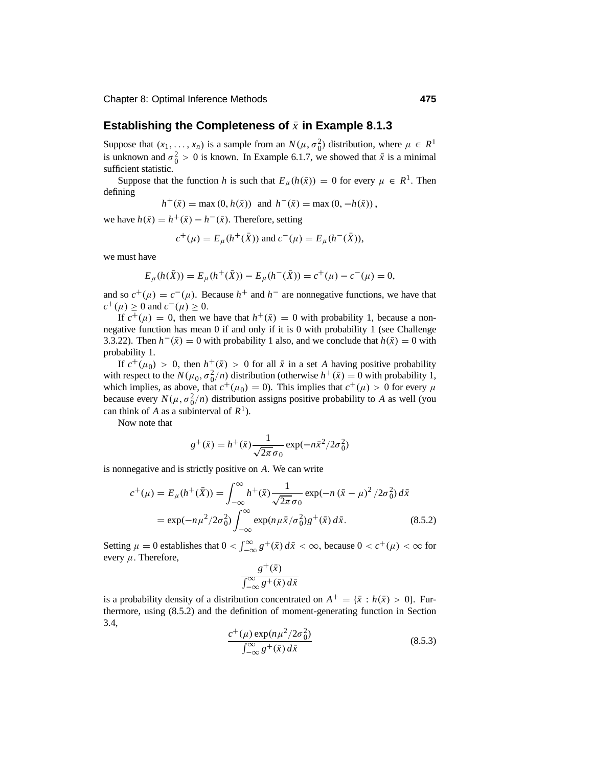## Establishing the Completeness of $\bar{x}$ in Example 8.1.3

Suppose that $(x_1, \ldots, x_n)$ is a sample from an $N(\mu, \sigma_0^2)$ distribution, where $\mu \in R^1$ is unknown and $\sigma_0^2 > 0$ is known. In Example 6.1.7, we showed that $\bar{x}$ is a minimal sufficient statistic.

Suppose that the function $h$ is such that $E_\mu(h(\bar{x})) = 0$ for every $\mu \in R^1$. Then defining

$$h^+(\bar{x}) = \max(0, h(\bar{x})) \text{ and } h^-(\bar{x}) = \max(0, -h(\bar{x})),$$

we have $h(\bar{x}) = h^+(\bar{x}) - h^-(\bar{x})$. Therefore, setting

$$c^+(\mu) = E_\mu(h^+(\bar{X})) \text{ and } c^-(\mu) = E_\mu(h^-(\bar{X})),$$

we must have

$$E_\mu(h(\bar{X})) = E_\mu(h^+(\bar{X})) - E_\mu(h^-(\bar{X})) = c^+(\mu) - c^-(\mu) = 0,$$

and so $c^+(\mu) = c^-(\mu)$. Because $h^+$ and $h^-$ are nonnegative functions, we have that $c^+(\mu) \geq 0$ and $c^-(\mu) \geq 0$.

If $c^+(\mu) = 0$, then we have that $h^+(\bar{x}) = 0$ with probability 1, because a non-negative function has mean 0 if and only if it is 0 with probability 1 (see Challenge 3.3.22). Then $h^-(\bar{x}) = 0$ with probability 1 also, and we conclude that $h(\bar{x}) = 0$ with probability 1.

If $c^+(\mu_0) > 0$, then $h^+(\bar{x}) > 0$ for all $\bar{x}$ in a set $A$ having positive probability with respect to the $N(\mu_0, \sigma_0^2/n)$ distribution (otherwise $h^+(\bar{x}) = 0$ with probability 1, which implies, as above, that $c^+(\mu_0) = 0$). This implies that $c^+(\mu) > 0$ for every $\mu$ because every $N(\mu, \sigma_0^2/n)$ distribution assigns positive probability to $A$ as well (you can think of $A$ as a subinterval of $R^1$).

Now note that

$$g^+(\bar{x}) = h^+(\bar{x}) \frac{1}{\sqrt{2\pi}\sigma_0} \exp(-n\bar{x}^2/2\sigma_0^2)$$

is nonnegative and is strictly positive on $A$. We can write

$$\begin{aligned} c^+(\mu) = E_\mu(h^+(\bar{X})) &= \int_{-\infty}^{\infty} h^+(\bar{x}) \frac{1}{\sqrt{2\pi}\sigma_0} \exp(-n(\bar{x} - \mu)^2/2\sigma_0^2)\, d\bar{x} \\ &= \exp(-n\mu^2/2\sigma_0^2) \int_{-\infty}^{\infty} \exp(n\mu\bar{x}/\sigma_0^2) g^+(\bar{x})\, d\bar{x}. \end{aligned} \tag{8.5.2}$$

Setting $\mu = 0$ establishes that $0 < \int_{-\infty}^{\infty} g^+(\bar{x})\, d\bar{x} < \infty$, because $0 < c^+(\mu) < \infty$ for every $\mu$. Therefore,

$$\frac{g^+(\bar{x})}{\int_{-\infty}^{\infty} g^+(\bar{x})\, d\bar{x}}$$

is a probability density of a distribution concentrated on $A^+ = \{\bar{x} : h(\bar{x}) > 0\}$. Furthermore, using (8.5.2) and the definition of moment-generating function in Section 3.4,

$$\frac{c^+(\mu)\exp(n\mu^2/2\sigma_0^2)}{\int_{-\infty}^{\infty} g^+(\bar{x})\, d\bar{x}} \tag{8.5.3}$$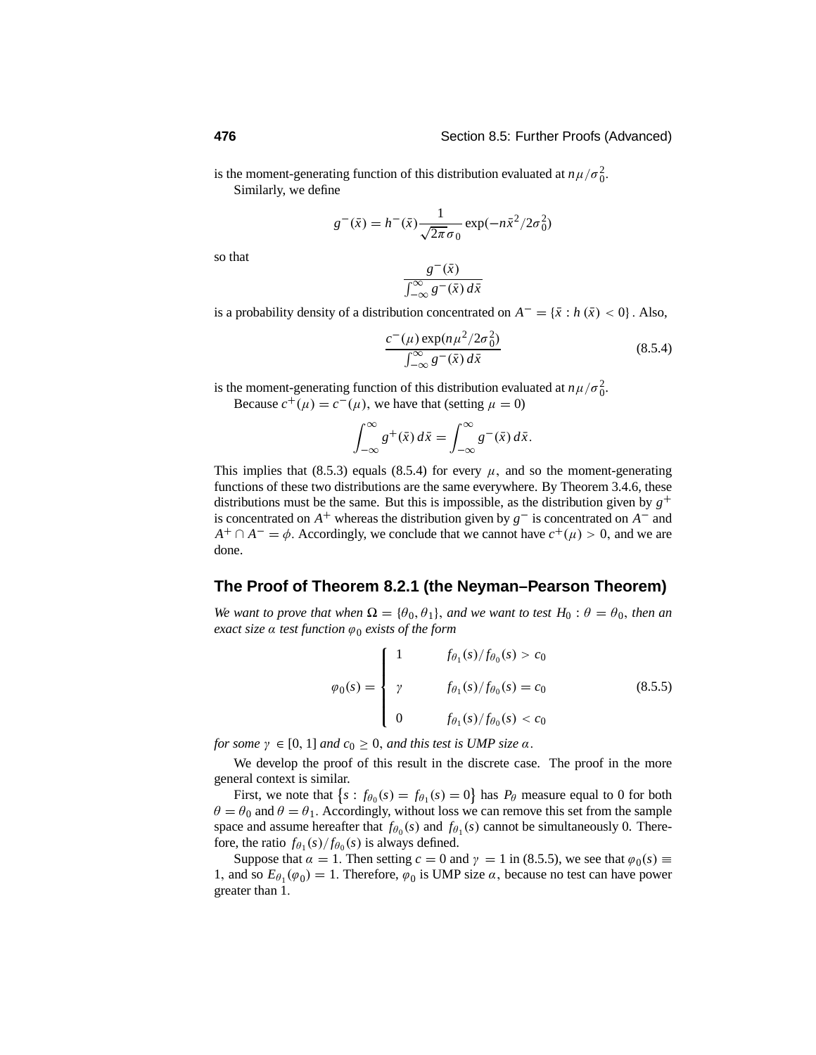is the moment-generating function of this distribution evaluated at $n\mu/\sigma_0^2$.

Similarly, we define

$$g^-(\bar{x}) = h^-(\bar{x})\frac{1}{\sqrt{2\pi}\sigma_0}\exp(-n\bar{x}^2/2\sigma_0^2)$$

so that

$$\frac{g^-(\bar{x})}{\int_{-\infty}^{\infty} g^-(\bar{x})\,d\bar{x}}$$

is a probability density of a distribution concentrated on $A^- = \{\bar{x} : h(\bar{x}) < 0\}$. Also,

$$\frac{c^-(\mu)\exp(n\mu^2/2\sigma_0^2)}{\int_{-\infty}^{\infty} g^-(\bar{x})\,d\bar{x}} \tag{8.5.4}$$

is the moment-generating function of this distribution evaluated at $n\mu/\sigma_0^2$.

Because $c^+(\mu) = c^-(\mu)$, we have that (setting $\mu = 0$)

$$\int_{-\infty}^{\infty} g^+(\bar{x})\,d\bar{x} = \int_{-\infty}^{\infty} g^-(\bar{x})\,d\bar{x}.$$

This implies that (8.5.3) equals (8.5.4) for every $\mu$, and so the moment-generating functions of these two distributions are the same everywhere. By Theorem 3.4.6, these distributions must be the same. But this is impossible, as the distribution given by $g^+$ is concentrated on $A^+$ whereas the distribution given by $g^-$ is concentrated on $A^-$ and $A^+ \cap A^- = \phi$. Accordingly, we conclude that we cannot have $c^+(\mu) > 0$, and we are done.

## The Proof of Theorem 8.2.1 (the Neyman–Pearson Theorem)

*We want to prove that when $\Omega = \{\theta_0, \theta_1\}$, and we want to test $H_0 : \theta = \theta_0$, then an exact size $\alpha$ test function $\varphi_0$ exists of the form*

$$\varphi_0(s) = \begin{cases} 1 & f_{\theta_1}(s)/f_{\theta_0}(s) > c_0 \\ \gamma & f_{\theta_1}(s)/f_{\theta_0}(s) = c_0 \\ 0 & f_{\theta_1}(s)/f_{\theta_0}(s) < c_0 \end{cases} \tag{8.5.5}$$

*for some $\gamma \in [0, 1]$ and $c_0 \geq 0$, and this test is UMP size $\alpha$.*

We develop the proof of this result in the discrete case. The proof in the more general context is similar.

First, we note that $\{s : f_{\theta_0}(s) = f_{\theta_1}(s) = 0\}$ has $P_\theta$ measure equal to 0 for both $\theta = \theta_0$ and $\theta = \theta_1$. Accordingly, without loss we can remove this set from the sample space and assume hereafter that $f_{\theta_0}(s)$ and $f_{\theta_1}(s)$ cannot be simultaneously 0. Therefore, the ratio $f_{\theta_1}(s)/f_{\theta_0}(s)$ is always defined.

Suppose that $\alpha = 1$. Then setting $c = 0$ and $\gamma = 1$ in (8.5.5), we see that $\varphi_0(s) \equiv 1$, and so $E_{\theta_1}(\varphi_0) = 1$. Therefore, $\varphi_0$ is UMP size $\alpha$, because no test can have power greater than 1.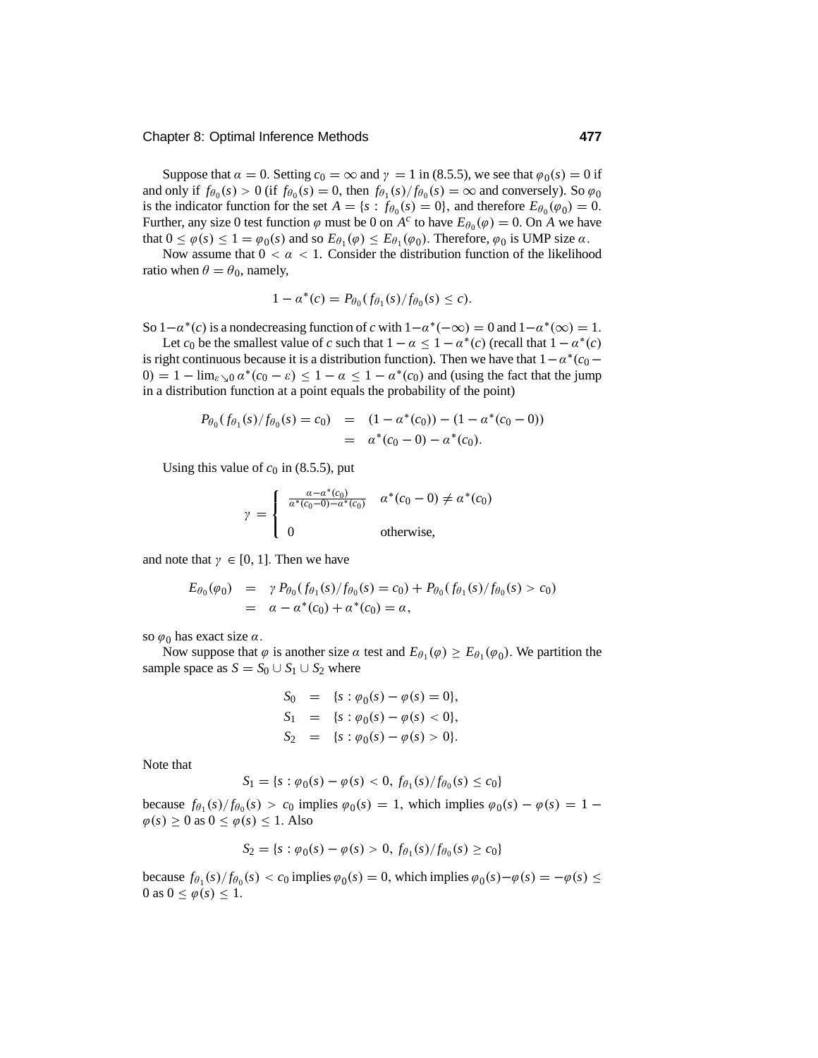Suppose that $\alpha = 0$. Setting $c_0 = \infty$ and $\gamma = 1$ in (8.5.5), we see that $\varphi_0(s) = 0$ if and only if $f_{\theta_0}(s) > 0$ (if $f_{\theta_0}(s) = 0$, then $f_{\theta_1}(s)/f_{\theta_0}(s) = \infty$ and conversely). So $\varphi_0$ is the indicator function for the set $A = \{s : f_{\theta_0}(s) = 0\}$, and therefore $E_{\theta_0}(\varphi_0) = 0$. Further, any size 0 test function $\varphi$ must be 0 on $A^c$ to have $E_{\theta_0}(\varphi) = 0$. On $A$ we have that $0 \le \varphi(s) \le 1 = \varphi_0(s)$ and so $E_{\theta_1}(\varphi) \le E_{\theta_1}(\varphi_0)$. Therefore, $\varphi_0$ is UMP size $\alpha$.

Now assume that $0 < \alpha < 1$. Consider the distribution function of the likelihood ratio when $\theta = \theta_0$, namely,

$$1 - \alpha^*(c) = P_{\theta_0}(f_{\theta_1}(s)/f_{\theta_0}(s) \le c).$$

So $1-\alpha^*(c)$ is a nondecreasing function of $c$ with $1-\alpha^*(-\infty) = 0$ and $1-\alpha^*(\infty) = 1$.

Let $c_0$ be the smallest value of $c$ such that $1 - \alpha \le 1 - \alpha^*(c)$ (recall that $1 - \alpha^*(c)$ is right continuous because it is a distribution function). Then we have that $1-\alpha^*(c_0 - 0) = 1 - \lim_{\varepsilon \searrow 0} \alpha^*(c_0 - \varepsilon) \le 1 - \alpha \le 1 - \alpha^*(c_0)$ and (using the fact that the jump in a distribution function at a point equals the probability of the point)

$$\begin{aligned} P_{\theta_0}(f_{\theta_1}(s)/f_{\theta_0}(s) = c_0) &= (1 - \alpha^*(c_0)) - (1 - \alpha^*(c_0 - 0)) \\ &= \alpha^*(c_0 - 0) - \alpha^*(c_0). \end{aligned}$$

Using this value of $c_0$ in (8.5.5), put

$$\gamma = \begin{cases} \frac{\alpha - \alpha^*(c_0)}{\alpha^*(c_0 - 0) - \alpha^*(c_0)} & \alpha^*(c_0 - 0) \ne \alpha^*(c_0) \\ 0 & \text{otherwise,} \end{cases}$$

and note that $\gamma \in [0, 1]$. Then we have

$$\begin{aligned} E_{\theta_0}(\varphi_0) &= \gamma P_{\theta_0}(f_{\theta_1}(s)/f_{\theta_0}(s) = c_0) + P_{\theta_0}(f_{\theta_1}(s)/f_{\theta_0}(s) > c_0) \\ &= \alpha - \alpha^*(c_0) + \alpha^*(c_0) = \alpha, \end{aligned}$$

so $\varphi_0$ has exact size $\alpha$.

Now suppose that $\varphi$ is another size $\alpha$ test and $E_{\theta_1}(\varphi) \ge E_{\theta_1}(\varphi_0)$. We partition the sample space as $S = S_0 \cup S_1 \cup S_2$ where

$$\begin{aligned} S_0 &= \{s : \varphi_0(s) - \varphi(s) = 0\}, \\ S_1 &= \{s : \varphi_0(s) - \varphi(s) < 0\}, \\ S_2 &= \{s : \varphi_0(s) - \varphi(s) > 0\}. \end{aligned}$$

Note that

$$S_1 = \{s : \varphi_0(s) - \varphi(s) < 0,\ f_{\theta_1}(s)/f_{\theta_0}(s) \le c_0\}$$

because $f_{\theta_1}(s)/f_{\theta_0}(s) > c_0$ implies $\varphi_0(s) = 1$, which implies $\varphi_0(s) - \varphi(s) = 1 - \varphi(s) \ge 0$ as $0 \le \varphi(s) \le 1$. Also

$$S_2 = \{s : \varphi_0(s) - \varphi(s) > 0,\ f_{\theta_1}(s)/f_{\theta_0}(s) \ge c_0\}$$

because $f_{\theta_1}(s)/f_{\theta_0}(s) < c_0$ implies $\varphi_0(s) = 0$, which implies $\varphi_0(s) - \varphi(s) = -\varphi(s) \le 0$ as $0 \le \varphi(s) \le 1$.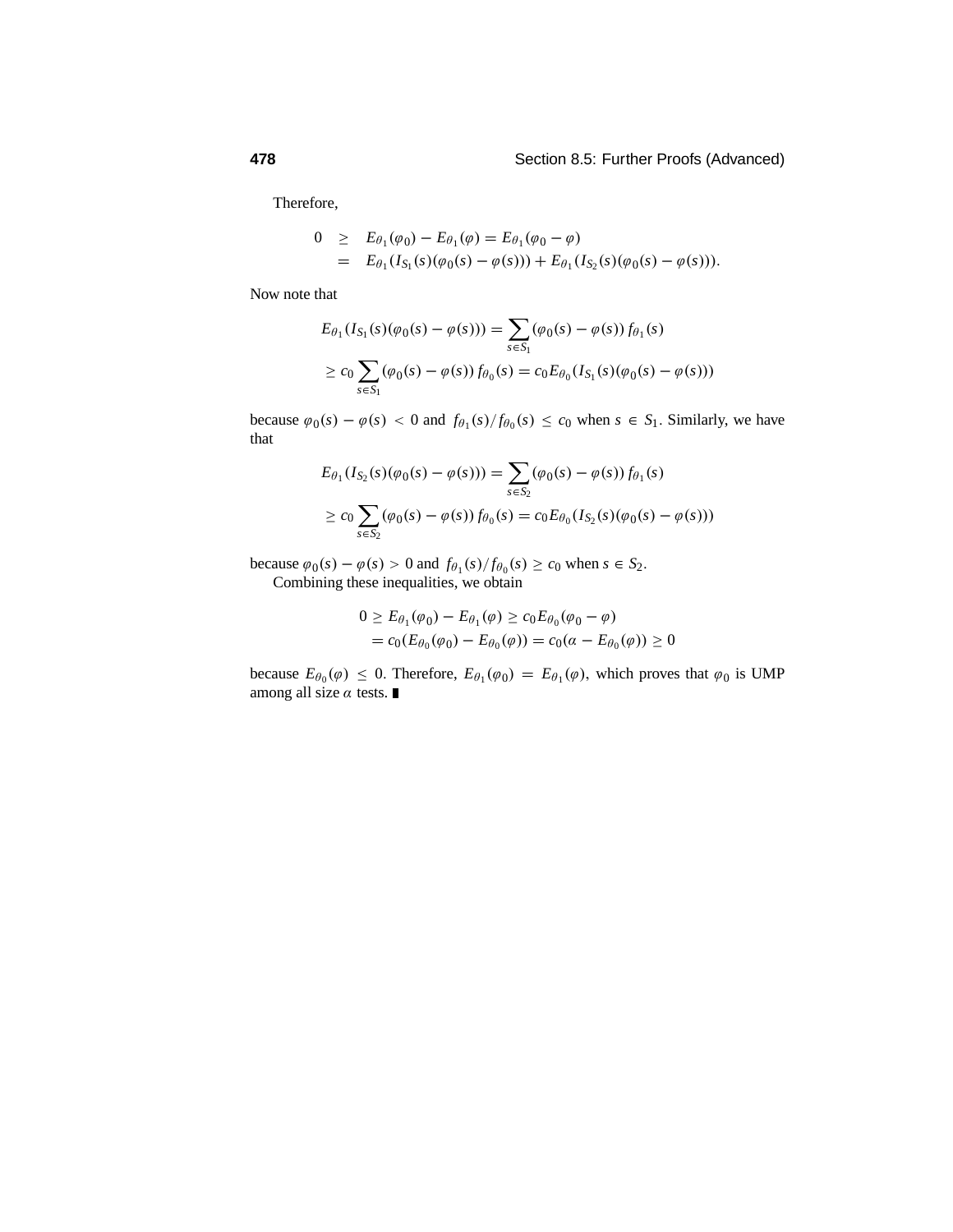Therefore,

$$
\begin{aligned}
0 &\geq E_{\theta_1}(\varphi_0) - E_{\theta_1}(\varphi) = E_{\theta_1}(\varphi_0 - \varphi) \\
&= E_{\theta_1}(I_{S_1}(s)(\varphi_0(s) - \varphi(s))) + E_{\theta_1}(I_{S_2}(s)(\varphi_0(s) - \varphi(s))).
\end{aligned}
$$

Now note that

$$
\begin{aligned}
&E_{\theta_1}(I_{S_1}(s)(\varphi_0(s) - \varphi(s))) = \sum_{s \in S_1} (\varphi_0(s) - \varphi(s)) \, f_{\theta_1}(s) \\
&\geq c_0 \sum_{s \in S_1} (\varphi_0(s) - \varphi(s)) \, f_{\theta_0}(s) = c_0 E_{\theta_0}(I_{S_1}(s)(\varphi_0(s) - \varphi(s)))
\end{aligned}
$$

because $\varphi_0(s) - \varphi(s) < 0$ and $f_{\theta_1}(s)/f_{\theta_0}(s) \leq c_0$ when $s \in S_1$. Similarly, we have that

$$
\begin{aligned}
&E_{\theta_1}(I_{S_2}(s)(\varphi_0(s) - \varphi(s))) = \sum_{s \in S_2} (\varphi_0(s) - \varphi(s)) \, f_{\theta_1}(s) \\
&\geq c_0 \sum_{s \in S_2} (\varphi_0(s) - \varphi(s)) \, f_{\theta_0}(s) = c_0 E_{\theta_0}(I_{S_2}(s)(\varphi_0(s) - \varphi(s)))
\end{aligned}
$$

because $\varphi_0(s) - \varphi(s) > 0$ and $f_{\theta_1}(s)/f_{\theta_0}(s) \geq c_0$ when $s \in S_2$.

Combining these inequalities, we obtain

$$
\begin{aligned}
0 &\geq E_{\theta_1}(\varphi_0) - E_{\theta_1}(\varphi) \geq c_0 E_{\theta_0}(\varphi_0 - \varphi) \\
&= c_0(E_{\theta_0}(\varphi_0) - E_{\theta_0}(\varphi)) = c_0(\alpha - E_{\theta_0}(\varphi)) \geq 0
\end{aligned}
$$

because $E_{\theta_0}(\varphi) \leq 0$. Therefore, $E_{\theta_1}(\varphi_0) = E_{\theta_1}(\varphi)$, which proves that $\varphi_0$ is UMP among all size $\alpha$ tests. ∎